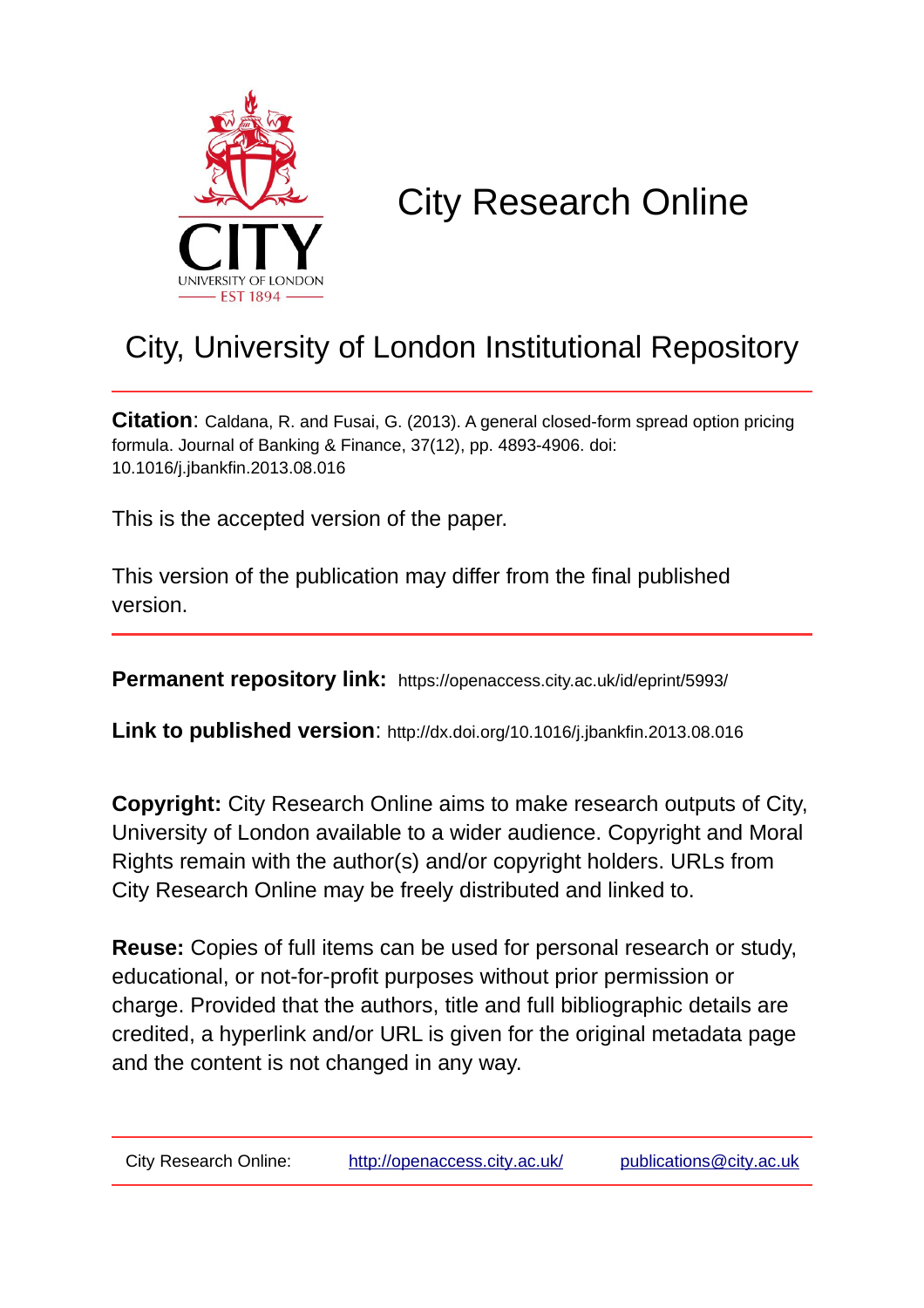# City Research Online

## City, University of London Institutional Repository

**Citation**: Caldana, R. and Fusai, G. (2013). A general closed-form spread option pricing formula. Journal of Banking & Finance, 37(12), pp. 4893-4906. doi: 10.1016/j.jbankfin.2013.08.016

This is the accepted version of the paper.

This version of the publication may differ from the final published version.

**Permanent repository link:** https://openaccess.city.ac.uk/id/eprint/5993/

**Link to published version**: http://dx.doi.org/10.1016/j.jbankfin.2013.08.016

**Copyright:** City Research Online aims to make research outputs of City, University of London available to a wider audience. Copyright and Moral Rights remain with the author(s) and/or copyright holders. URLs from City Research Online may be freely distributed and linked to.

**Reuse:** Copies of full items can be used for personal research or study, educational, or not-for-profit purposes without prior permission or charge. Provided that the authors, title and full bibliographic details are credited, a hyperlink and/or URL is given for the original metadata page and the content is not changed in any way.

City Research Online: http://openaccess.city.ac.uk/ publications@city.ac.uk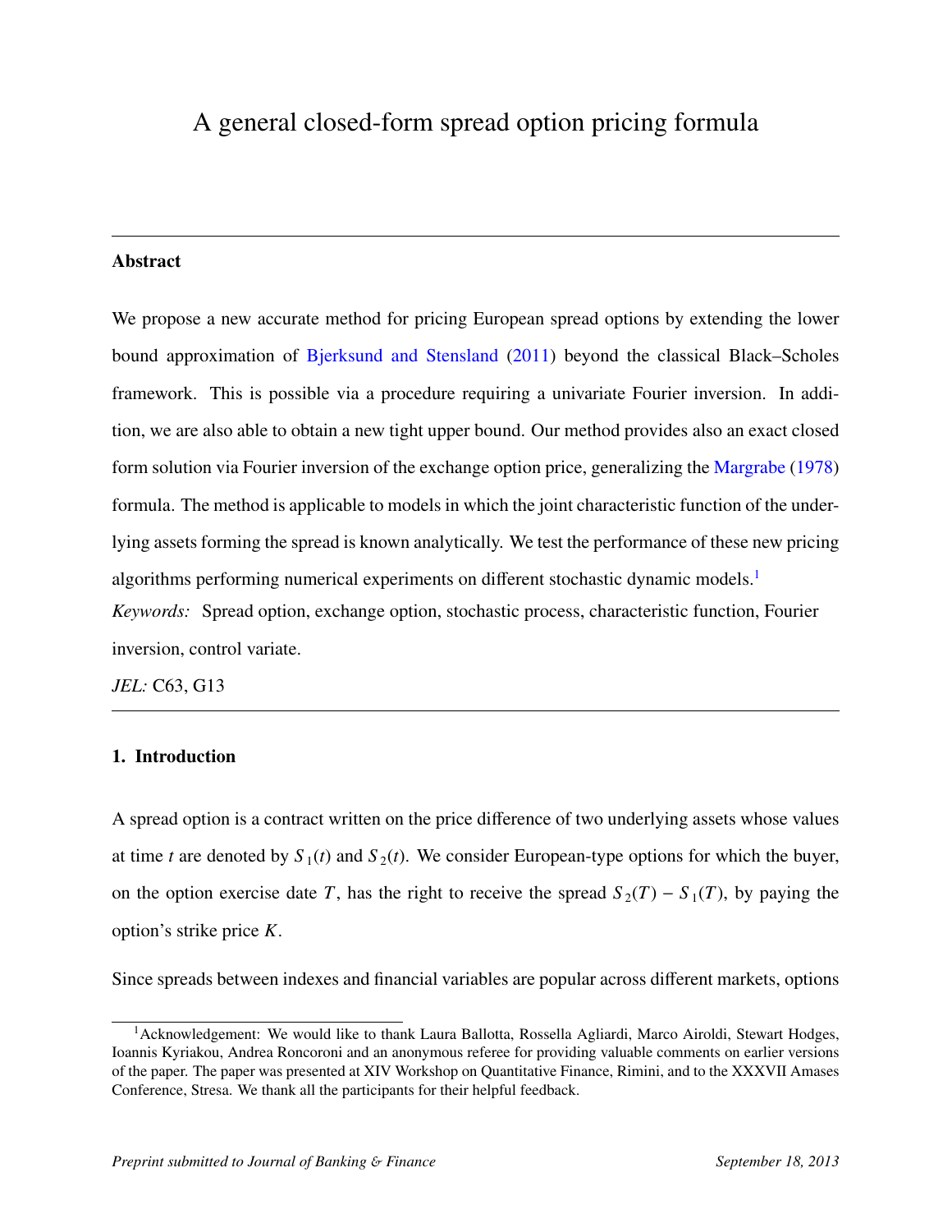# A general closed-form spread option pricing formula

---

**Abstract**

We propose a new accurate method for pricing European spread options by extending the lower bound approximation of Bjerksund and Stensland (2011) beyond the classical Black–Scholes framework. This is possible via a procedure requiring a univariate Fourier inversion. In addition, we are also able to obtain a new tight upper bound. Our method provides also an exact closed form solution via Fourier inversion of the exchange option price, generalizing the Margrabe (1978) formula. The method is applicable to models in which the joint characteristic function of the underlying assets forming the spread is known analytically. We test the performance of these new pricing algorithms performing numerical experiments on different stochastic dynamic models.[1]

*Keywords:* Spread option, exchange option, stochastic process, characteristic function, Fourier inversion, control variate.

*JEL:* C63, G13

---

## 1. Introduction

A spread option is a contract written on the price difference of two underlying assets whose values at time $t$ are denoted by $S_1(t)$ and $S_2(t)$. We consider European-type options for which the buyer, on the option exercise date $T$, has the right to receive the spread $S_2(T) - S_1(T)$, by paying the option's strike price $K$.

Since spreads between indexes and financial variables are popular across different markets, options

---

[1] Acknowledgement: We would like to thank Laura Ballotta, Rossella Agliardi, Marco Airoldi, Stewart Hodges, Ioannis Kyriakou, Andrea Roncoroni and an anonymous referee for providing valuable comments on earlier versions of the paper. The paper was presented at XIV Workshop on Quantitative Finance, Rimini, and to the XXXVII Amases Conference, Stresa. We thank all the participants for their helpful feedback.

*Preprint submitted to Journal of Banking & Finance* *September 18, 2013*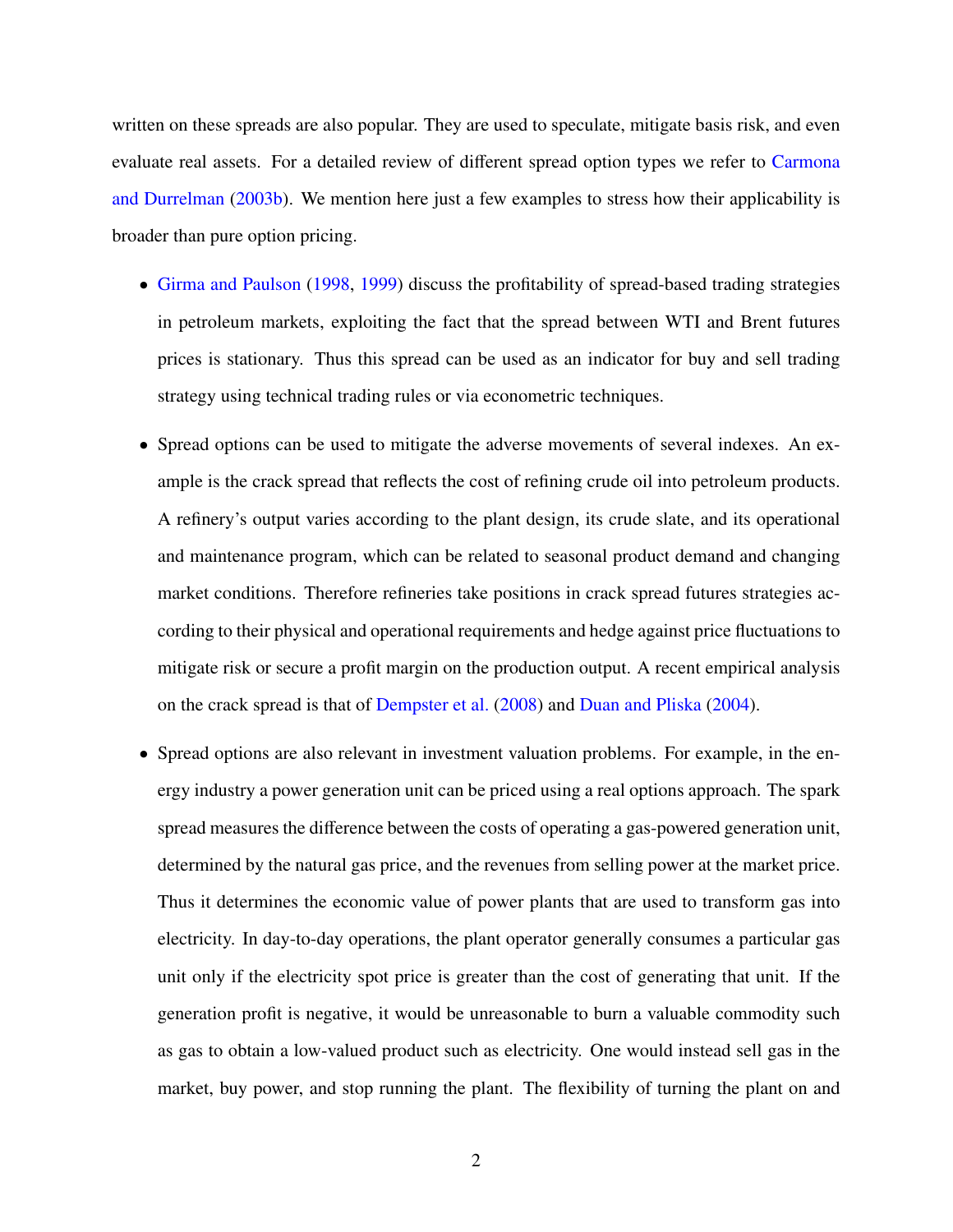written on these spreads are also popular. They are used to speculate, mitigate basis risk, and even evaluate real assets. For a detailed review of different spread option types we refer to Carmona and Durrelman (2003b). We mention here just a few examples to stress how their applicability is broader than pure option pricing.

- Girma and Paulson (1998, 1999) discuss the profitability of spread-based trading strategies in petroleum markets, exploiting the fact that the spread between WTI and Brent futures prices is stationary. Thus this spread can be used as an indicator for buy and sell trading strategy using technical trading rules or via econometric techniques.

- Spread options can be used to mitigate the adverse movements of several indexes. An example is the crack spread that reflects the cost of refining crude oil into petroleum products. A refinery's output varies according to the plant design, its crude slate, and its operational and maintenance program, which can be related to seasonal product demand and changing market conditions. Therefore refineries take positions in crack spread futures strategies according to their physical and operational requirements and hedge against price fluctuations to mitigate risk or secure a profit margin on the production output. A recent empirical analysis on the crack spread is that of Dempster et al. (2008) and Duan and Pliska (2004).

- Spread options are also relevant in investment valuation problems. For example, in the energy industry a power generation unit can be priced using a real options approach. The spark spread measures the difference between the costs of operating a gas-powered generation unit, determined by the natural gas price, and the revenues from selling power at the market price. Thus it determines the economic value of power plants that are used to transform gas into electricity. In day-to-day operations, the plant operator generally consumes a particular gas unit only if the electricity spot price is greater than the cost of generating that unit. If the generation profit is negative, it would be unreasonable to burn a valuable commodity such as gas to obtain a low-valued product such as electricity. One would instead sell gas in the market, buy power, and stop running the plant. The flexibility of turning the plant on and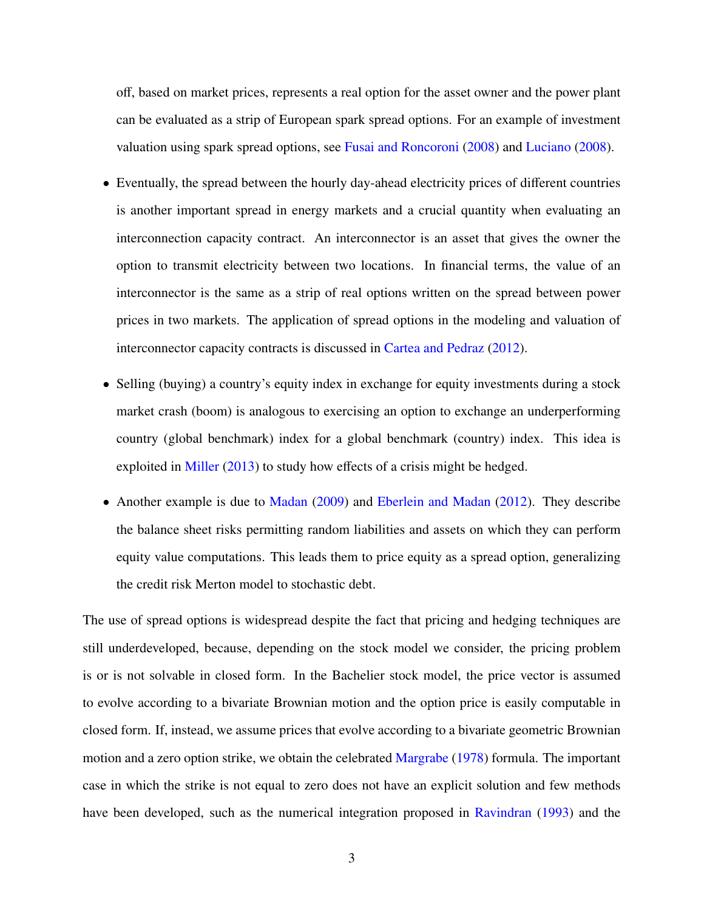off, based on market prices, represents a real option for the asset owner and the power plant can be evaluated as a strip of European spark spread options. For an example of investment valuation using spark spread options, see Fusai and Roncoroni (2008) and Luciano (2008).

- Eventually, the spread between the hourly day-ahead electricity prices of different countries is another important spread in energy markets and a crucial quantity when evaluating an interconnection capacity contract. An interconnector is an asset that gives the owner the option to transmit electricity between two locations. In financial terms, the value of an interconnector is the same as a strip of real options written on the spread between power prices in two markets. The application of spread options in the modeling and valuation of interconnector capacity contracts is discussed in Cartea and Pedraz (2012).

- Selling (buying) a country's equity index in exchange for equity investments during a stock market crash (boom) is analogous to exercising an option to exchange an underperforming country (global benchmark) index for a global benchmark (country) index. This idea is exploited in Miller (2013) to study how effects of a crisis might be hedged.

- Another example is due to Madan (2009) and Eberlein and Madan (2012). They describe the balance sheet risks permitting random liabilities and assets on which they can perform equity value computations. This leads them to price equity as a spread option, generalizing the credit risk Merton model to stochastic debt.

The use of spread options is widespread despite the fact that pricing and hedging techniques are still underdeveloped, because, depending on the stock model we consider, the pricing problem is or is not solvable in closed form. In the Bachelier stock model, the price vector is assumed to evolve according to a bivariate Brownian motion and the option price is easily computable in closed form. If, instead, we assume prices that evolve according to a bivariate geometric Brownian motion and a zero option strike, we obtain the celebrated Margrabe (1978) formula. The important case in which the strike is not equal to zero does not have an explicit solution and few methods have been developed, such as the numerical integration proposed in Ravindran (1993) and the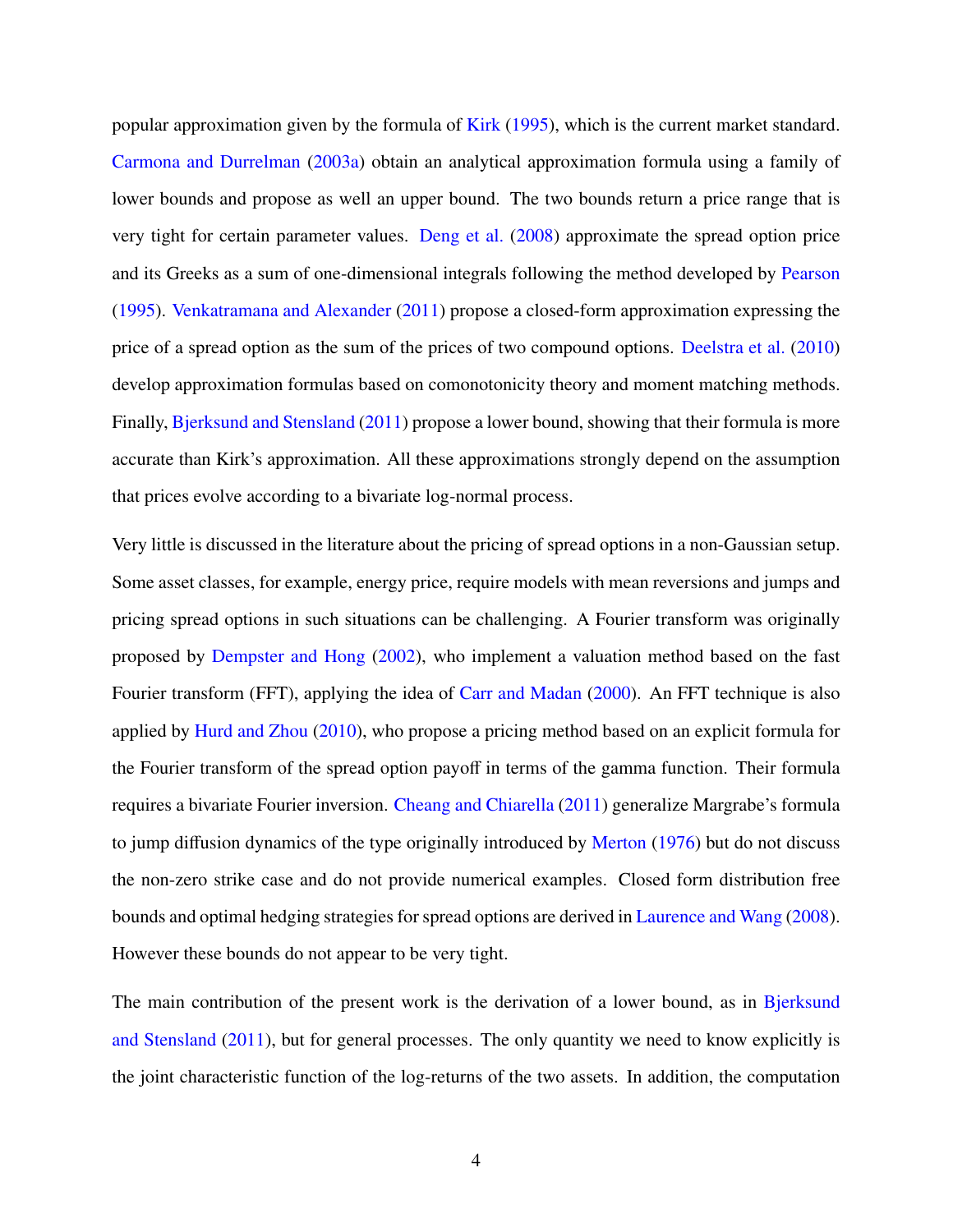popular approximation given by the formula of Kirk (1995), which is the current market standard. Carmona and Durrelman (2003a) obtain an analytical approximation formula using a family of lower bounds and propose as well an upper bound. The two bounds return a price range that is very tight for certain parameter values. Deng et al. (2008) approximate the spread option price and its Greeks as a sum of one-dimensional integrals following the method developed by Pearson (1995). Venkatramana and Alexander (2011) propose a closed-form approximation expressing the price of a spread option as the sum of the prices of two compound options. Deelstra et al. (2010) develop approximation formulas based on comonotonicity theory and moment matching methods. Finally, Bjerksund and Stensland (2011) propose a lower bound, showing that their formula is more accurate than Kirk's approximation. All these approximations strongly depend on the assumption that prices evolve according to a bivariate log-normal process.

Very little is discussed in the literature about the pricing of spread options in a non-Gaussian setup. Some asset classes, for example, energy price, require models with mean reversions and jumps and pricing spread options in such situations can be challenging. A Fourier transform was originally proposed by Dempster and Hong (2002), who implement a valuation method based on the fast Fourier transform (FFT), applying the idea of Carr and Madan (2000). An FFT technique is also applied by Hurd and Zhou (2010), who propose a pricing method based on an explicit formula for the Fourier transform of the spread option payoff in terms of the gamma function. Their formula requires a bivariate Fourier inversion. Cheang and Chiarella (2011) generalize Margrabe's formula to jump diffusion dynamics of the type originally introduced by Merton (1976) but do not discuss the non-zero strike case and do not provide numerical examples. Closed form distribution free bounds and optimal hedging strategies for spread options are derived in Laurence and Wang (2008). However these bounds do not appear to be very tight.

The main contribution of the present work is the derivation of a lower bound, as in Bjerksund and Stensland (2011), but for general processes. The only quantity we need to know explicitly is the joint characteristic function of the log-returns of the two assets. In addition, the computation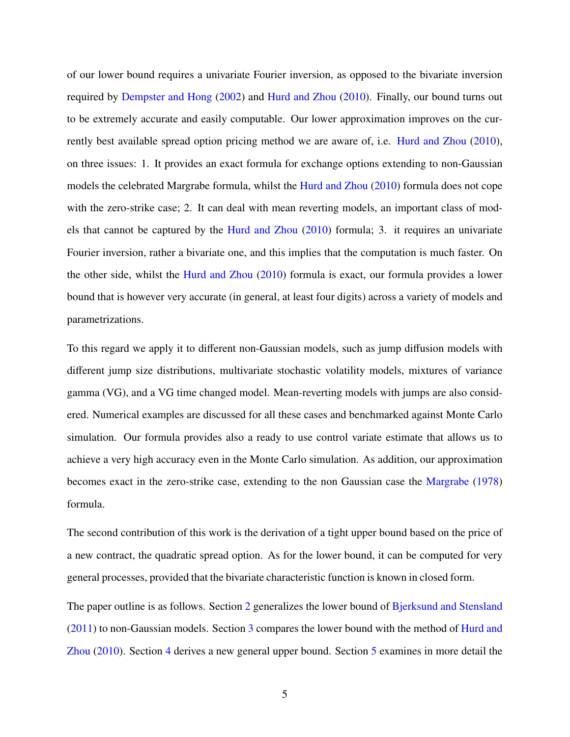of our lower bound requires a univariate Fourier inversion, as opposed to the bivariate inversion required by Dempster and Hong (2002) and Hurd and Zhou (2010). Finally, our bound turns out to be extremely accurate and easily computable. Our lower approximation improves on the currently best available spread option pricing method we are aware of, i.e. Hurd and Zhou (2010), on three issues: 1. It provides an exact formula for exchange options extending to non-Gaussian models the celebrated Margrabe formula, whilst the Hurd and Zhou (2010) formula does not cope with the zero-strike case; 2. It can deal with mean reverting models, an important class of models that cannot be captured by the Hurd and Zhou (2010) formula; 3. it requires an univariate Fourier inversion, rather a bivariate one, and this implies that the computation is much faster. On the other side, whilst the Hurd and Zhou (2010) formula is exact, our formula provides a lower bound that is however very accurate (in general, at least four digits) across a variety of models and parametrizations.

To this regard we apply it to different non-Gaussian models, such as jump diffusion models with different jump size distributions, multivariate stochastic volatility models, mixtures of variance gamma (VG), and a VG time changed model. Mean-reverting models with jumps are also considered. Numerical examples are discussed for all these cases and benchmarked against Monte Carlo simulation. Our formula provides also a ready to use control variate estimate that allows us to achieve a very high accuracy even in the Monte Carlo simulation. As addition, our approximation becomes exact in the zero-strike case, extending to the non Gaussian case the Margrabe (1978) formula.

The second contribution of this work is the derivation of a tight upper bound based on the price of a new contract, the quadratic spread option. As for the lower bound, it can be computed for very general processes, provided that the bivariate characteristic function is known in closed form.

The paper outline is as follows. Section 2 generalizes the lower bound of Bjerksund and Stensland (2011) to non-Gaussian models. Section 3 compares the lower bound with the method of Hurd and Zhou (2010). Section 4 derives a new general upper bound. Section 5 examines in more detail the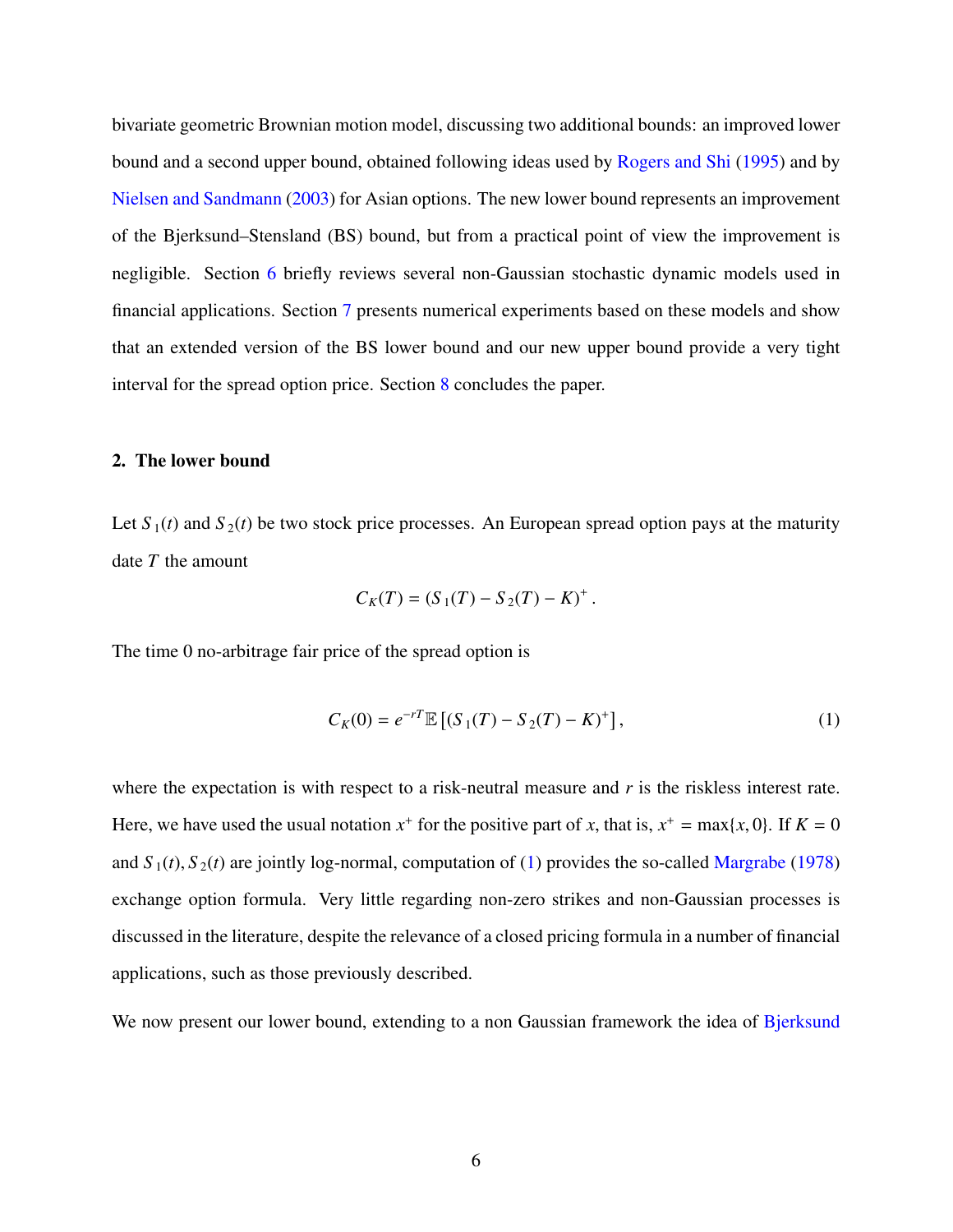bivariate geometric Brownian motion model, discussing two additional bounds: an improved lower bound and a second upper bound, obtained following ideas used by Rogers and Shi (1995) and by Nielsen and Sandmann (2003) for Asian options. The new lower bound represents an improvement of the Bjerksund–Stensland (BS) bound, but from a practical point of view the improvement is negligible. Section 6 briefly reviews several non-Gaussian stochastic dynamic models used in financial applications. Section 7 presents numerical experiments based on these models and show that an extended version of the BS lower bound and our new upper bound provide a very tight interval for the spread option price. Section 8 concludes the paper.

## 2. The lower bound

Let $S_1(t)$ and $S_2(t)$ be two stock price processes. An European spread option pays at the maturity date $T$ the amount

$$C_K(T) = (S_1(T) - S_2(T) - K)^+ .$$

The time 0 no-arbitrage fair price of the spread option is

$$C_K(0) = e^{-rT}\mathbb{E}\left[(S_1(T) - S_2(T) - K)^+\right], \tag{1}$$

where the expectation is with respect to a risk-neutral measure and $r$ is the riskless interest rate. Here, we have used the usual notation $x^+$ for the positive part of $x$, that is, $x^+ = \max\{x, 0\}$. If $K = 0$ and $S_1(t), S_2(t)$ are jointly log-normal, computation of (1) provides the so-called Margrabe (1978) exchange option formula. Very little regarding non-zero strikes and non-Gaussian processes is discussed in the literature, despite the relevance of a closed pricing formula in a number of financial applications, such as those previously described.

We now present our lower bound, extending to a non Gaussian framework the idea of Bjerksund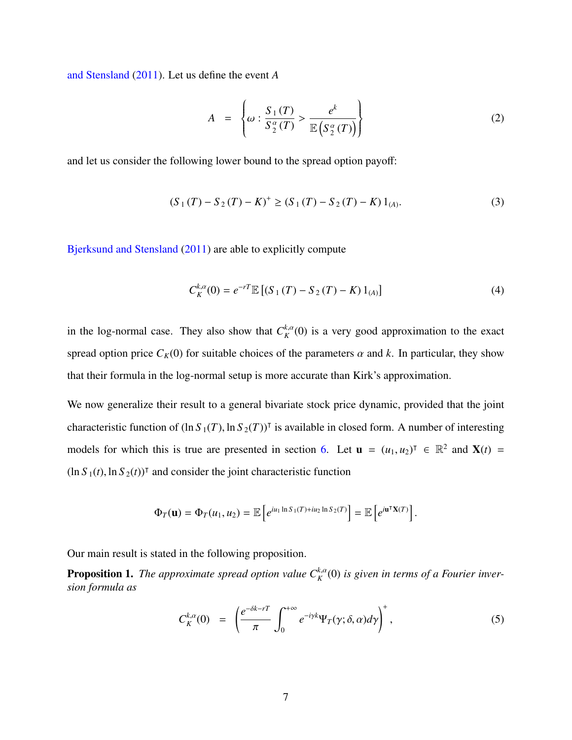and Stensland (2011). Let us define the event $A$

$$A = \left\{ \omega : \frac{S_1(T)}{S_2^{\alpha}(T)} > \frac{e^k}{\mathbb{E}\left(S_2^{\alpha}(T)\right)} \right\} \tag{2}$$

and let us consider the following lower bound to the spread option payoff:

$$(S_1(T) - S_2(T) - K)^+ \geq (S_1(T) - S_2(T) - K)\, 1_{(A)}. \tag{3}$$

Bjerksund and Stensland (2011) are able to explicitly compute

$$C_K^{k,\alpha}(0) = e^{-rT}\mathbb{E}\left[(S_1(T) - S_2(T) - K)\, 1_{(A)}\right] \tag{4}$$

in the log-normal case. They also show that $C_K^{k,\alpha}(0)$ is a very good approximation to the exact spread option price $C_K(0)$ for suitable choices of the parameters $\alpha$ and $k$. In particular, they show that their formula in the log-normal setup is more accurate than Kirk's approximation.

We now generalize their result to a general bivariate stock price dynamic, provided that the joint characteristic function of $(\ln S_1(T), \ln S_2(T))^{\intercal}$ is available in closed form. A number of interesting models for which this is true are presented in section 6. Let $\mathbf{u} = (u_1, u_2)^{\intercal} \in \mathbb{R}^2$ and $\mathbf{X}(t) = (\ln S_1(t), \ln S_2(t))^{\intercal}$ and consider the joint characteristic function

$$\Phi_T(\mathbf{u}) = \Phi_T(u_1, u_2) = \mathbb{E}\left[e^{iu_1 \ln S_1(T) + iu_2 \ln S_2(T)}\right] = \mathbb{E}\left[e^{i\mathbf{u}^{\intercal}\mathbf{X}(T)}\right].$$

Our main result is stated in the following proposition.

**Proposition 1.** *The approximate spread option value $C_K^{k,\alpha}(0)$ is given in terms of a Fourier inversion formula as*

$$C_K^{k,\alpha}(0) = \left(\frac{e^{-\delta k - rT}}{\pi} \int_0^{+\infty} e^{-i\gamma k}\Psi_T(\gamma; \delta, \alpha)\, d\gamma\right)^+, \tag{5}$$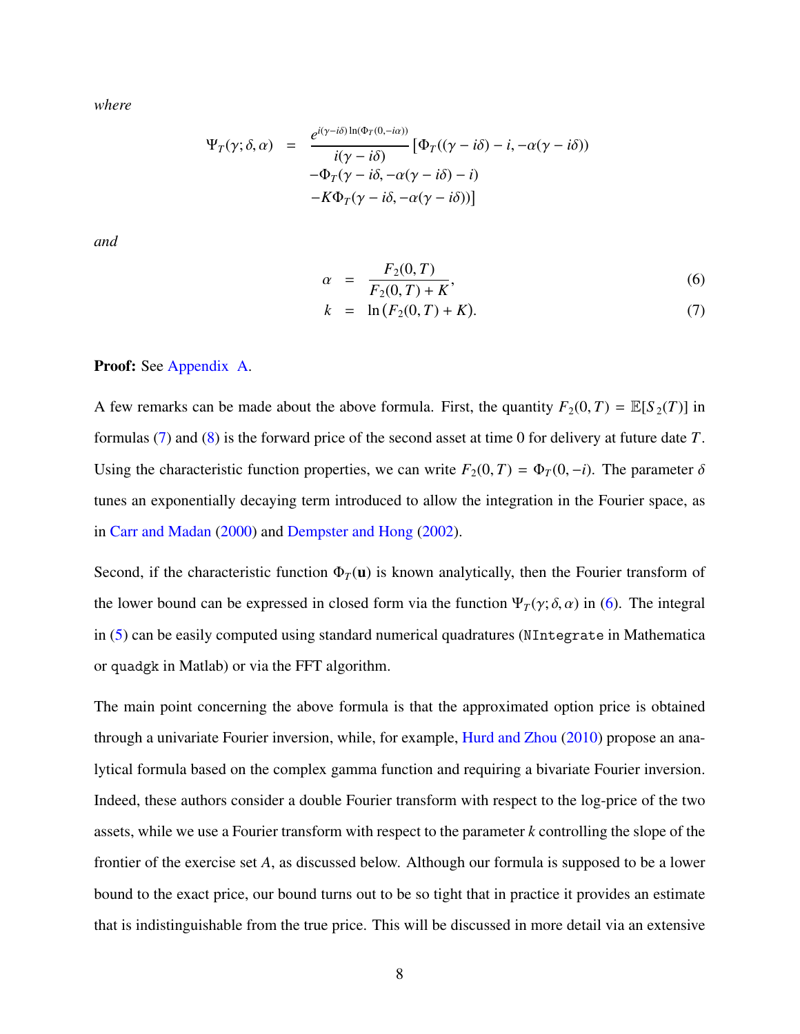*where*

$$
\begin{aligned}
\Psi_T(\gamma;\delta,\alpha) &= \frac{e^{i(\gamma-i\delta)\ln(\Phi_T(0,-i\alpha))}}{i(\gamma-i\delta)}\left[\Phi_T((\gamma-i\delta)-i,-\alpha(\gamma-i\delta))\right.\\
&\quad -\Phi_T(\gamma-i\delta,-\alpha(\gamma-i\delta)-i)\\
&\quad \left.-K\Phi_T(\gamma-i\delta,-\alpha(\gamma-i\delta))\right]
\end{aligned}
$$

*and*

$$
\alpha = \frac{F_2(0,T)}{F_2(0,T)+K}, \tag{6}
$$

$$
k = \ln\left(F_2(0,T)+K\right). \tag{7}
$$

**Proof:** See Appendix A.

A few remarks can be made about the above formula. First, the quantity $F_2(0,T) = \mathbb{E}[S_2(T)]$ in formulas (7) and (8) is the forward price of the second asset at time 0 for delivery at future date $T$. Using the characteristic function properties, we can write $F_2(0,T) = \Phi_T(0,-i)$. The parameter $\delta$ tunes an exponentially decaying term introduced to allow the integration in the Fourier space, as in Carr and Madan (2000) and Dempster and Hong (2002).

Second, if the characteristic function $\Phi_T(\mathbf{u})$ is known analytically, then the Fourier transform of the lower bound can be expressed in closed form via the function $\Psi_T(\gamma;\delta,\alpha)$ in (6). The integral in (5) can be easily computed using standard numerical quadratures (`NIntegrate` in Mathematica or `quadgk` in Matlab) or via the FFT algorithm.

The main point concerning the above formula is that the approximated option price is obtained through a univariate Fourier inversion, while, for example, Hurd and Zhou (2010) propose an analytical formula based on the complex gamma function and requiring a bivariate Fourier inversion. Indeed, these authors consider a double Fourier transform with respect to the log-price of the two assets, while we use a Fourier transform with respect to the parameter $k$ controlling the slope of the frontier of the exercise set $A$, as discussed below. Although our formula is supposed to be a lower bound to the exact price, our bound turns out to be so tight that in practice it provides an estimate that is indistinguishable from the true price. This will be discussed in more detail via an extensive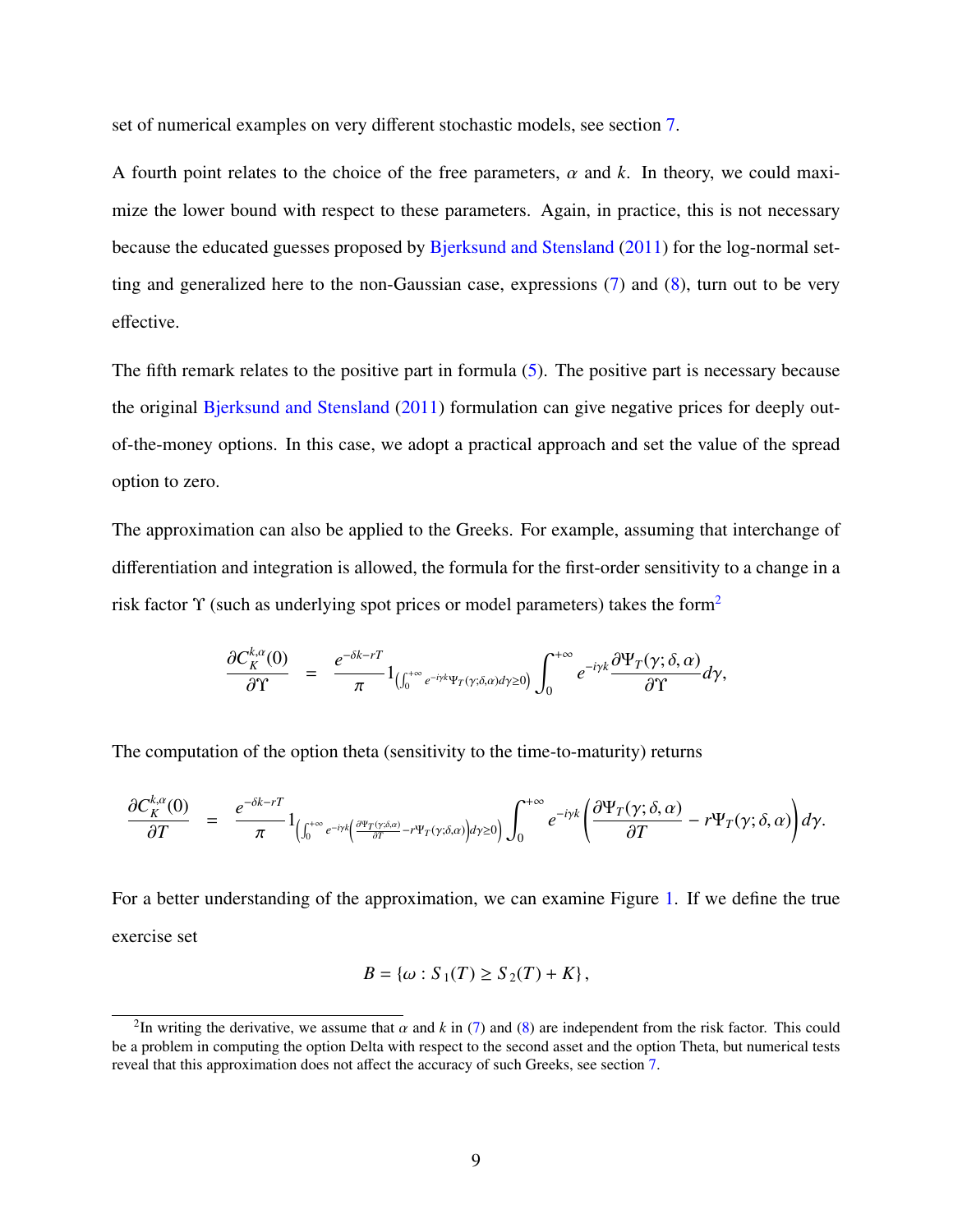set of numerical examples on very different stochastic models, see section 7.

A fourth point relates to the choice of the free parameters, $\alpha$ and $k$. In theory, we could maximize the lower bound with respect to these parameters. Again, in practice, this is not necessary because the educated guesses proposed by Bjerksund and Stensland (2011) for the log-normal setting and generalized here to the non-Gaussian case, expressions (7) and (8), turn out to be very effective.

The fifth remark relates to the positive part in formula (5). The positive part is necessary because the original Bjerksund and Stensland (2011) formulation can give negative prices for deeply out-of-the-money options. In this case, we adopt a practical approach and set the value of the spread option to zero.

The approximation can also be applied to the Greeks. For example, assuming that interchange of differentiation and integration is allowed, the formula for the first-order sensitivity to a change in a risk factor $\Upsilon$ (such as underlying spot prices or model parameters) takes the form[2]

$$
\frac{\partial C_K^{k,\alpha}(0)}{\partial \Upsilon} = \frac{e^{-\delta k - rT}}{\pi} 1_{\left(\int_0^{+\infty} e^{-i\gamma k}\Psi_T(\gamma;\delta,\alpha)d\gamma \geq 0\right)} \int_0^{+\infty} e^{-i\gamma k} \frac{\partial \Psi_T(\gamma;\delta,\alpha)}{\partial \Upsilon} d\gamma,
$$

The computation of the option theta (sensitivity to the time-to-maturity) returns

$$
\frac{\partial C_K^{k,\alpha}(0)}{\partial T} = \frac{e^{-\delta k - rT}}{\pi} 1_{\left(\int_0^{+\infty} e^{-i\gamma k}\left(\frac{\partial \Psi_T(\gamma;\delta,\alpha)}{\partial T} - r\Psi_T(\gamma;\delta,\alpha)\right)d\gamma \geq 0\right)} \int_0^{+\infty} e^{-i\gamma k}\left(\frac{\partial \Psi_T(\gamma;\delta,\alpha)}{\partial T} - r\Psi_T(\gamma;\delta,\alpha)\right) d\gamma.
$$

For a better understanding of the approximation, we can examine Figure 1. If we define the true exercise set

$$
B = \{\omega : S_1(T) \geq S_2(T) + K\},
$$

[2] In writing the derivative, we assume that $\alpha$ and $k$ in (7) and (8) are independent from the risk factor. This could be a problem in computing the option Delta with respect to the second asset and the option Theta, but numerical tests reveal that this approximation does not affect the accuracy of such Greeks, see section 7.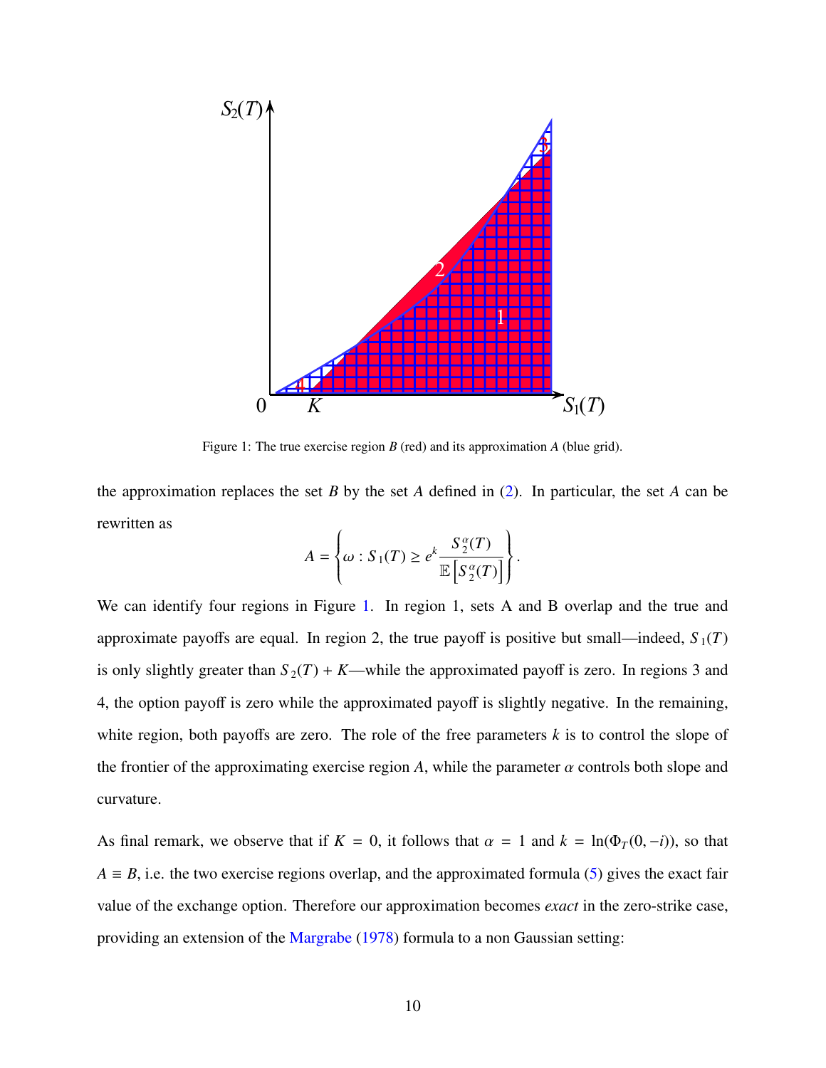Figure 1: The true exercise region $B$ (red) and its approximation $A$ (blue grid).

the approximation replaces the set $B$ by the set $A$ defined in (2). In particular, the set $A$ can be rewritten as

$$A = \left\{ \omega : S_1(T) \geq e^k \frac{S_2^\alpha(T)}{\mathbb{E}\left[S_2^\alpha(T)\right]} \right\}.$$

We can identify four regions in Figure 1. In region 1, sets A and B overlap and the true and approximate payoffs are equal. In region 2, the true payoff is positive but small—indeed, $S_1(T)$ is only slightly greater than $S_2(T) + K$—while the approximated payoff is zero. In regions 3 and 4, the option payoff is zero while the approximated payoff is slightly negative. In the remaining, white region, both payoffs are zero. The role of the free parameters $k$ is to control the slope of the frontier of the approximating exercise region $A$, while the parameter $\alpha$ controls both slope and curvature.

As final remark, we observe that if $K = 0$, it follows that $\alpha = 1$ and $k = \ln(\Phi_T(0, -i))$, so that $A \equiv B$, i.e. the two exercise regions overlap, and the approximated formula (5) gives the exact fair value of the exchange option. Therefore our approximation becomes *exact* in the zero-strike case, providing an extension of the Margrabe (1978) formula to a non Gaussian setting: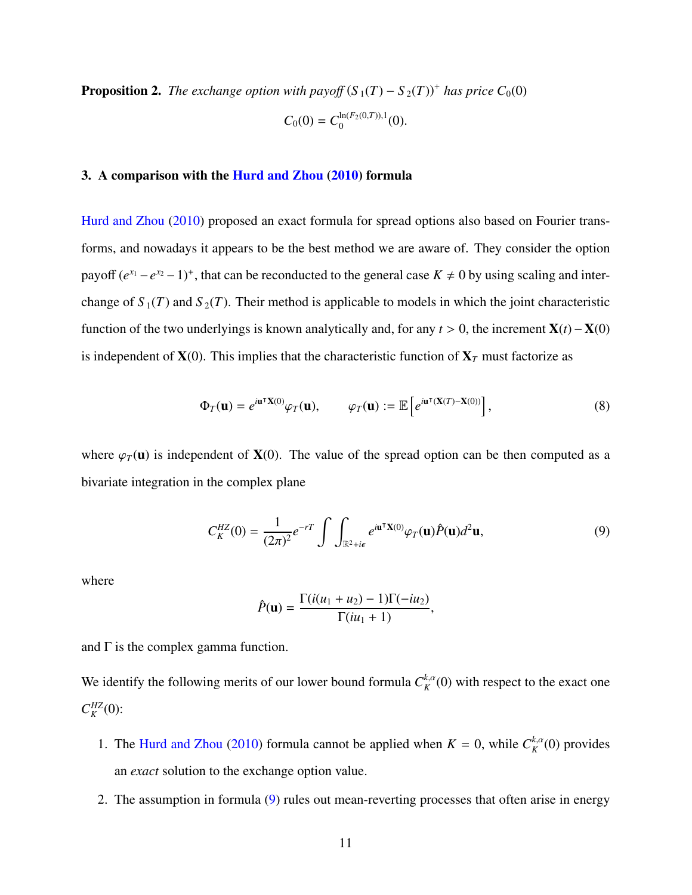**Proposition 2.** *The exchange option with payoff $(S_1(T) - S_2(T))^+$ has price $C_0(0)$*

$$C_0(0) = C_0^{\ln(F_2(0,T)),1}(0).$$

## 3. A comparison with the Hurd and Zhou (2010) formula

Hurd and Zhou (2010) proposed an exact formula for spread options also based on Fourier transforms, and nowadays it appears to be the best method we are aware of. They consider the option payoff $(e^{x_1} - e^{x_2} - 1)^+$, that can be reconducted to the general case $K \neq 0$ by using scaling and interchange of $S_1(T)$ and $S_2(T)$. Their method is applicable to models in which the joint characteristic function of the two underlyings is known analytically and, for any $t > 0$, the increment $\mathbf{X}(t) - \mathbf{X}(0)$ is independent of $\mathbf{X}(0)$. This implies that the characteristic function of $\mathbf{X}_T$ must factorize as

$$\Phi_T(\mathbf{u}) = e^{i\mathbf{u}^\intercal \mathbf{X}(0)} \varphi_T(\mathbf{u}), \qquad \varphi_T(\mathbf{u}) := \mathbb{E}\left[ e^{i\mathbf{u}^\intercal (\mathbf{X}(T) - \mathbf{X}(0))} \right], \tag{8}$$

where $\varphi_T(\mathbf{u})$ is independent of $\mathbf{X}(0)$. The value of the spread option can be then computed as a bivariate integration in the complex plane

$$C_K^{HZ}(0) = \frac{1}{(2\pi)^2} e^{-rT} \int\int_{\mathbb{R}^2 + i\boldsymbol{\epsilon}} e^{i\mathbf{u}^\intercal \mathbf{X}(0)} \varphi_T(\mathbf{u}) \hat{P}(\mathbf{u}) d^2\mathbf{u}, \tag{9}$$

where

$$\hat{P}(\mathbf{u}) = \frac{\Gamma(i(u_1 + u_2) - 1)\Gamma(-iu_2)}{\Gamma(iu_1 + 1)},$$

and $\Gamma$ is the complex gamma function.

We identify the following merits of our lower bound formula $C_K^{k,\alpha}(0)$ with respect to the exact one $C_K^{HZ}(0)$:

1. The Hurd and Zhou (2010) formula cannot be applied when $K = 0$, while $C_K^{k,\alpha}(0)$ provides an *exact* solution to the exchange option value.
2. The assumption in formula (9) rules out mean-reverting processes that often arise in energy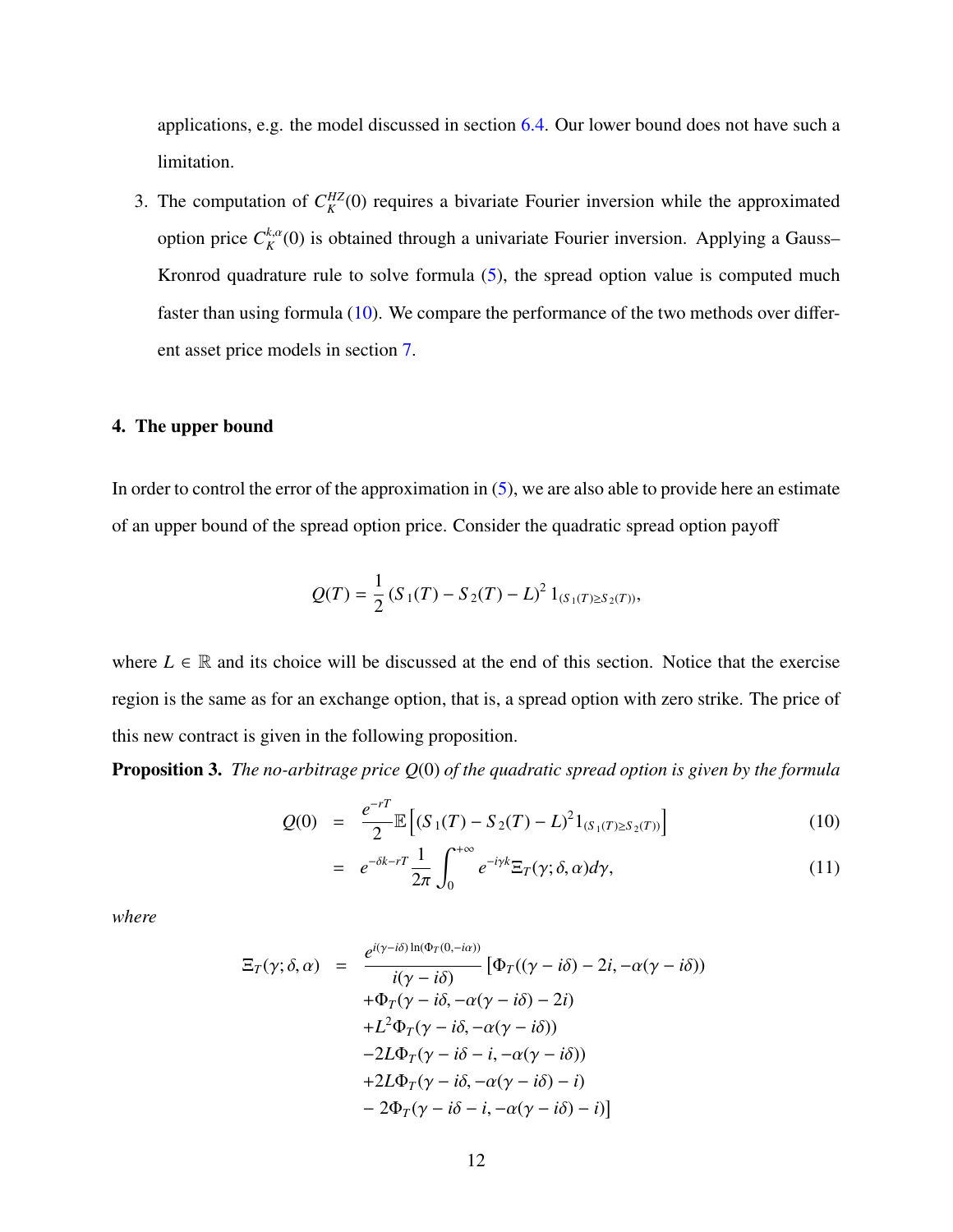applications, e.g. the model discussed in section 6.4. Our lower bound does not have such a limitation.

3. The computation of $C_K^{HZ}(0)$ requires a bivariate Fourier inversion while the approximated option price $C_K^{k,\alpha}(0)$ is obtained through a univariate Fourier inversion. Applying a Gauss–Kronrod quadrature rule to solve formula (5), the spread option value is computed much faster than using formula (10). We compare the performance of the two methods over different asset price models in section 7.

## 4. The upper bound

In order to control the error of the approximation in (5), we are also able to provide here an estimate of an upper bound of the spread option price. Consider the quadratic spread option payoff

$$Q(T) = \frac{1}{2}\left(S_1(T) - S_2(T) - L\right)^2 1_{(S_1(T)\geq S_2(T))},$$

where $L \in \mathbb{R}$ and its choice will be discussed at the end of this section. Notice that the exercise region is the same as for an exchange option, that is, a spread option with zero strike. The price of this new contract is given in the following proposition.

**Proposition 3.** *The no-arbitrage price $Q(0)$ of the quadratic spread option is given by the formula*

$$\begin{aligned} Q(0) &= \frac{e^{-rT}}{2}\mathbb{E}\left[(S_1(T) - S_2(T) - L)^2 1_{(S_1(T)\geq S_2(T))}\right] \qquad (10)\\ &= e^{-\delta k - rT}\frac{1}{2\pi}\int_0^{+\infty} e^{-i\gamma k}\Xi_T(\gamma;\delta,\alpha)d\gamma, \qquad (11) \end{aligned}$$

*where*

$$\begin{aligned} \Xi_T(\gamma;\delta,\alpha) = \frac{e^{i(\gamma-i\delta)\ln(\Phi_T(0,-i\alpha))}}{i(\gamma-i\delta)} \big[ & \Phi_T((\gamma-i\delta)-2i, -\alpha(\gamma-i\delta)) \\ & +\Phi_T(\gamma-i\delta, -\alpha(\gamma-i\delta)-2i) \\ & +L^2\Phi_T(\gamma-i\delta, -\alpha(\gamma-i\delta)) \\ & -2L\Phi_T(\gamma-i\delta-i, -\alpha(\gamma-i\delta)) \\ & +2L\Phi_T(\gamma-i\delta, -\alpha(\gamma-i\delta)-i) \\ & -2\Phi_T(\gamma-i\delta-i, -\alpha(\gamma-i\delta)-i)\big] \end{aligned}$$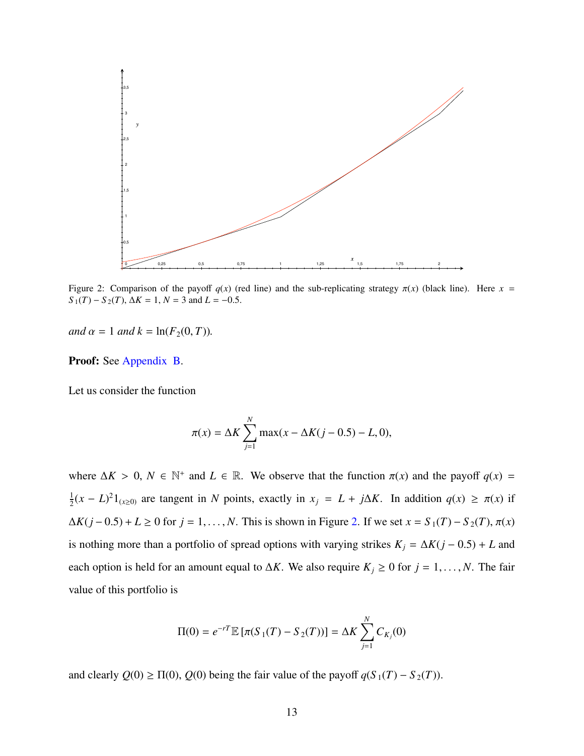Figure 2: Comparison of the payoff $q(x)$ (red line) and the sub-replicating strategy $\pi(x)$ (black line). Here $x = S_1(T) - S_2(T)$, $\Delta K = 1$, $N = 3$ and $L = -0.5$.

*and* $\alpha = 1$ *and* $k = \ln(F_2(0,T))$.

**Proof:** See Appendix B.

Let us consider the function

$$\pi(x) = \Delta K \sum_{j=1}^{N} \max(x - \Delta K(j - 0.5) - L, 0),$$

where $\Delta K > 0$, $N \in \mathbb{N}^+$ and $L \in \mathbb{R}$. We observe that the function $\pi(x)$ and the payoff $q(x) = \frac{1}{2}(x - L)^2 1_{(x \geq 0)}$ are tangent in $N$ points, exactly in $x_j = L + j\Delta K$. In addition $q(x) \geq \pi(x)$ if $\Delta K(j - 0.5) + L \geq 0$ for $j = 1, \ldots, N$. This is shown in Figure 2. If we set $x = S_1(T) - S_2(T)$, $\pi(x)$ is nothing more than a portfolio of spread options with varying strikes $K_j = \Delta K(j - 0.5) + L$ and each option is held for an amount equal to $\Delta K$. We also require $K_j \geq 0$ for $j = 1, \ldots, N$. The fair value of this portfolio is

$$\Pi(0) = e^{-rT} \mathbb{E}\left[\pi(S_1(T) - S_2(T))\right] = \Delta K \sum_{j=1}^{N} C_{K_j}(0)$$

and clearly $Q(0) \geq \Pi(0)$, $Q(0)$ being the fair value of the payoff $q(S_1(T) - S_2(T))$.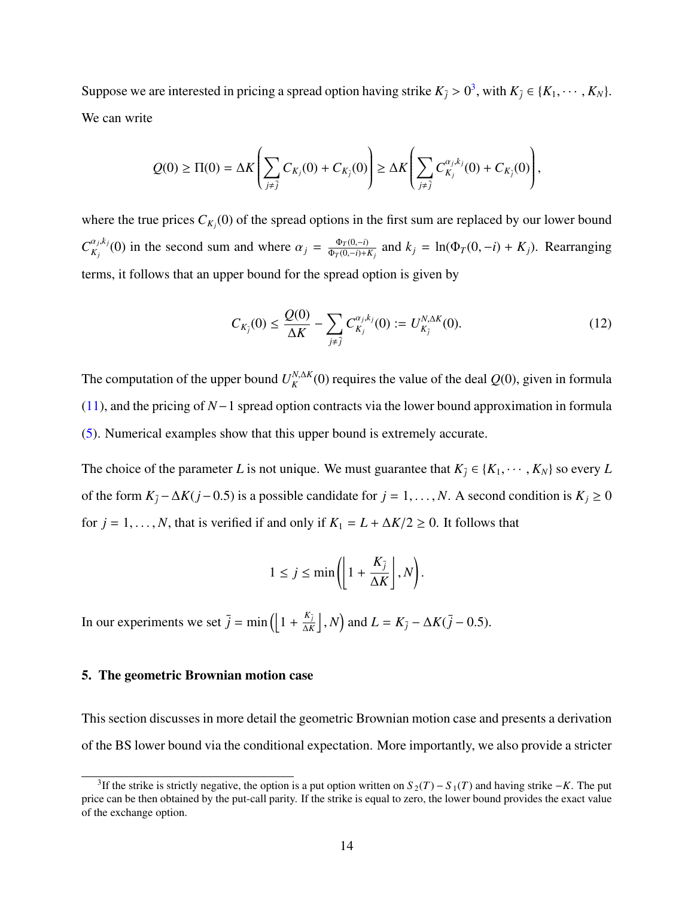Suppose we are interested in pricing a spread option having strike $K_{\bar{j}} > 0$[3], with $K_{\bar{j}} \in \{K_1, \cdots, K_N\}$. We can write

$$
Q(0) \geq \Pi(0) = \Delta K \left( \sum_{j \neq \bar{j}} C_{K_j}(0) + C_{K_{\bar{j}}}(0) \right) \geq \Delta K \left( \sum_{j \neq \bar{j}} C_{K_j}^{\alpha_j, k_j}(0) + C_{K_{\bar{j}}}(0) \right),
$$

where the true prices $C_{K_j}(0)$ of the spread options in the first sum are replaced by our lower bound $C_{K_j}^{\alpha_j, k_j}(0)$ in the second sum and where $\alpha_j = \frac{\Phi_T(0,-i)}{\Phi_T(0,-i)+K_j}$ and $k_j = \ln(\Phi_T(0,-i) + K_j)$. Rearranging terms, it follows that an upper bound for the spread option is given by

$$
C_{K_{\bar{j}}}(0) \leq \frac{Q(0)}{\Delta K} - \sum_{j \neq \bar{j}} C_{K_j}^{\alpha_j, k_j}(0) := U_{K_{\bar{j}}}^{N, \Delta K}(0). \tag{12}
$$

The computation of the upper bound $U_K^{N,\Delta K}(0)$ requires the value of the deal $Q(0)$, given in formula (11), and the pricing of $N-1$ spread option contracts via the lower bound approximation in formula (5). Numerical examples show that this upper bound is extremely accurate.

The choice of the parameter $L$ is not unique. We must guarantee that $K_{\bar{j}} \in \{K_1, \cdots, K_N\}$ so every $L$ of the form $K_{\bar{j}} - \Delta K(j - 0.5)$ is a possible candidate for $j = 1, \ldots, N$. A second condition is $K_j \geq 0$ for $j = 1, \ldots, N$, that is verified if and only if $K_1 = L + \Delta K/2 \geq 0$. It follows that

$$
1 \leq j \leq \min\left( \left\lfloor 1 + \frac{K_{\bar{j}}}{\Delta K} \right\rfloor, N \right).
$$

In our experiments we set $\bar{j} = \min\left( \left\lfloor 1 + \frac{K_{\bar{j}}}{\Delta K} \right\rfloor, N \right)$ and $L = K_{\bar{j}} - \Delta K(\bar{j} - 0.5)$.

## 5. The geometric Brownian motion case

This section discusses in more detail the geometric Brownian motion case and presents a derivation of the BS lower bound via the conditional expectation. More importantly, we also provide a stricter

[3] If the strike is strictly negative, the option is a put option written on $S_2(T) - S_1(T)$ and having strike $-K$. The put price can be then obtained by the put-call parity. If the strike is equal to zero, the lower bound provides the exact value of the exchange option.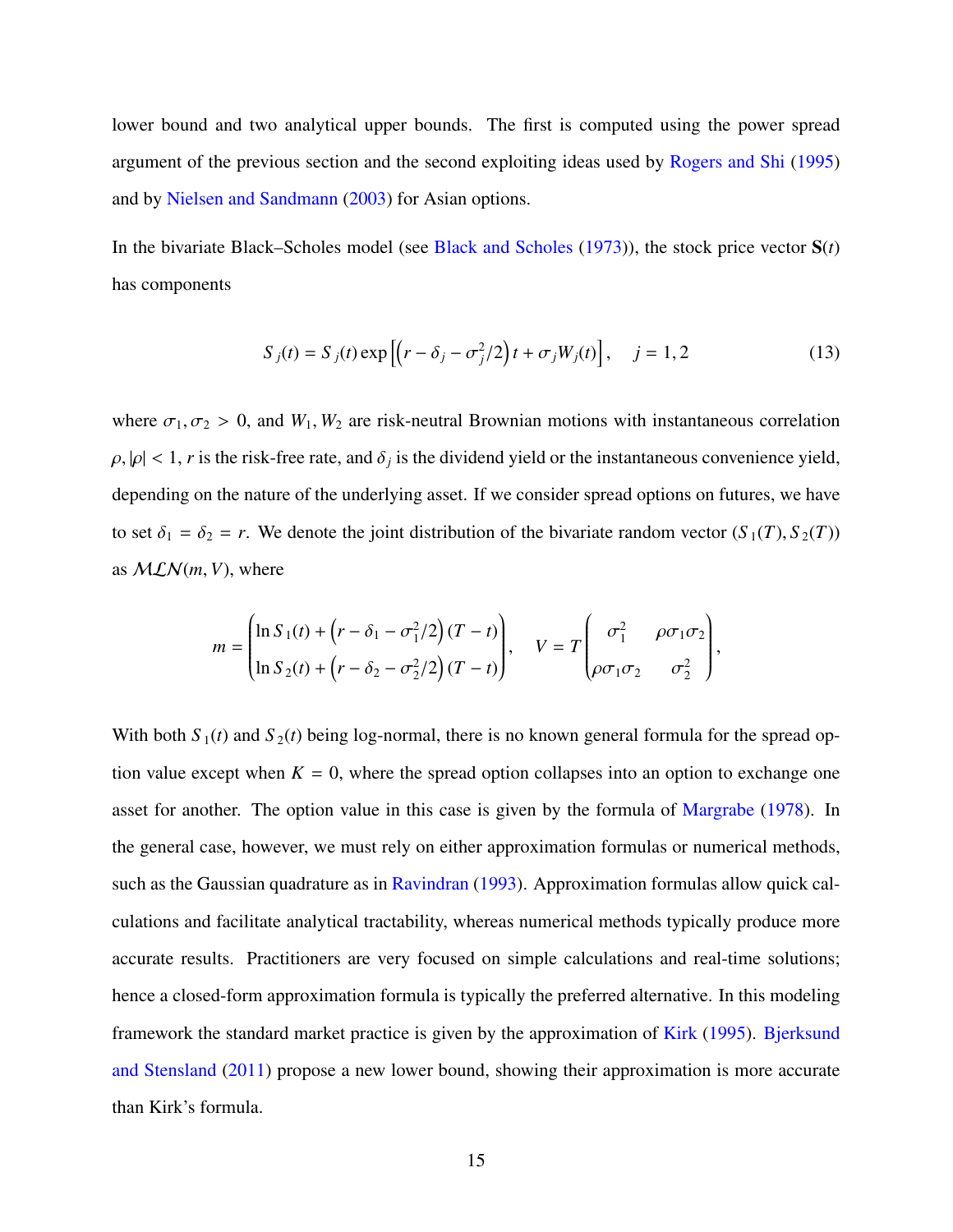lower bound and two analytical upper bounds. The first is computed using the power spread argument of the previous section and the second exploiting ideas used by Rogers and Shi (1995) and by Nielsen and Sandmann (2003) for Asian options.

In the bivariate Black–Scholes model (see Black and Scholes (1973)), the stock price vector $\mathbf{S}(t)$ has components

$$S_j(t) = S_j(t) \exp\left[\left(r - \delta_j - \sigma_j^2/2\right)t + \sigma_j W_j(t)\right], \quad j = 1, 2 \tag{13}$$

where $\sigma_1, \sigma_2 > 0$, and $W_1, W_2$ are risk-neutral Brownian motions with instantaneous correlation $\rho, |\rho| < 1$, $r$ is the risk-free rate, and $\delta_j$ is the dividend yield or the instantaneous convenience yield, depending on the nature of the underlying asset. If we consider spread options on futures, we have to set $\delta_1 = \delta_2 = r$. We denote the joint distribution of the bivariate random vector $(S_1(T), S_2(T))$ as $\mathcal{MLN}(m, V)$, where

$$m = \begin{pmatrix} \ln S_1(t) + \left(r - \delta_1 - \sigma_1^2/2\right)(T - t) \\ \ln S_2(t) + \left(r - \delta_2 - \sigma_2^2/2\right)(T - t) \end{pmatrix}, \quad V = T \begin{pmatrix} \sigma_1^2 & \rho\sigma_1\sigma_2 \\ \rho\sigma_1\sigma_2 & \sigma_2^2 \end{pmatrix},$$

With both $S_1(t)$ and $S_2(t)$ being log-normal, there is no known general formula for the spread option value except when $K = 0$, where the spread option collapses into an option to exchange one asset for another. The option value in this case is given by the formula of Margrabe (1978). In the general case, however, we must rely on either approximation formulas or numerical methods, such as the Gaussian quadrature as in Ravindran (1993). Approximation formulas allow quick calculations and facilitate analytical tractability, whereas numerical methods typically produce more accurate results. Practitioners are very focused on simple calculations and real-time solutions; hence a closed-form approximation formula is typically the preferred alternative. In this modeling framework the standard market practice is given by the approximation of Kirk (1995). Bjerksund and Stensland (2011) propose a new lower bound, showing their approximation is more accurate than Kirk's formula.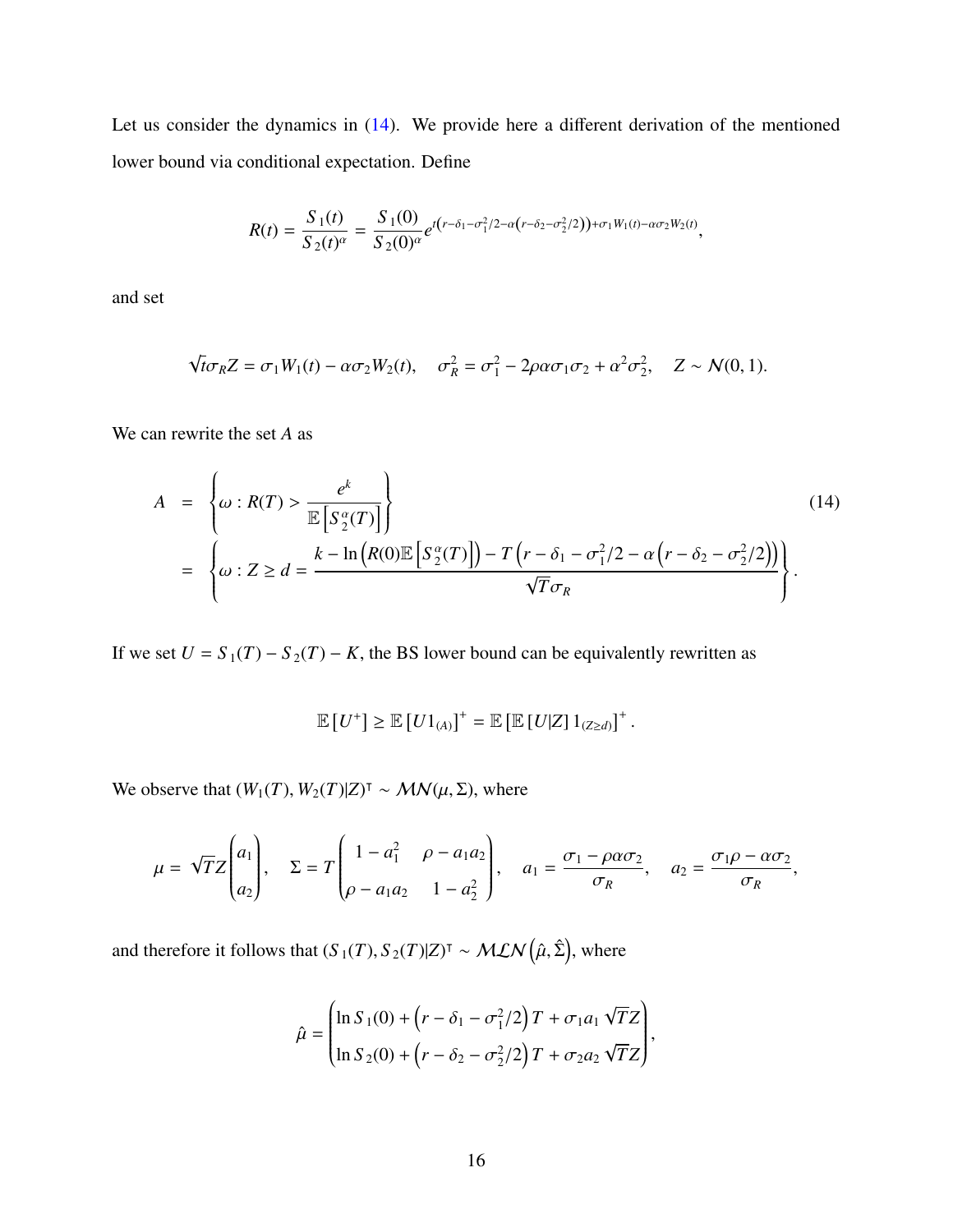Let us consider the dynamics in (14). We provide here a different derivation of the mentioned lower bound via conditional expectation. Define

$$R(t) = \frac{S_1(t)}{S_2(t)^\alpha} = \frac{S_1(0)}{S_2(0)^\alpha} e^{t\left(r-\delta_1-\sigma_1^2/2-\alpha\left(r-\delta_2-\sigma_2^2/2\right)\right)+\sigma_1 W_1(t)-\alpha\sigma_2 W_2(t)},$$

and set

$$\sqrt{t}\sigma_R Z = \sigma_1 W_1(t) - \alpha\sigma_2 W_2(t), \quad \sigma_R^2 = \sigma_1^2 - 2\rho\alpha\sigma_1\sigma_2 + \alpha^2\sigma_2^2, \quad Z \sim \mathcal{N}(0,1).$$

We can rewrite the set $A$ as

$$\begin{aligned} A &= \left\{\omega : R(T) > \frac{e^k}{\mathbb{E}\left[S_2^\alpha(T)\right]}\right\} \\ &= \left\{\omega : Z \geq d = \frac{k - \ln\left(R(0)\mathbb{E}\left[S_2^\alpha(T)\right]\right) - T\left(r-\delta_1-\sigma_1^2/2-\alpha\left(r-\delta_2-\sigma_2^2/2\right)\right)}{\sqrt{T}\sigma_R}\right\}. \end{aligned} \tag{14}$$

If we set $U = S_1(T) - S_2(T) - K$, the BS lower bound can be equivalently rewritten as

$$\mathbb{E}\left[U^+\right] \geq \mathbb{E}\left[U 1_{(A)}\right]^+ = \mathbb{E}\left[\mathbb{E}\left[U|Z\right] 1_{(Z\geq d)}\right]^+.$$

We observe that $(W_1(T), W_2(T)|Z)^\intercal \sim \mathcal{MN}(\mu, \Sigma)$, where

$$\mu = \sqrt{T}Z\begin{pmatrix} a_1 \\ a_2 \end{pmatrix}, \quad \Sigma = T\begin{pmatrix} 1-a_1^2 & \rho - a_1 a_2 \\ \rho - a_1 a_2 & 1-a_2^2 \end{pmatrix}, \quad a_1 = \frac{\sigma_1 - \rho\alpha\sigma_2}{\sigma_R}, \quad a_2 = \frac{\sigma_1\rho - \alpha\sigma_2}{\sigma_R},$$

and therefore it follows that $(S_1(T), S_2(T)|Z)^\intercal \sim \mathcal{MLN}\left(\hat{\mu}, \hat{\Sigma}\right)$, where

$$\hat{\mu} = \begin{pmatrix} \ln S_1(0) + \left(r - \delta_1 - \sigma_1^2/2\right)T + \sigma_1 a_1\sqrt{T}Z \\ \ln S_2(0) + \left(r - \delta_2 - \sigma_2^2/2\right)T + \sigma_2 a_2\sqrt{T}Z \end{pmatrix},$$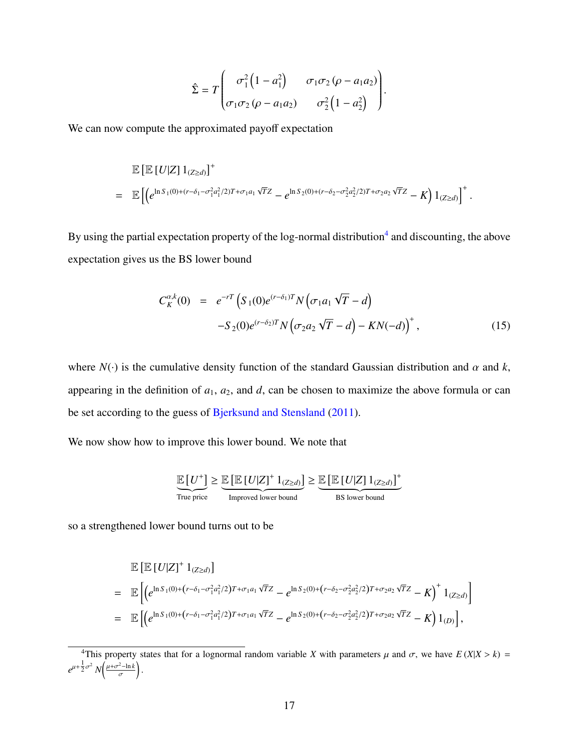$$\hat{\Sigma} = T \begin{pmatrix} \sigma_1^2 \left(1 - a_1^2\right) & \sigma_1 \sigma_2 \left(\rho - a_1 a_2\right) \\ \sigma_1 \sigma_2 \left(\rho - a_1 a_2\right) & \sigma_2^2 \left(1 - a_2^2\right) \end{pmatrix}.$$

We can now compute the approximated payoff expectation

$$\begin{aligned} & \mathbb{E}\left[\mathbb{E}\left[U|Z\right] 1_{(Z \geq d)}\right]^+ \\ = \; & \mathbb{E}\left[\left(e^{\ln S_1(0) + (r - \delta_1 - \sigma_1^2 a_1^2/2)T + \sigma_1 a_1 \sqrt{T} Z} - e^{\ln S_2(0) + (r - \delta_2 - \sigma_2^2 a_2^2/2)T + \sigma_2 a_2 \sqrt{T} Z} - K\right) 1_{(Z \geq d)}\right]^+ . \end{aligned}$$

By using the partial expectation property of the log-normal distribution[4] and discounting, the above expectation gives us the BS lower bound

$$\begin{aligned} C_K^{\alpha,k}(0) \;=\; & e^{-rT} \Big( S_1(0) e^{(r - \delta_1)T} N\left(\sigma_1 a_1 \sqrt{T} - d\right) \\ & - S_2(0) e^{(r - \delta_2)T} N\left(\sigma_2 a_2 \sqrt{T} - d\right) - K N(-d) \Big)^+ , \end{aligned} \tag{15}$$

where $N(\cdot)$ is the cumulative density function of the standard Gaussian distribution and $\alpha$ and $k$, appearing in the definition of $a_1$, $a_2$, and $d$, can be chosen to maximize the above formula or can be set according to the guess of Bjerksund and Stensland (2011).

We now show how to improve this lower bound. We note that

$$\underbrace{\mathbb{E}\left[U^+\right]}_{\text{True price}} \geq \underbrace{\mathbb{E}\left[\mathbb{E}\left[U|Z\right]^+ 1_{(Z \geq d)}\right]}_{\text{Improved lower bound}} \geq \underbrace{\mathbb{E}\left[\mathbb{E}\left[U|Z\right] 1_{(Z \geq d)}\right]^+}_{\text{BS lower bound}}$$

so a strengthened lower bound turns out to be

$$\begin{aligned} & \mathbb{E}\left[\mathbb{E}\left[U|Z\right]^+ 1_{(Z \geq d)}\right] \\ = \; & \mathbb{E}\left[\left(e^{\ln S_1(0) + \left(r - \delta_1 - \sigma_1^2 a_1^2/2\right)T + \sigma_1 a_1 \sqrt{T} Z} - e^{\ln S_2(0) + \left(r - \delta_2 - \sigma_2^2 a_2^2/2\right)T + \sigma_2 a_2 \sqrt{T} Z} - K\right)^+ 1_{(Z \geq d)}\right] \\ = \; & \mathbb{E}\left[\left(e^{\ln S_1(0) + \left(r - \delta_1 - \sigma_1^2 a_1^2/2\right)T + \sigma_1 a_1 \sqrt{T} Z} - e^{\ln S_2(0) + \left(r - \delta_2 - \sigma_2^2 a_2^2/2\right)T + \sigma_2 a_2 \sqrt{T} Z} - K\right) 1_{(D)}\right], \end{aligned}$$

[4] This property states that for a lognormal random variable $X$ with parameters $\mu$ and $\sigma$, we have $E\left(X|X > k\right) = e^{\mu + \frac{1}{2}\sigma^2} N\left(\frac{\mu + \sigma^2 - \ln k}{\sigma}\right)$.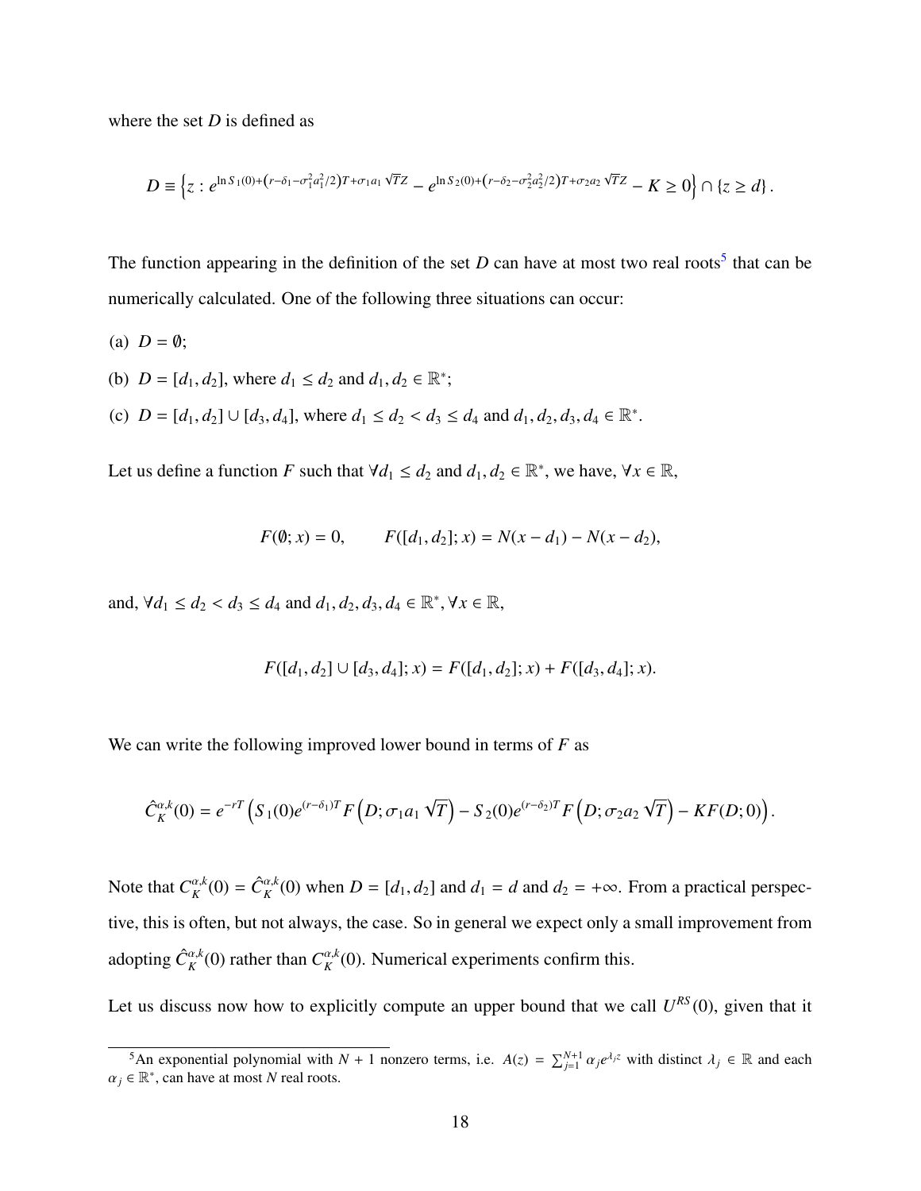where the set $D$ is defined as

$$D \equiv \left\{ z : e^{\ln S_1(0) + \left(r - \delta_1 - \sigma_1^2 a_1^2/2\right)T + \sigma_1 a_1 \sqrt{T} Z} - e^{\ln S_2(0) + \left(r - \delta_2 - \sigma_2^2 a_2^2/2\right)T + \sigma_2 a_2 \sqrt{T} Z} - K \geq 0 \right\} \cap \{z \geq d\}.$$

The function appearing in the definition of the set $D$ can have at most two real roots[5] that can be numerically calculated. One of the following three situations can occur:

(a) $D = \emptyset$;

(b) $D = [d_1, d_2]$, where $d_1 \leq d_2$ and $d_1, d_2 \in \mathbb{R}^*$;

(c) $D = [d_1, d_2] \cup [d_3, d_4]$, where $d_1 \leq d_2 < d_3 \leq d_4$ and $d_1, d_2, d_3, d_4 \in \mathbb{R}^*$.

Let us define a function $F$ such that $\forall d_1 \leq d_2$ and $d_1, d_2 \in \mathbb{R}^*$, we have, $\forall x \in \mathbb{R}$,

$$F(\emptyset; x) = 0, \qquad F([d_1, d_2]; x) = N(x - d_1) - N(x - d_2),$$

and, $\forall d_1 \leq d_2 < d_3 \leq d_4$ and $d_1, d_2, d_3, d_4 \in \mathbb{R}^*, \forall x \in \mathbb{R}$,

$$F([d_1, d_2] \cup [d_3, d_4]; x) = F([d_1, d_2]; x) + F([d_3, d_4]; x).$$

We can write the following improved lower bound in terms of $F$ as

$$\hat{C}_K^{\alpha,k}(0) = e^{-rT} \left( S_1(0) e^{(r-\delta_1)T} F\left(D; \sigma_1 a_1 \sqrt{T}\right) - S_2(0) e^{(r-\delta_2)T} F\left(D; \sigma_2 a_2 \sqrt{T}\right) - K F(D; 0) \right).$$

Note that $C_K^{\alpha,k}(0) = \hat{C}_K^{\alpha,k}(0)$ when $D = [d_1, d_2]$ and $d_1 = d$ and $d_2 = +\infty$. From a practical perspective, this is often, but not always, the case. So in general we expect only a small improvement from adopting $\hat{C}_K^{\alpha,k}(0)$ rather than $C_K^{\alpha,k}(0)$. Numerical experiments confirm this.

Let us discuss now how to explicitly compute an upper bound that we call $U^{RS}(0)$, given that it

[5] An exponential polynomial with $N+1$ nonzero terms, i.e. $A(z) = \sum_{j=1}^{N+1} \alpha_j e^{\lambda_j z}$ with distinct $\lambda_j \in \mathbb{R}$ and each $\alpha_j \in \mathbb{R}^*$, can have at most $N$ real roots.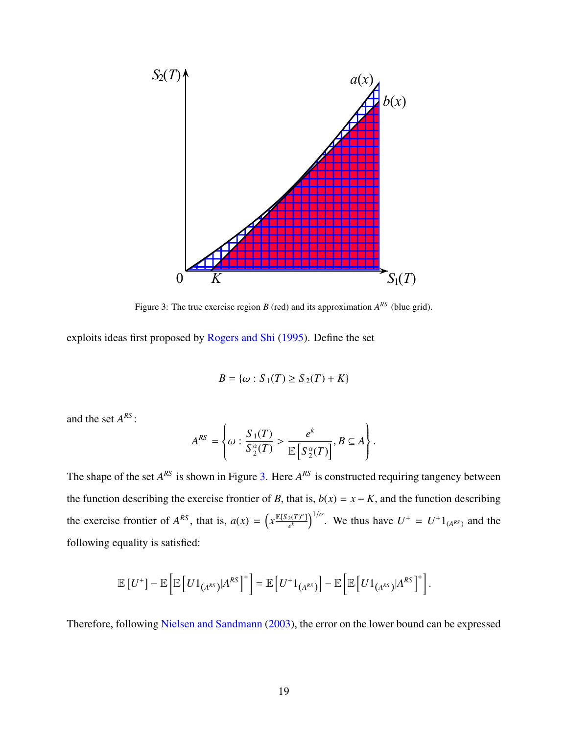Figure 3: The true exercise region $B$ (red) and its approximation $A^{RS}$ (blue grid).

exploits ideas first proposed by Rogers and Shi (1995). Define the set

$$B = \{\omega : S_1(T) \geq S_2(T) + K\}$$

and the set $A^{RS}$:

$$A^{RS} = \left\{ \omega : \frac{S_1(T)}{S_2^{\alpha}(T)} > \frac{e^k}{\mathbb{E}\left[S_2^{\alpha}(T)\right]}, B \subseteq A \right\}.$$

The shape of the set $A^{RS}$ is shown in Figure 3. Here $A^{RS}$ is constructed requiring tangency between the function describing the exercise frontier of $B$, that is, $b(x) = x - K$, and the function describing the exercise frontier of $A^{RS}$, that is, $a(x) = \left(x \frac{\mathbb{E}[S_2(T)^{\alpha}]}{e^k}\right)^{1/\alpha}$. We thus have $U^+ = U^+ 1_{(A^{RS})}$ and the following equality is satisfied:

$$\mathbb{E}\left[U^+\right] - \mathbb{E}\left[\mathbb{E}\left[U 1_{(A^{RS})} | A^{RS}\right]^+\right] = \mathbb{E}\left[U^+ 1_{(A^{RS})}\right] - \mathbb{E}\left[\mathbb{E}\left[U 1_{(A^{RS})} | A^{RS}\right]^+\right].$$

Therefore, following Nielsen and Sandmann (2003), the error on the lower bound can be expressed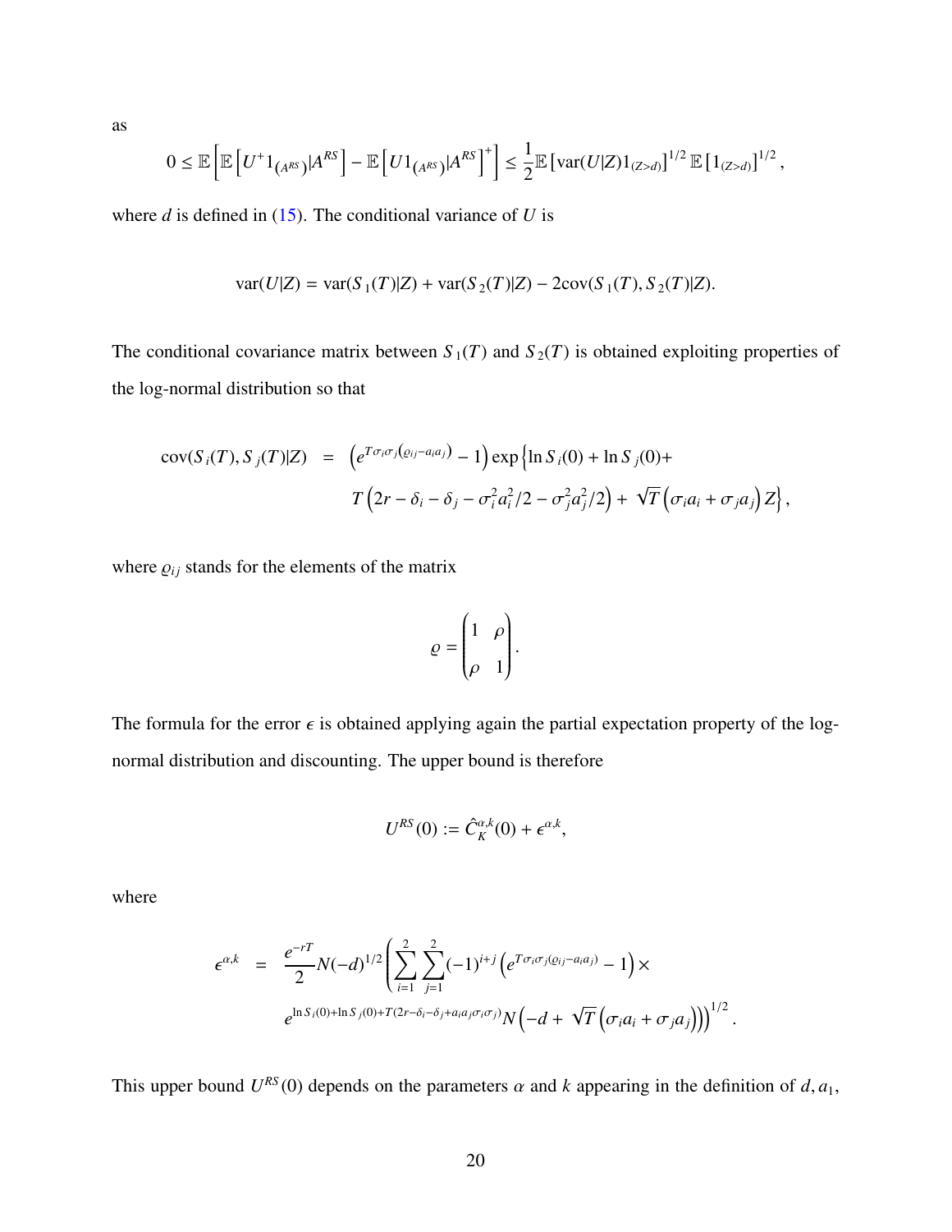as

$$0 \le \mathbb{E}\left[\mathbb{E}\left[U^{+}1_{\left(A^{RS}\right)}|A^{RS}\right] - \mathbb{E}\left[U1_{\left(A^{RS}\right)}|A^{RS}\right]^{+}\right] \le \frac{1}{2}\mathbb{E}\left[\text{var}(U|Z)1_{(Z>d)}\right]^{1/2}\mathbb{E}\left[1_{(Z>d)}\right]^{1/2},$$

where $d$ is defined in (15). The conditional variance of $U$ is

$$\text{var}(U|Z) = \text{var}(S_1(T)|Z) + \text{var}(S_2(T)|Z) - 2\text{cov}(S_1(T), S_2(T)|Z).$$

The conditional covariance matrix between $S_1(T)$ and $S_2(T)$ is obtained exploiting properties of the log-normal distribution so that

$$\begin{aligned}
\text{cov}(S_i(T), S_j(T)|Z) &= \left(e^{T\sigma_i\sigma_j\left(\varrho_{ij} - a_i a_j\right)} - 1\right)\exp\left\{\ln S_i(0) + \ln S_j(0) + \right. \\
&\qquad \left. T\left(2r - \delta_i - \delta_j - \sigma_i^2 a_i^2/2 - \sigma_j^2 a_j^2/2\right) + \sqrt{T}\left(\sigma_i a_i + \sigma_j a_j\right)Z\right\},
\end{aligned}$$

where $\varrho_{ij}$ stands for the elements of the matrix

$$\varrho = \begin{pmatrix} 1 & \rho \\ \rho & 1 \end{pmatrix}.$$

The formula for the error $\epsilon$ is obtained applying again the partial expectation property of the log-normal distribution and discounting. The upper bound is therefore

$$U^{RS}(0) := \hat{C}_K^{\alpha,k}(0) + \epsilon^{\alpha,k},$$

where

$$\begin{aligned}
\epsilon^{\alpha,k} &= \frac{e^{-rT}}{2}N(-d)^{1/2}\left(\sum_{i=1}^{2}\sum_{j=1}^{2}(-1)^{i+j}\left(e^{T\sigma_i\sigma_j(\varrho_{ij} - a_i a_j)} - 1\right)\times \right. \\
&\qquad \left. e^{\ln S_i(0) + \ln S_j(0) + T(2r - \delta_i - \delta_j + a_i a_j \sigma_i \sigma_j)}N\left(-d + \sqrt{T}\left(\sigma_i a_i + \sigma_j a_j\right)\right)\right)^{1/2}.
\end{aligned}$$

This upper bound $U^{RS}(0)$ depends on the parameters $\alpha$ and $k$ appearing in the definition of $d, a_1,$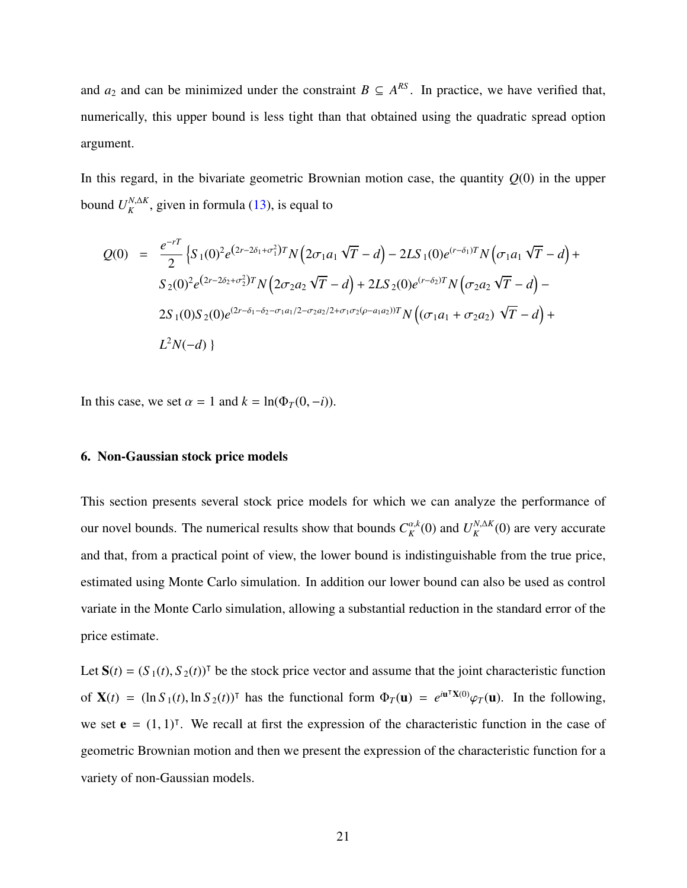and $a_2$ and can be minimized under the constraint $B \subseteq A^{RS}$. In practice, we have verified that, numerically, this upper bound is less tight than that obtained using the quadratic spread option argument.

In this regard, in the bivariate geometric Brownian motion case, the quantity $Q(0)$ in the upper bound $U_K^{N,\Delta K}$, given in formula (13), is equal to

$$
\begin{aligned}
Q(0) &= \frac{e^{-rT}}{2} \Big\{ S_1(0)^2 e^{\left(2r-2\delta_1+\sigma_1^2\right)T} N\left(2\sigma_1 a_1 \sqrt{T} - d\right) - 2LS_1(0)e^{(r-\delta_1)T} N\left(\sigma_1 a_1 \sqrt{T} - d\right) + \\
&\quad S_2(0)^2 e^{\left(2r-2\delta_2+\sigma_2^2\right)T} N\left(2\sigma_2 a_2 \sqrt{T} - d\right) + 2LS_2(0)e^{(r-\delta_2)T} N\left(\sigma_2 a_2 \sqrt{T} - d\right) - \\
&\quad 2S_1(0)S_2(0)e^{(2r-\delta_1-\delta_2-\sigma_1 a_1/2-\sigma_2 a_2/2+\sigma_1\sigma_2(\rho-a_1 a_2))T} N\left((\sigma_1 a_1 + \sigma_2 a_2)\sqrt{T} - d\right) + \\
&\quad L^2 N(-d) \Big\}
\end{aligned}
$$

In this case, we set $\alpha = 1$ and $k = \ln(\Phi_T(0, -i))$.

## 6. Non-Gaussian stock price models

This section presents several stock price models for which we can analyze the performance of our novel bounds. The numerical results show that bounds $C_K^{\alpha,k}(0)$ and $U_K^{N,\Delta K}(0)$ are very accurate and that, from a practical point of view, the lower bound is indistinguishable from the true price, estimated using Monte Carlo simulation. In addition our lower bound can also be used as control variate in the Monte Carlo simulation, allowing a substantial reduction in the standard error of the price estimate.

Let $\mathbf{S}(t) = (S_1(t), S_2(t))^\intercal$ be the stock price vector and assume that the joint characteristic function of $\mathbf{X}(t) = (\ln S_1(t), \ln S_2(t))^\intercal$ has the functional form $\Phi_T(\mathbf{u}) = e^{i\mathbf{u}^\intercal \mathbf{X}(0)}\varphi_T(\mathbf{u})$. In the following, we set $\mathbf{e} = (1, 1)^\intercal$. We recall at first the expression of the characteristic function in the case of geometric Brownian motion and then we present the expression of the characteristic function for a variety of non-Gaussian models.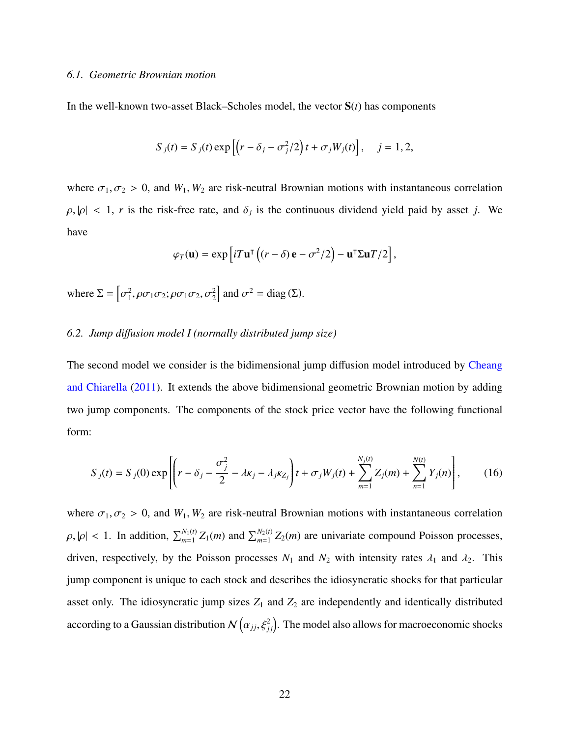### 6.1. Geometric Brownian motion

In the well-known two-asset Black–Scholes model, the vector $\mathbf{S}(t)$ has components

$$S_j(t) = S_j(t) \exp\left[\left(r - \delta_j - \sigma_j^2/2\right) t + \sigma_j W_j(t)\right], \quad j = 1, 2,$$

where $\sigma_1, \sigma_2 > 0$, and $W_1, W_2$ are risk-neutral Brownian motions with instantaneous correlation $\rho, |\rho| < 1$, $r$ is the risk-free rate, and $\delta_j$ is the continuous dividend yield paid by asset $j$. We have

$$\varphi_T(\mathbf{u}) = \exp\left[iT\mathbf{u}^\intercal \left((r - \delta)\,\mathbf{e} - \sigma^2/2\right) - \mathbf{u}^\intercal \Sigma \mathbf{u} T/2\right],$$

where $\Sigma = \left[\sigma_1^2, \rho\sigma_1\sigma_2; \rho\sigma_1\sigma_2, \sigma_2^2\right]$ and $\sigma^2 = \operatorname{diag}(\Sigma)$.

### 6.2. Jump diffusion model I (normally distributed jump size)

The second model we consider is the bidimensional jump diffusion model introduced by Cheang and Chiarella (2011). It extends the above bidimensional geometric Brownian motion by adding two jump components. The components of the stock price vector have the following functional form:

$$S_j(t) = S_j(0) \exp\left[\left(r - \delta_j - \frac{\sigma_j^2}{2} - \lambda\kappa_j - \lambda_j\kappa_{Z_j}\right) t + \sigma_j W_j(t) + \sum_{m=1}^{N_j(t)} Z_j(m) + \sum_{n=1}^{N(t)} Y_j(n)\right], \tag{16}$$

where $\sigma_1, \sigma_2 > 0$, and $W_1, W_2$ are risk-neutral Brownian motions with instantaneous correlation $\rho, |\rho| < 1$. In addition, $\sum_{m=1}^{N_1(t)} Z_1(m)$ and $\sum_{m=1}^{N_2(t)} Z_2(m)$ are univariate compound Poisson processes, driven, respectively, by the Poisson processes $N_1$ and $N_2$ with intensity rates $\lambda_1$ and $\lambda_2$. This jump component is unique to each stock and describes the idiosyncratic shocks for that particular asset only. The idiosyncratic jump sizes $Z_1$ and $Z_2$ are independently and identically distributed according to a Gaussian distribution $\mathcal{N}\left(\alpha_{jj}, \xi_{jj}^2\right)$. The model also allows for macroeconomic shocks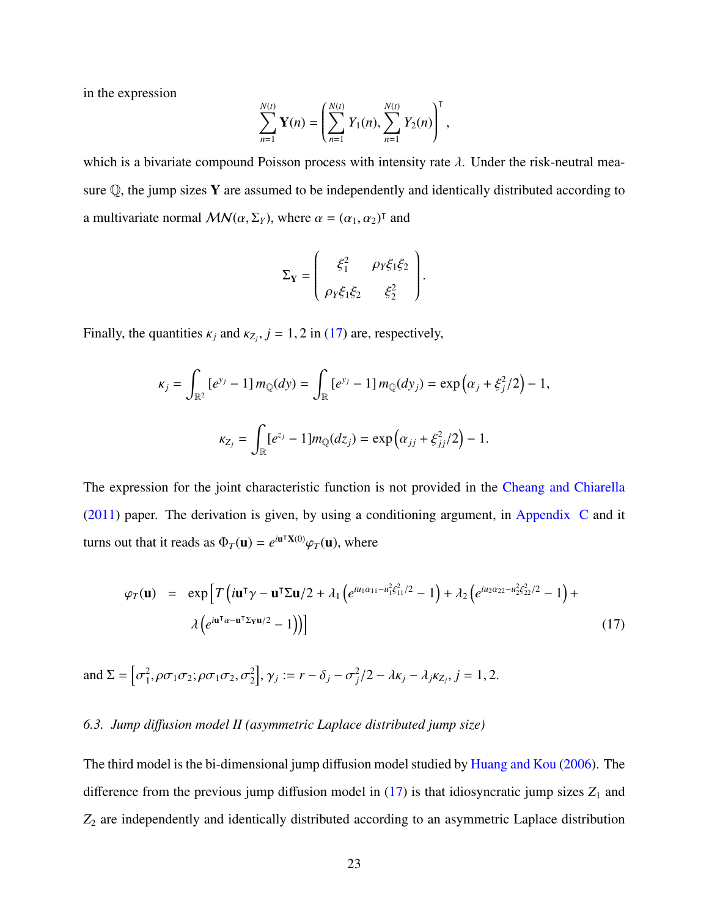in the expression

$$\sum_{n=1}^{N(t)} \mathbf{Y}(n) = \left( \sum_{n=1}^{N(t)} Y_1(n), \sum_{n=1}^{N(t)} Y_2(n) \right)^{\intercal},$$

which is a bivariate compound Poisson process with intensity rate $\lambda$. Under the risk-neutral measure $\mathbb{Q}$, the jump sizes $\mathbf{Y}$ are assumed to be independently and identically distributed according to a multivariate normal $\mathcal{MN}(\alpha, \Sigma_Y)$, where $\alpha = (\alpha_1, \alpha_2)^{\intercal}$ and

$$\Sigma_{\mathbf{Y}} = \begin{pmatrix} \xi_1^2 & \rho_Y \xi_1 \xi_2 \\ \rho_Y \xi_1 \xi_2 & \xi_2^2 \end{pmatrix}.$$

Finally, the quantities $\kappa_j$ and $\kappa_{Z_j}$, $j = 1, 2$ in (17) are, respectively,

$$\kappa_j = \int_{\mathbb{R}^2} [e^{y_j} - 1]\, m_{\mathbb{Q}}(dy) = \int_{\mathbb{R}} [e^{y_j} - 1]\, m_{\mathbb{Q}}(dy_j) = \exp\left(\alpha_j + \xi_j^2/2\right) - 1,$$

$$\kappa_{Z_j} = \int_{\mathbb{R}} [e^{z_j} - 1] m_{\mathbb{Q}}(dz_j) = \exp\left(\alpha_{jj} + \xi_{jj}^2/2\right) - 1.$$

The expression for the joint characteristic function is not provided in the Cheang and Chiarella (2011) paper. The derivation is given, by using a conditioning argument, in Appendix C and it turns out that it reads as $\Phi_T(\mathbf{u}) = e^{i\mathbf{u}^{\intercal}\mathbf{X}(0)}\varphi_T(\mathbf{u})$, where

$$\begin{aligned} \varphi_T(\mathbf{u}) \;=\; & \exp\Big[ T \Big( i\mathbf{u}^{\intercal}\gamma - \mathbf{u}^{\intercal}\Sigma\mathbf{u}/2 + \lambda_1 \left( e^{iu_1\alpha_{11} - u_1^2\xi_{11}^2/2} - 1 \right) + \lambda_2 \left( e^{iu_2\alpha_{22} - u_2^2\xi_{22}^2/2} - 1 \right) + \\ & \lambda \left( e^{i\mathbf{u}^{\intercal}\alpha - \mathbf{u}^{\intercal}\Sigma_{\mathbf{Y}}\mathbf{u}/2} - 1 \right) \Big) \Big] \end{aligned} \tag{17}$$

and $\Sigma = \left[\sigma_1^2, \rho\sigma_1\sigma_2; \rho\sigma_1\sigma_2, \sigma_2^2\right]$, $\gamma_j := r - \delta_j - \sigma_j^2/2 - \lambda\kappa_j - \lambda_j\kappa_{Z_j}$, $j = 1, 2$.

### *6.3. Jump diffusion model II (asymmetric Laplace distributed jump size)*

The third model is the bi-dimensional jump diffusion model studied by Huang and Kou (2006). The difference from the previous jump diffusion model in (17) is that idiosyncratic jump sizes $Z_1$ and $Z_2$ are independently and identically distributed according to an asymmetric Laplace distribution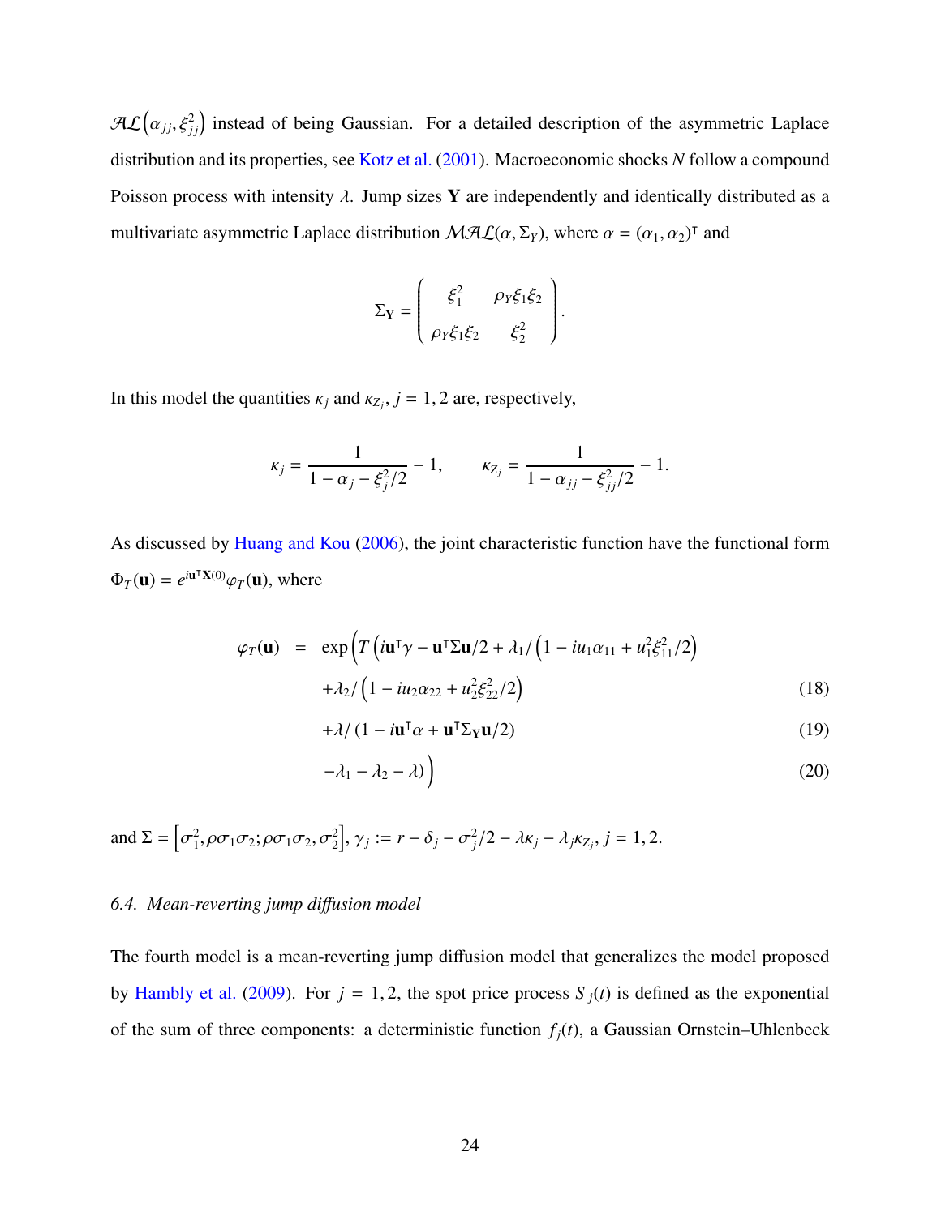$\mathcal{AL}\left(\alpha_{jj}, \xi_{jj}^2\right)$ instead of being Gaussian. For a detailed description of the asymmetric Laplace distribution and its properties, see Kotz et al. (2001). Macroeconomic shocks $N$ follow a compound Poisson process with intensity $\lambda$. Jump sizes $\mathbf{Y}$ are independently and identically distributed as a multivariate asymmetric Laplace distribution $\mathcal{MAL}(\alpha, \Sigma_Y)$, where $\alpha = (\alpha_1, \alpha_2)^\intercal$ and

$$
\Sigma_{\mathbf{Y}} = \begin{pmatrix} \xi_1^2 & \rho_Y \xi_1 \xi_2 \\ \rho_Y \xi_1 \xi_2 & \xi_2^2 \end{pmatrix}.
$$

In this model the quantities $\kappa_j$ and $\kappa_{Z_j}$, $j = 1, 2$ are, respectively,

$$
\kappa_j = \frac{1}{1 - \alpha_j - \xi_j^2/2} - 1, \qquad \kappa_{Z_j} = \frac{1}{1 - \alpha_{jj} - \xi_{jj}^2/2} - 1.
$$

As discussed by Huang and Kou (2006), the joint characteristic function have the functional form $\Phi_T(\mathbf{u}) = e^{i\mathbf{u}^\intercal \mathbf{X}(0)} \varphi_T(\mathbf{u})$, where

$$
\begin{aligned}
\varphi_T(\mathbf{u}) \;\; = \;\; & \exp\Big(T\left(i\mathbf{u}^\intercal \gamma - \mathbf{u}^\intercal \Sigma \mathbf{u}/2 + \lambda_1 / \left(1 - iu_1 \alpha_{11} + u_1^2 \xi_{11}^2/2\right)\right. \\
& + \lambda_2 / \left(1 - iu_2 \alpha_{22} + u_2^2 \xi_{22}^2/2\right) && (18) \\
& + \lambda / \left(1 - i\mathbf{u}^\intercal \alpha + \mathbf{u}^\intercal \Sigma_{\mathbf{Y}} \mathbf{u}/2\right) && (19) \\
& \left. - \lambda_1 - \lambda_2 - \lambda\right)\Big) && (20)
\end{aligned}
$$

and $\Sigma = \left[\sigma_1^2, \rho\sigma_1\sigma_2; \rho\sigma_1\sigma_2, \sigma_2^2\right]$, $\gamma_j := r - \delta_j - \sigma_j^2/2 - \lambda\kappa_j - \lambda_j \kappa_{Z_j}$, $j = 1, 2$.

### 6.4. *Mean-reverting jump diffusion model*

The fourth model is a mean-reverting jump diffusion model that generalizes the model proposed by Hambly et al. (2009). For $j = 1, 2$, the spot price process $S_j(t)$ is defined as the exponential of the sum of three components: a deterministic function $f_j(t)$, a Gaussian Ornstein–Uhlenbeck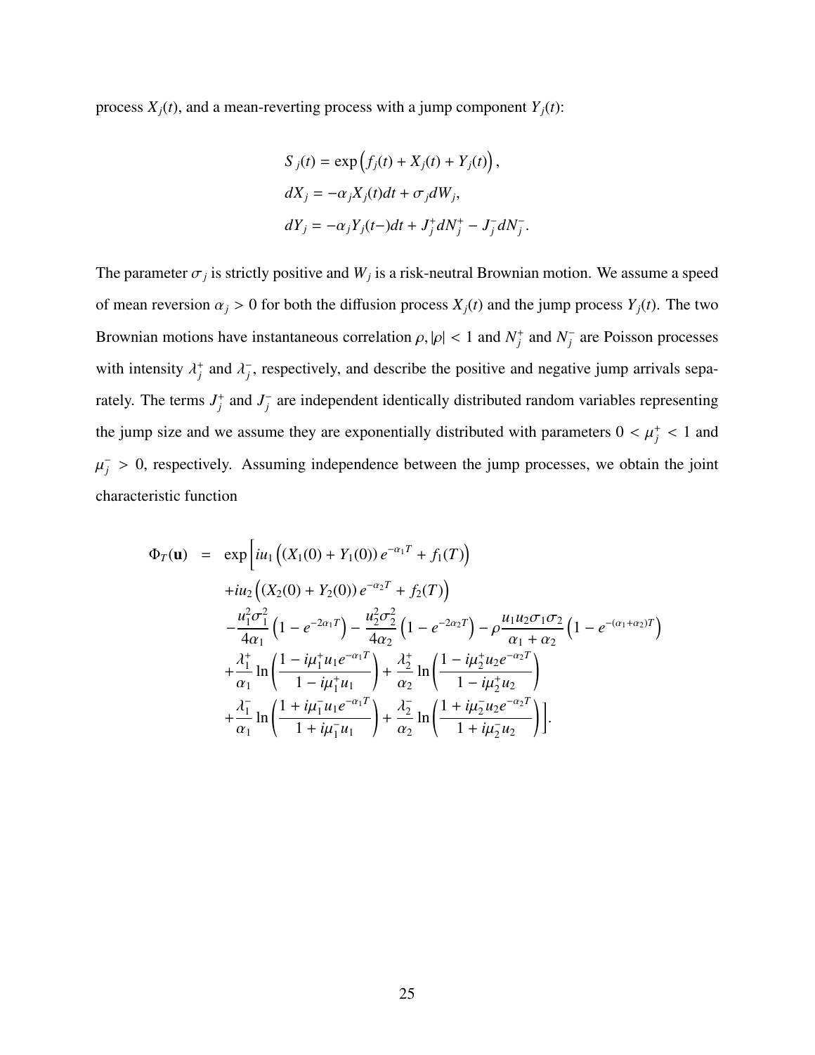process $X_j(t)$, and a mean-reverting process with a jump component $Y_j(t)$:

$$
\begin{aligned}
S_j(t) &= \exp\left(f_j(t) + X_j(t) + Y_j(t)\right), \\
dX_j &= -\alpha_j X_j(t)dt + \sigma_j dW_j, \\
dY_j &= -\alpha_j Y_j(t-)dt + J_j^+ dN_j^+ - J_j^- dN_j^-.
\end{aligned}
$$

The parameter $\sigma_j$ is strictly positive and $W_j$ is a risk-neutral Brownian motion. We assume a speed of mean reversion $\alpha_j > 0$ for both the diffusion process $X_j(t)$ and the jump process $Y_j(t)$. The two Brownian motions have instantaneous correlation $\rho, |\rho| < 1$ and $N_j^+$ and $N_j^-$ are Poisson processes with intensity $\lambda_j^+$ and $\lambda_j^-$, respectively, and describe the positive and negative jump arrivals separately. The terms $J_j^+$ and $J_j^-$ are independent identically distributed random variables representing the jump size and we assume they are exponentially distributed with parameters $0 < \mu_j^+ < 1$ and $\mu_j^- > 0$, respectively. Assuming independence between the jump processes, we obtain the joint characteristic function

$$
\begin{aligned}
\Phi_T(\mathbf{u}) \;=\; \exp\Big[ & iu_1 \left( (X_1(0) + Y_1(0))\, e^{-\alpha_1 T} + f_1(T) \right) \\
& + iu_2 \left( (X_2(0) + Y_2(0))\, e^{-\alpha_2 T} + f_2(T) \right) \\
& - \frac{u_1^2 \sigma_1^2}{4\alpha_1} \left( 1 - e^{-2\alpha_1 T} \right) - \frac{u_2^2 \sigma_2^2}{4\alpha_2} \left( 1 - e^{-2\alpha_2 T} \right) - \rho \frac{u_1 u_2 \sigma_1 \sigma_2}{\alpha_1 + \alpha_2} \left( 1 - e^{-(\alpha_1 + \alpha_2)T} \right) \\
& + \frac{\lambda_1^+}{\alpha_1} \ln \left( \frac{1 - i\mu_1^+ u_1 e^{-\alpha_1 T}}{1 - i\mu_1^+ u_1} \right) + \frac{\lambda_2^+}{\alpha_2} \ln \left( \frac{1 - i\mu_2^+ u_2 e^{-\alpha_2 T}}{1 - i\mu_2^+ u_2} \right) \\
& + \frac{\lambda_1^-}{\alpha_1} \ln \left( \frac{1 + i\mu_1^- u_1 e^{-\alpha_1 T}}{1 + i\mu_1^- u_1} \right) + \frac{\lambda_2^-}{\alpha_2} \ln \left( \frac{1 + i\mu_2^- u_2 e^{-\alpha_2 T}}{1 + i\mu_2^- u_2} \right) \Big].
\end{aligned}
$$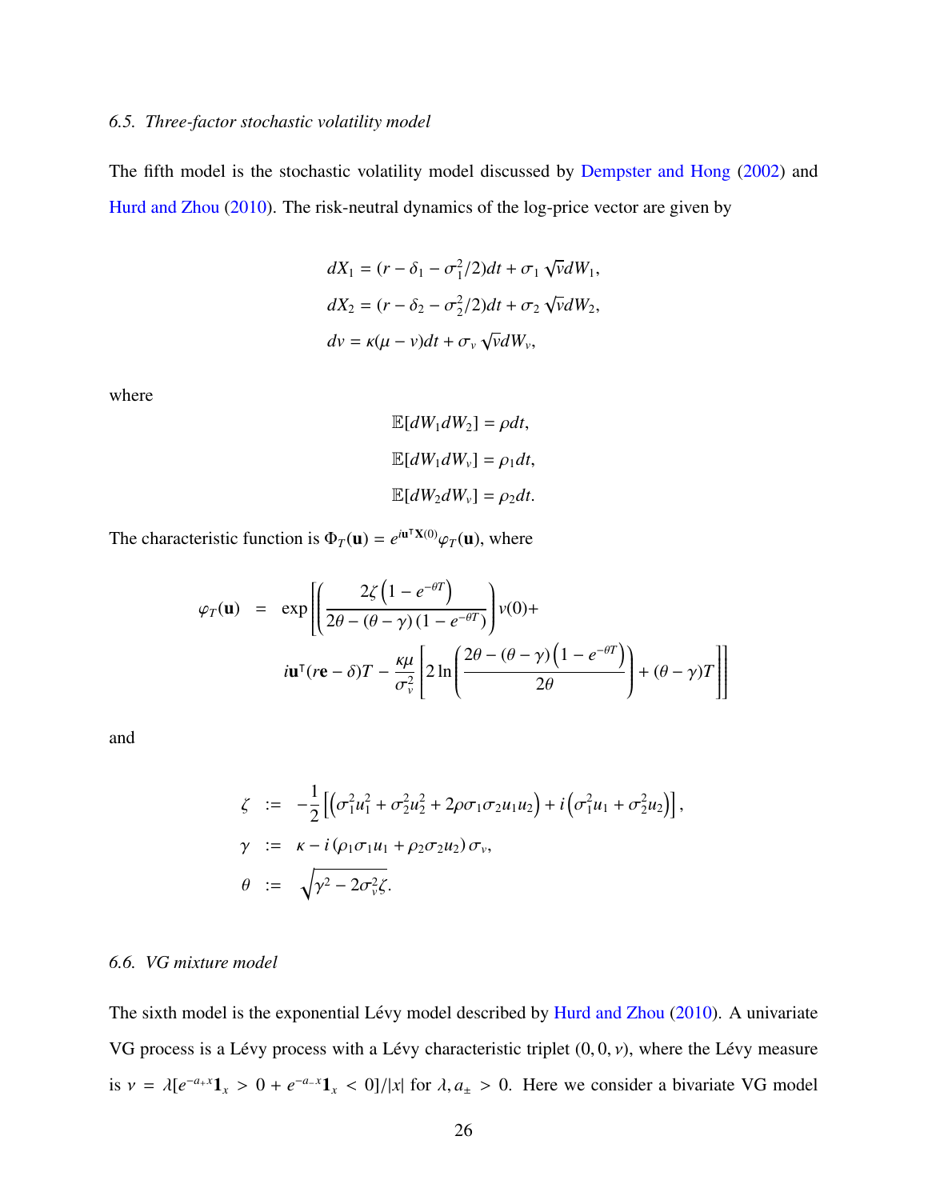### 6.5. Three-factor stochastic volatility model

The fifth model is the stochastic volatility model discussed by Dempster and Hong (2002) and Hurd and Zhou (2010). The risk-neutral dynamics of the log-price vector are given by

$$
\begin{aligned}
dX_1 &= (r - \delta_1 - \sigma_1^2/2)dt + \sigma_1 \sqrt{v} dW_1,\\
dX_2 &= (r - \delta_2 - \sigma_2^2/2)dt + \sigma_2 \sqrt{v} dW_2,\\
dv &= \kappa(\mu - v)dt + \sigma_v \sqrt{v} dW_v,
\end{aligned}
$$

where

$$
\begin{aligned}
\mathbb{E}[dW_1 dW_2] &= \rho dt,\\
\mathbb{E}[dW_1 dW_v] &= \rho_1 dt,\\
\mathbb{E}[dW_2 dW_v] &= \rho_2 dt.
\end{aligned}
$$

The characteristic function is $\Phi_T(\mathbf{u}) = e^{i\mathbf{u}^\intercal \mathbf{X}(0)} \varphi_T(\mathbf{u})$, where

$$
\begin{aligned}
\varphi_T(\mathbf{u}) \;=\; \exp\Bigg[&\left(\frac{2\zeta\left(1 - e^{-\theta T}\right)}{2\theta - (\theta - \gamma)\left(1 - e^{-\theta T}\right)}\right) v(0) +\\
&i\mathbf{u}^\intercal (r\mathbf{e} - \delta)T - \frac{\kappa\mu}{\sigma_v^2}\left[2\ln\left(\frac{2\theta - (\theta - \gamma)\left(1 - e^{-\theta T}\right)}{2\theta}\right) + (\theta - \gamma)T\right]\Bigg]
\end{aligned}
$$

and

$$
\begin{aligned}
\zeta &:= -\frac{1}{2}\left[\left(\sigma_1^2 u_1^2 + \sigma_2^2 u_2^2 + 2\rho\sigma_1\sigma_2 u_1 u_2\right) + i\left(\sigma_1^2 u_1 + \sigma_2^2 u_2\right)\right],\\
\gamma &:= \kappa - i\left(\rho_1\sigma_1 u_1 + \rho_2\sigma_2 u_2\right)\sigma_v,\\
\theta &:= \sqrt{\gamma^2 - 2\sigma_v^2\zeta}.
\end{aligned}
$$

### 6.6. VG mixture model

The sixth model is the exponential Lévy model described by Hurd and Zhou (2010). A univariate VG process is a Lévy process with a Lévy characteristic triplet $(0, 0, \nu)$, where the Lévy measure is $\nu = \lambda[e^{-a_+ x}\mathbf{1}_x > 0 + e^{-a_- x}\mathbf{1}_x < 0]/|x|$ for $\lambda, a_\pm > 0$. Here we consider a bivariate VG model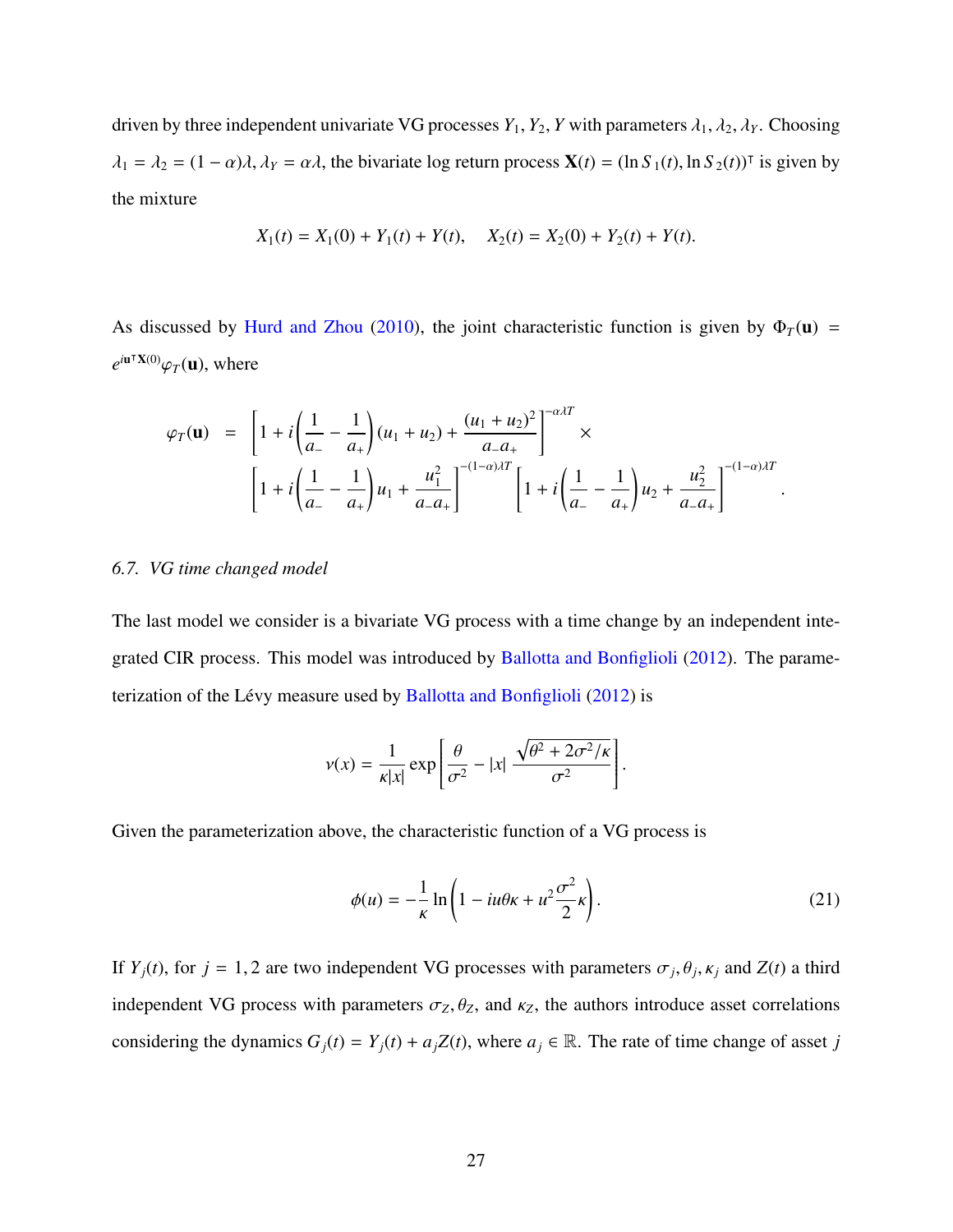driven by three independent univariate VG processes $Y_1, Y_2, Y$ with parameters $\lambda_1, \lambda_2, \lambda_Y$. Choosing $\lambda_1 = \lambda_2 = (1-\alpha)\lambda$, $\lambda_Y = \alpha\lambda$, the bivariate log return process $\mathbf{X}(t) = (\ln S_1(t), \ln S_2(t))^\intercal$ is given by the mixture

$$X_1(t) = X_1(0) + Y_1(t) + Y(t), \quad X_2(t) = X_2(0) + Y_2(t) + Y(t).$$

As discussed by Hurd and Zhou (2010), the joint characteristic function is given by $\Phi_T(\mathbf{u}) = e^{i\mathbf{u}^\intercal \mathbf{X}(0)}\varphi_T(\mathbf{u})$, where

$$\begin{aligned}
\varphi_T(\mathbf{u}) \quad = \quad & \left[1 + i\left(\frac{1}{a_-} - \frac{1}{a_+}\right)(u_1 + u_2) + \frac{(u_1+u_2)^2}{a_- a_+}\right]^{-\alpha\lambda T} \times \\
& \left[1 + i\left(\frac{1}{a_-} - \frac{1}{a_+}\right)u_1 + \frac{u_1^2}{a_- a_+}\right]^{-(1-\alpha)\lambda T} \left[1 + i\left(\frac{1}{a_-} - \frac{1}{a_+}\right)u_2 + \frac{u_2^2}{a_- a_+}\right]^{-(1-\alpha)\lambda T}.
\end{aligned}$$

### 6.7. *VG time changed model*

The last model we consider is a bivariate VG process with a time change by an independent integrated CIR process. This model was introduced by Ballotta and Bonfiglioli (2012). The parameterization of the Lévy measure used by Ballotta and Bonfiglioli (2012) is

$$\nu(x) = \frac{1}{\kappa|x|}\exp\left[\frac{\theta}{\sigma^2} - |x|\,\frac{\sqrt{\theta^2 + 2\sigma^2/\kappa}}{\sigma^2}\right].$$

Given the parameterization above, the characteristic function of a VG process is

$$\phi(u) = -\frac{1}{\kappa}\ln\left(1 - iu\theta\kappa + u^2\frac{\sigma^2}{2}\kappa\right). \tag{21}$$

If $Y_j(t)$, for $j = 1, 2$ are two independent VG processes with parameters $\sigma_j, \theta_j, \kappa_j$ and $Z(t)$ a third independent VG process with parameters $\sigma_Z, \theta_Z$, and $\kappa_Z$, the authors introduce asset correlations considering the dynamics $G_j(t) = Y_j(t) + a_j Z(t)$, where $a_j \in \mathbb{R}$. The rate of time change of asset $j$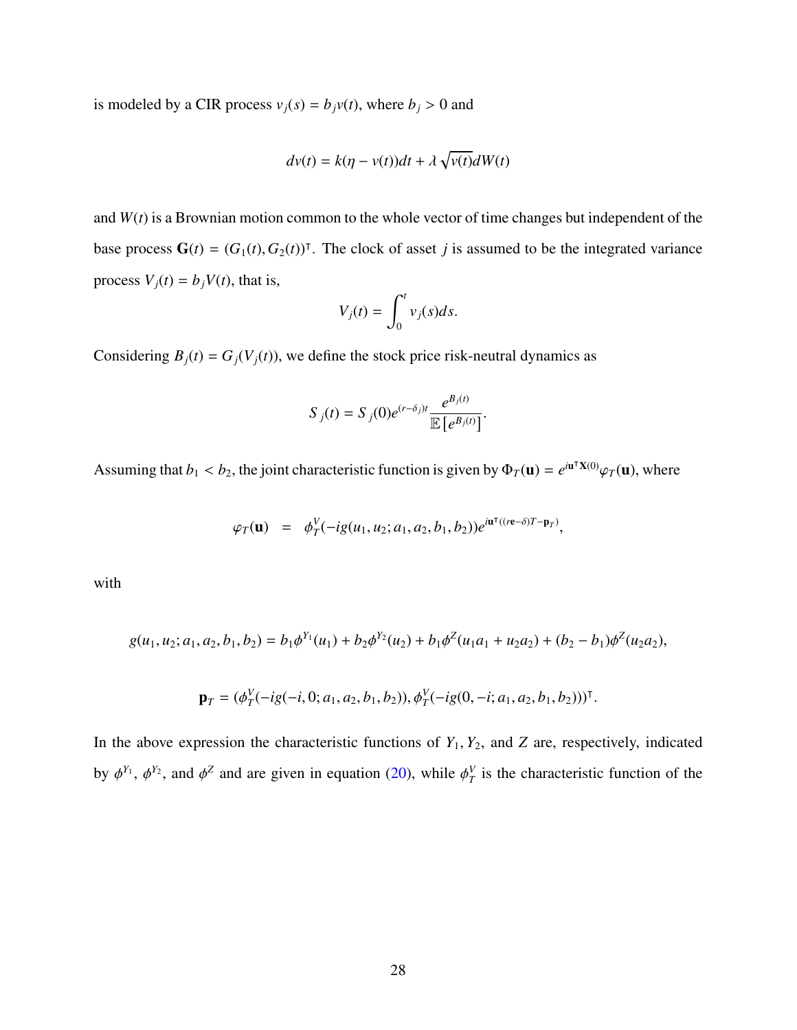is modeled by a CIR process $v_j(s) = b_j v(t)$, where $b_j > 0$ and

$$dv(t) = k(\eta - v(t))dt + \lambda\sqrt{v(t)}dW(t)$$

and $W(t)$ is a Brownian motion common to the whole vector of time changes but independent of the base process $\mathbf{G}(t) = (G_1(t), G_2(t))^\intercal$. The clock of asset $j$ is assumed to be the integrated variance process $V_j(t) = b_j V(t)$, that is,

$$V_j(t) = \int_0^t v_j(s)ds.$$

Considering $B_j(t) = G_j(V_j(t))$, we define the stock price risk-neutral dynamics as

$$S_j(t) = S_j(0)e^{(r-\delta_j)t}\frac{e^{B_j(t)}}{\mathbb{E}\left[e^{B_j(t)}\right]}.$$

Assuming that $b_1 < b_2$, the joint characteristic function is given by $\Phi_T(\mathbf{u}) = e^{i\mathbf{u}^\intercal \mathbf{X}(0)}\varphi_T(\mathbf{u})$, where

$$\varphi_T(\mathbf{u}) \quad = \quad \phi_T^V(-ig(u_1, u_2; a_1, a_2, b_1, b_2))e^{i\mathbf{u}^\intercal((r\mathbf{e}-\delta)T-\mathbf{p}_T)},$$

with

$$g(u_1, u_2; a_1, a_2, b_1, b_2) = b_1\phi^{Y_1}(u_1) + b_2\phi^{Y_2}(u_2) + b_1\phi^Z(u_1a_1 + u_2a_2) + (b_2 - b_1)\phi^Z(u_2a_2),$$

$$\mathbf{p}_T = (\phi_T^V(-ig(-i, 0; a_1, a_2, b_1, b_2)), \phi_T^V(-ig(0, -i; a_1, a_2, b_1, b_2)))^\intercal.$$

In the above expression the characteristic functions of $Y_1, Y_2$, and $Z$ are, respectively, indicated by $\phi^{Y_1}$, $\phi^{Y_2}$, and $\phi^Z$ and are given in equation (20), while $\phi_T^V$ is the characteristic function of the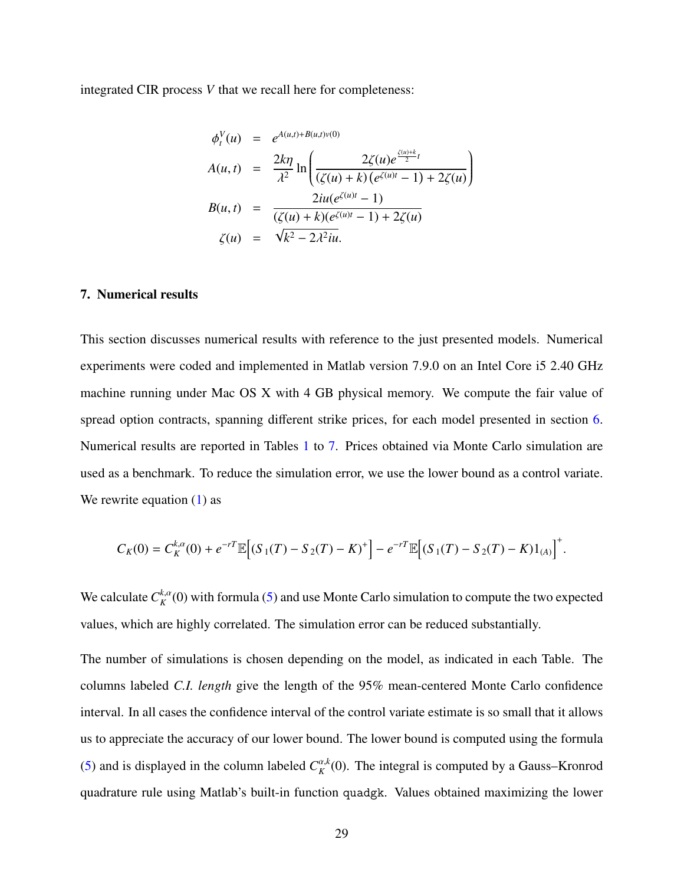integrated CIR process $V$ that we recall here for completeness:

$$
\begin{aligned}
\phi_t^V(u) &= e^{A(u,t)+B(u,t)v(0)} \\
A(u,t) &= \frac{2k\eta}{\lambda^2} \ln\left( \frac{2\zeta(u) e^{\frac{\zeta(u)+k}{2}t}}{(\zeta(u)+k)\left(e^{\zeta(u)t}-1\right)+2\zeta(u)} \right) \\
B(u,t) &= \frac{2iu(e^{\zeta(u)t}-1)}{(\zeta(u)+k)(e^{\zeta(u)t}-1)+2\zeta(u)} \\
\zeta(u) &= \sqrt{k^2 - 2\lambda^2 iu}.
\end{aligned}
$$

## 7. Numerical results

This section discusses numerical results with reference to the just presented models. Numerical experiments were coded and implemented in Matlab version 7.9.0 on an Intel Core i5 2.40 GHz machine running under Mac OS X with 4 GB physical memory. We compute the fair value of spread option contracts, spanning different strike prices, for each model presented in section 6. Numerical results are reported in Tables 1 to 7. Prices obtained via Monte Carlo simulation are used as a benchmark. To reduce the simulation error, we use the lower bound as a control variate. We rewrite equation (1) as

$$
C_K(0) = C_K^{k,\alpha}(0) + e^{-rT}\mathbb{E}\Big[(S_1(T) - S_2(T) - K)^+\Big] - e^{-rT}\mathbb{E}\Big[(S_1(T) - S_2(T) - K)1_{(A)}\Big]^+.
$$

We calculate $C_K^{k,\alpha}(0)$ with formula (5) and use Monte Carlo simulation to compute the two expected values, which are highly correlated. The simulation error can be reduced substantially.

The number of simulations is chosen depending on the model, as indicated in each Table. The columns labeled *C.I. length* give the length of the 95% mean-centered Monte Carlo confidence interval. In all cases the confidence interval of the control variate estimate is so small that it allows us to appreciate the accuracy of our lower bound. The lower bound is computed using the formula (5) and is displayed in the column labeled $C_K^{\alpha,k}(0)$. The integral is computed by a Gauss–Kronrod quadrature rule using Matlab's built-in function `quadgk`. Values obtained maximizing the lower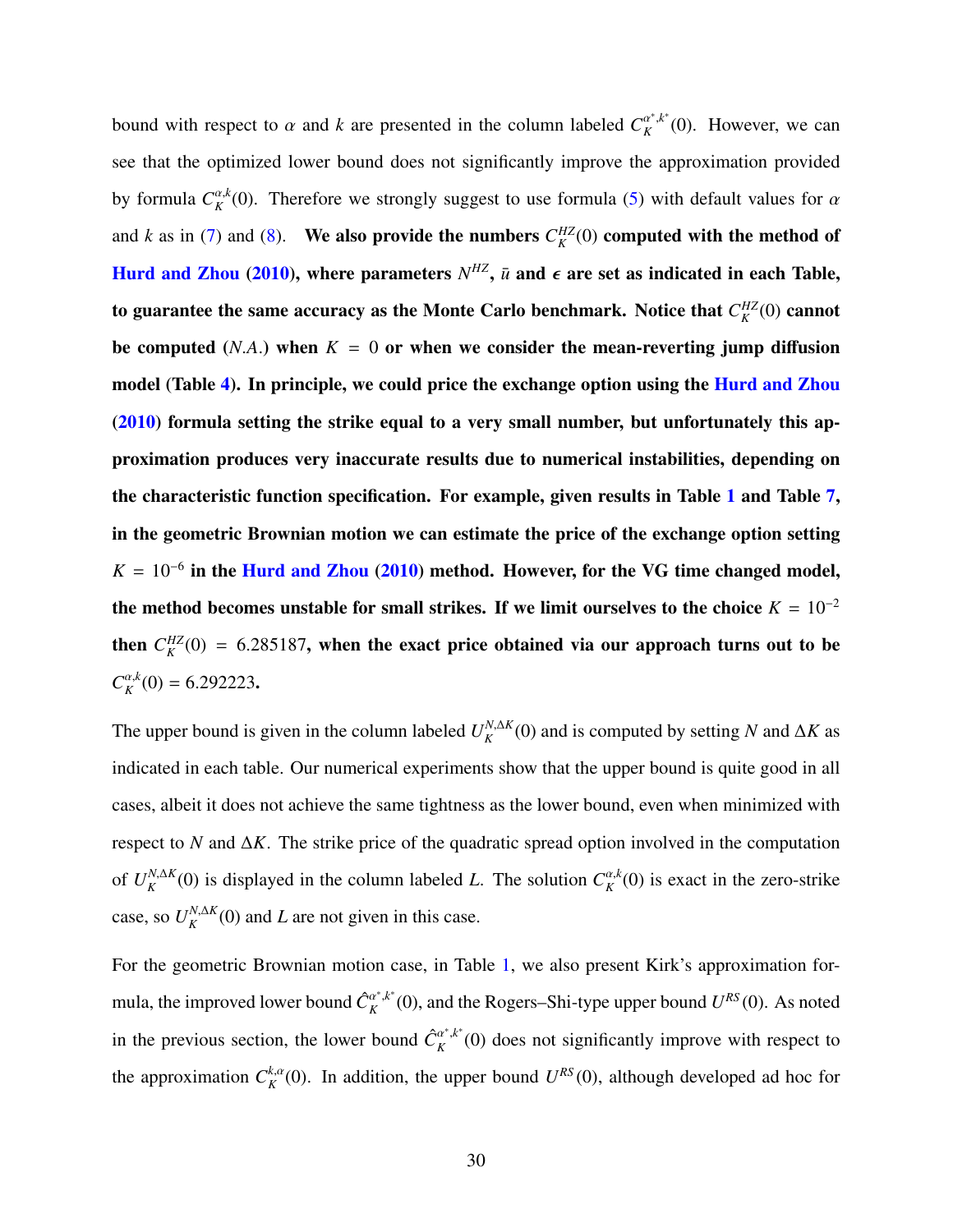bound with respect to $\alpha$ and $k$ are presented in the column labeled $C_K^{\alpha^*,k^*}(0)$. However, we can see that the optimized lower bound does not significantly improve the approximation provided by formula $C_K^{\alpha,k}(0)$. Therefore we strongly suggest to use formula (5) with default values for $\alpha$ and $k$ as in (7) and (8). **We also provide the numbers $C_K^{HZ}(0)$ computed with the method of Hurd and Zhou (2010), where parameters $N^{HZ}$, $\bar{u}$ and $\epsilon$ are set as indicated in each Table, to guarantee the same accuracy as the Monte Carlo benchmark. Notice that $C_K^{HZ}(0)$ cannot be computed (*N.A.*) when $K = 0$ or when we consider the mean-reverting jump diffusion model (Table 4). In principle, we could price the exchange option using the Hurd and Zhou (2010) formula setting the strike equal to a very small number, but unfortunately this approximation produces very inaccurate results due to numerical instabilities, depending on the characteristic function specification. For example, given results in Table 1 and Table 7, in the geometric Brownian motion we can estimate the price of the exchange option setting $K = 10^{-6}$ in the Hurd and Zhou (2010) method. However, for the VG time changed model, the method becomes unstable for small strikes. If we limit ourselves to the choice $K = 10^{-2}$ then $C_K^{HZ}(0) = 6.285187$, when the exact price obtained via our approach turns out to be $C_K^{\alpha,k}(0) = 6.292223$.**

The upper bound is given in the column labeled $U_K^{N,\Delta K}(0)$ and is computed by setting $N$ and $\Delta K$ as indicated in each table. Our numerical experiments show that the upper bound is quite good in all cases, albeit it does not achieve the same tightness as the lower bound, even when minimized with respect to $N$ and $\Delta K$. The strike price of the quadratic spread option involved in the computation of $U_K^{N,\Delta K}(0)$ is displayed in the column labeled $L$. The solution $C_K^{\alpha,k}(0)$ is exact in the zero-strike case, so $U_K^{N,\Delta K}(0)$ and $L$ are not given in this case.

For the geometric Brownian motion case, in Table 1, we also present Kirk's approximation formula, the improved lower bound $\hat{C}_K^{\alpha^*,k^*}(0)$, and the Rogers–Shi-type upper bound $U^{RS}(0)$. As noted in the previous section, the lower bound $\hat{C}_K^{\alpha^*,k^*}(0)$ does not significantly improve with respect to the approximation $C_K^{k,\alpha}(0)$. In addition, the upper bound $U^{RS}(0)$, although developed ad hoc for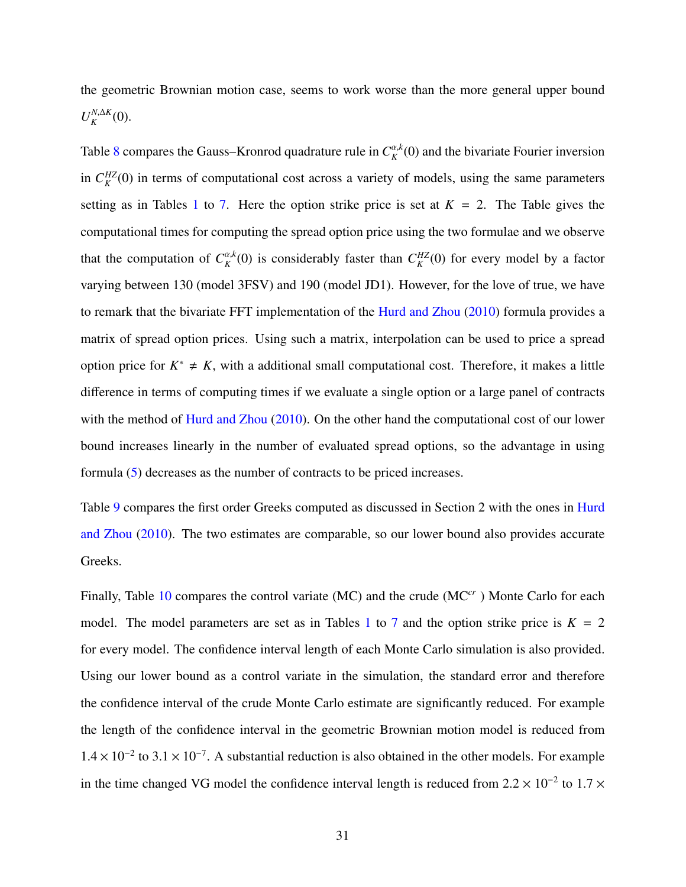the geometric Brownian motion case, seems to work worse than the more general upper bound $U_K^{N,\Delta K}(0)$.

Table 8 compares the Gauss–Kronrod quadrature rule in $C_K^{\alpha,k}(0)$ and the bivariate Fourier inversion in $C_K^{HZ}(0)$ in terms of computational cost across a variety of models, using the same parameters setting as in Tables 1 to 7. Here the option strike price is set at $K = 2$. The Table gives the computational times for computing the spread option price using the two formulae and we observe that the computation of $C_K^{\alpha,k}(0)$ is considerably faster than $C_K^{HZ}(0)$ for every model by a factor varying between 130 (model 3FSV) and 190 (model JD1). However, for the love of true, we have to remark that the bivariate FFT implementation of the Hurd and Zhou (2010) formula provides a matrix of spread option prices. Using such a matrix, interpolation can be used to price a spread option price for $K^* \neq K$, with a additional small computational cost. Therefore, it makes a little difference in terms of computing times if we evaluate a single option or a large panel of contracts with the method of Hurd and Zhou (2010). On the other hand the computational cost of our lower bound increases linearly in the number of evaluated spread options, so the advantage in using formula (5) decreases as the number of contracts to be priced increases.

Table 9 compares the first order Greeks computed as discussed in Section 2 with the ones in Hurd and Zhou (2010). The two estimates are comparable, so our lower bound also provides accurate Greeks.

Finally, Table 10 compares the control variate (MC) and the crude ($\text{MC}^{cr}$ ) Monte Carlo for each model. The model parameters are set as in Tables 1 to 7 and the option strike price is $K = 2$ for every model. The confidence interval length of each Monte Carlo simulation is also provided. Using our lower bound as a control variate in the simulation, the standard error and therefore the confidence interval of the crude Monte Carlo estimate are significantly reduced. For example the length of the confidence interval in the geometric Brownian motion model is reduced from $1.4 \times 10^{-2}$ to $3.1 \times 10^{-7}$. A substantial reduction is also obtained in the other models. For example in the time changed VG model the confidence interval length is reduced from $2.2 \times 10^{-2}$ to $1.7 \times$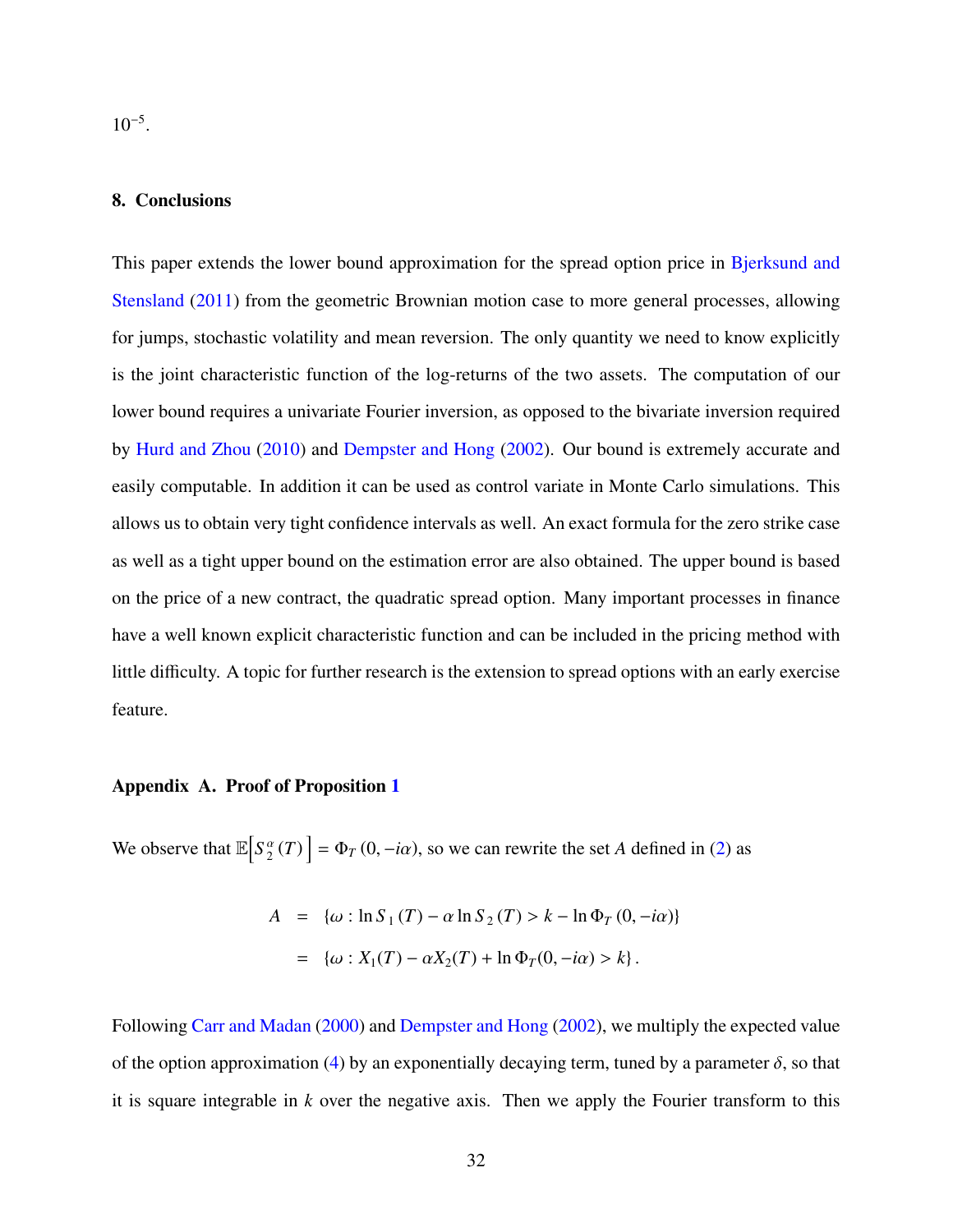$10^{-5}$.

## 8. Conclusions

This paper extends the lower bound approximation for the spread option price in Bjerksund and Stensland (2011) from the geometric Brownian motion case to more general processes, allowing for jumps, stochastic volatility and mean reversion. The only quantity we need to know explicitly is the joint characteristic function of the log-returns of the two assets. The computation of our lower bound requires a univariate Fourier inversion, as opposed to the bivariate inversion required by Hurd and Zhou (2010) and Dempster and Hong (2002). Our bound is extremely accurate and easily computable. In addition it can be used as control variate in Monte Carlo simulations. This allows us to obtain very tight confidence intervals as well. An exact formula for the zero strike case as well as a tight upper bound on the estimation error are also obtained. The upper bound is based on the price of a new contract, the quadratic spread option. Many important processes in finance have a well known explicit characteristic function and can be included in the pricing method with little difficulty. A topic for further research is the extension to spread options with an early exercise feature.

## Appendix A. Proof of Proposition 1

We observe that $\mathbb{E}\left[S_2^{\alpha}(T)\right] = \Phi_T(0, -i\alpha)$, so we can rewrite the set $A$ defined in (2) as

$$
\begin{aligned}
A &= \{\omega : \ln S_1(T) - \alpha \ln S_2(T) > k - \ln \Phi_T(0, -i\alpha)\} \\
&= \{\omega : X_1(T) - \alpha X_2(T) + \ln \Phi_T(0, -i\alpha) > k\}.
\end{aligned}
$$

Following Carr and Madan (2000) and Dempster and Hong (2002), we multiply the expected value of the option approximation (4) by an exponentially decaying term, tuned by a parameter $\delta$, so that it is square integrable in $k$ over the negative axis. Then we apply the Fourier transform to this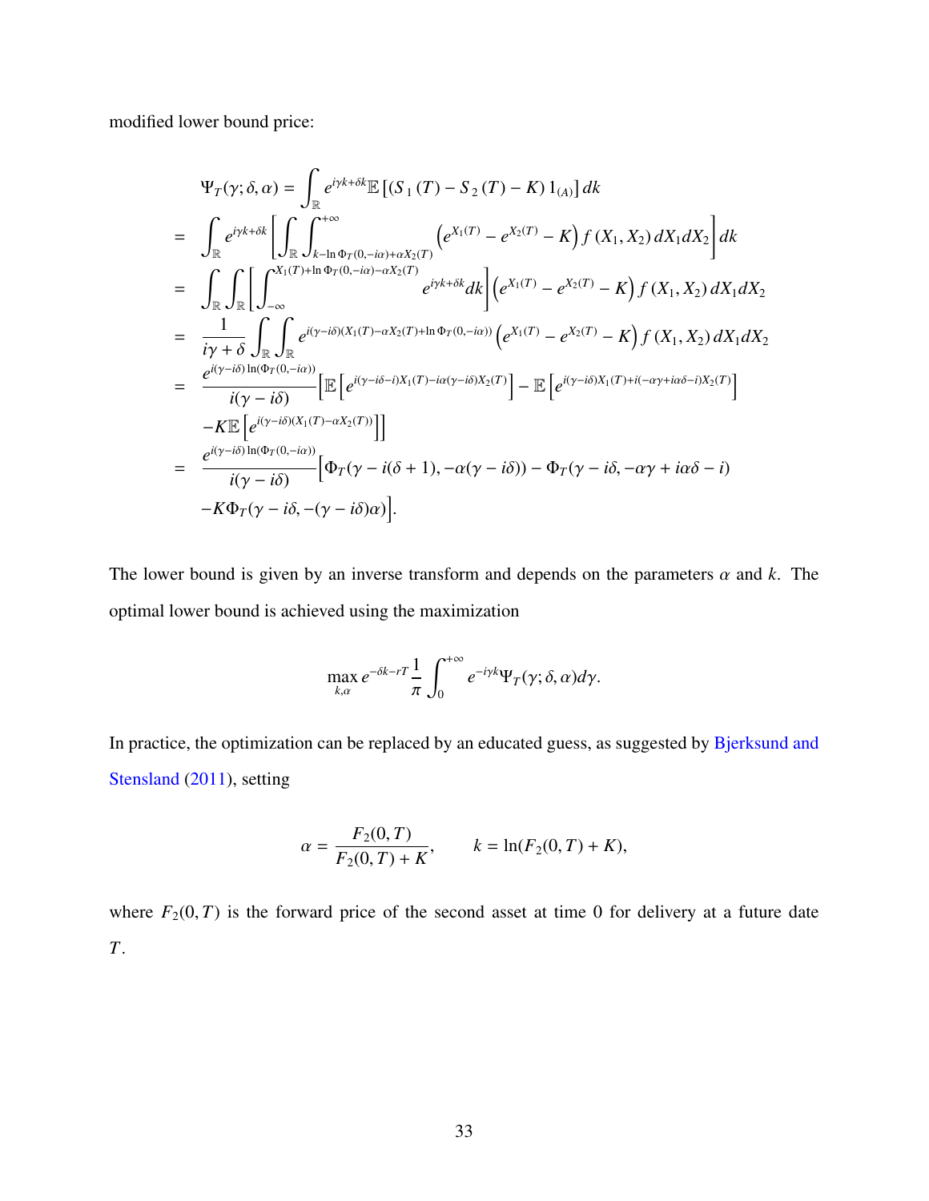modified lower bound price:

$$
\begin{aligned}
&\Psi_T(\gamma;\delta,\alpha) = \int_{\mathbb{R}} e^{i\gamma k+\delta k}\mathbb{E}\left[\left(S_1(T)-S_2(T)-K\right)1_{(A)}\right]dk \\
=\;& \int_{\mathbb{R}} e^{i\gamma k+\delta k}\left[\int_{\mathbb{R}}\int_{k-\ln\Phi_T(0,-i\alpha)+\alpha X_2(T)}^{+\infty}\left(e^{X_1(T)}-e^{X_2(T)}-K\right)f\left(X_1,X_2\right)dX_1dX_2\right]dk \\
=\;& \int_{\mathbb{R}}\int_{\mathbb{R}}\left[\int_{-\infty}^{X_1(T)+\ln\Phi_T(0,-i\alpha)-\alpha X_2(T)} e^{i\gamma k+\delta k}dk\right]\left(e^{X_1(T)}-e^{X_2(T)}-K\right)f\left(X_1,X_2\right)dX_1dX_2 \\
=\;& \frac{1}{i\gamma+\delta}\int_{\mathbb{R}}\int_{\mathbb{R}} e^{i(\gamma-i\delta)(X_1(T)-\alpha X_2(T)+\ln\Phi_T(0,-i\alpha))}\left(e^{X_1(T)}-e^{X_2(T)}-K\right)f\left(X_1,X_2\right)dX_1dX_2 \\
=\;& \frac{e^{i(\gamma-i\delta)\ln(\Phi_T(0,-i\alpha))}}{i(\gamma-i\delta)}\Big[\mathbb{E}\left[e^{i(\gamma-i\delta-i)X_1(T)-i\alpha(\gamma-i\delta)X_2(T)}\right]-\mathbb{E}\left[e^{i(\gamma-i\delta)X_1(T)+i(-\alpha\gamma+i\alpha\delta-i)X_2(T)}\right] \\
&-K\mathbb{E}\left[e^{i(\gamma-i\delta)(X_1(T)-\alpha X_2(T))}\right]\Big] \\
=\;& \frac{e^{i(\gamma-i\delta)\ln(\Phi_T(0,-i\alpha))}}{i(\gamma-i\delta)}\Big[\Phi_T(\gamma-i(\delta+1),-\alpha(\gamma-i\delta))-\Phi_T(\gamma-i\delta,-\alpha\gamma+i\alpha\delta-i) \\
&-K\Phi_T(\gamma-i\delta,-(\gamma-i\delta)\alpha)\Big].
\end{aligned}
$$

The lower bound is given by an inverse transform and depends on the parameters $\alpha$ and $k$. The optimal lower bound is achieved using the maximization

$$
\max_{k,\alpha} e^{-\delta k - rT}\frac{1}{\pi}\int_0^{+\infty} e^{-i\gamma k}\Psi_T(\gamma;\delta,\alpha)d\gamma.
$$

In practice, the optimization can be replaced by an educated guess, as suggested by Bjerksund and Stensland (2011), setting

$$
\alpha = \frac{F_2(0,T)}{F_2(0,T)+K}, \qquad k = \ln(F_2(0,T)+K),
$$

where $F_2(0,T)$ is the forward price of the second asset at time 0 for delivery at a future date $T$.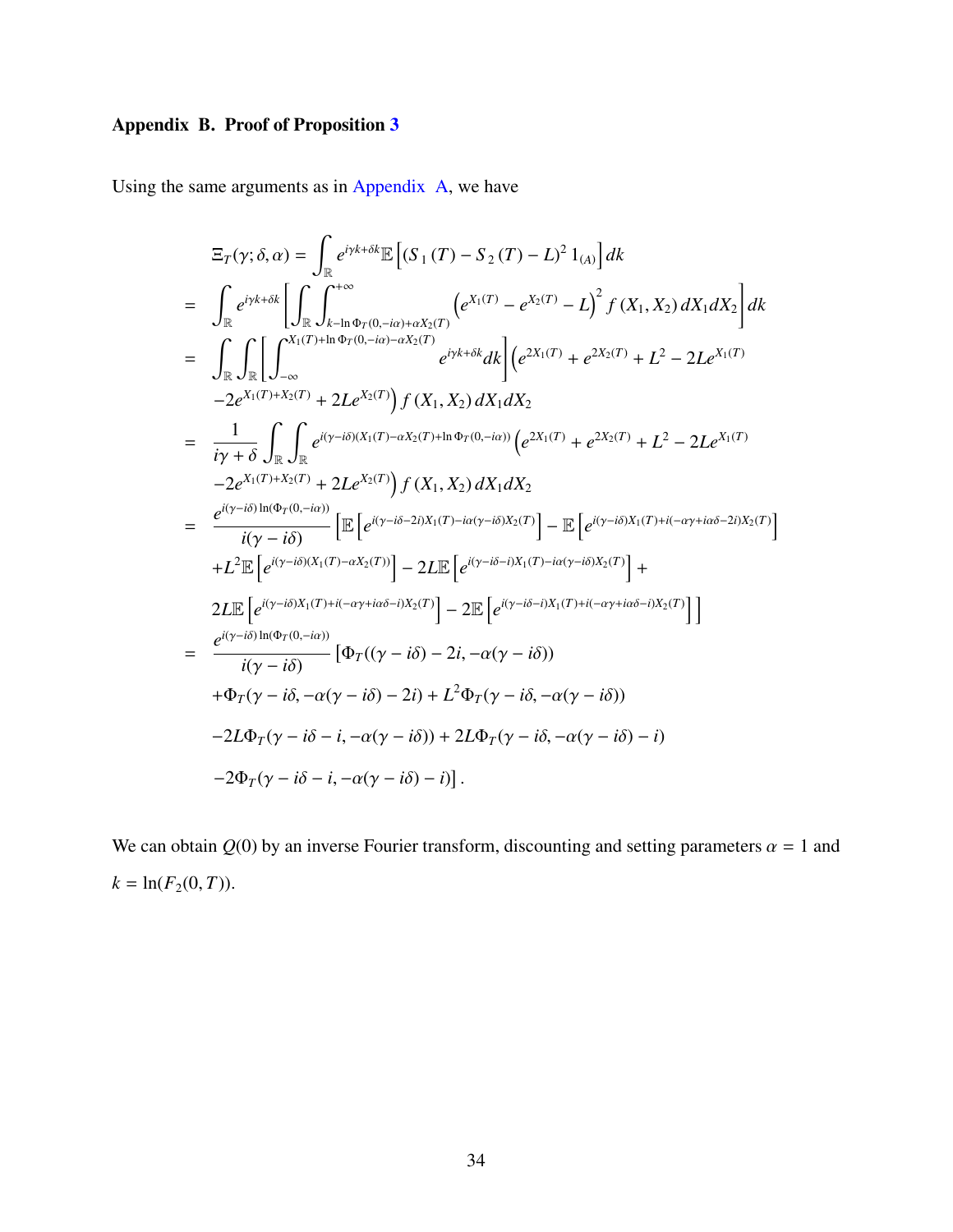## Appendix B. Proof of Proposition 3

Using the same arguments as in Appendix A, we have

$$
\begin{aligned}
\Xi_T(\gamma;\delta,\alpha) &= \int_{\mathbb{R}} e^{i\gamma k+\delta k}\mathbb{E}\left[(S_1(T)-S_2(T)-L)^2\,1_{(A)}\right]dk \\
&= \int_{\mathbb{R}} e^{i\gamma k+\delta k}\left[\int_{\mathbb{R}}\int_{k-\ln\Phi_T(0,-i\alpha)+\alpha X_2(T)}^{+\infty}\left(e^{X_1(T)}-e^{X_2(T)}-L\right)^2 f(X_1,X_2)\,dX_1 dX_2\right]dk \\
&= \int_{\mathbb{R}}\int_{\mathbb{R}}\left[\int_{-\infty}^{X_1(T)+\ln\Phi_T(0,-i\alpha)-\alpha X_2(T)} e^{i\gamma k+\delta k}dk\right]\left(e^{2X_1(T)}+e^{2X_2(T)}+L^2-2Le^{X_1(T)}\right. \\
&\quad \left.-2e^{X_1(T)+X_2(T)}+2Le^{X_2(T)}\right) f(X_1,X_2)\,dX_1 dX_2 \\
&= \frac{1}{i\gamma+\delta}\int_{\mathbb{R}}\int_{\mathbb{R}} e^{i(\gamma-i\delta)(X_1(T)-\alpha X_2(T)+\ln\Phi_T(0,-i\alpha))}\left(e^{2X_1(T)}+e^{2X_2(T)}+L^2-2Le^{X_1(T)}\right. \\
&\quad \left.-2e^{X_1(T)+X_2(T)}+2Le^{X_2(T)}\right) f(X_1,X_2)\,dX_1 dX_2 \\
&= \frac{e^{i(\gamma-i\delta)\ln(\Phi_T(0,-i\alpha))}}{i(\gamma-i\delta)}\left[\mathbb{E}\left[e^{i(\gamma-i\delta-2i)X_1(T)-i\alpha(\gamma-i\delta)X_2(T)}\right]-\mathbb{E}\left[e^{i(\gamma-i\delta)X_1(T)+i(-\alpha\gamma+i\alpha\delta-2i)X_2(T)}\right]\right. \\
&\quad +L^2\mathbb{E}\left[e^{i(\gamma-i\delta)(X_1(T)-\alpha X_2(T))}\right]-2L\mathbb{E}\left[e^{i(\gamma-i\delta-i)X_1(T)-i\alpha(\gamma-i\delta)X_2(T)}\right]+ \\
&\quad \left.2L\mathbb{E}\left[e^{i(\gamma-i\delta)X_1(T)+i(-\alpha\gamma+i\alpha\delta-i)X_2(T)}\right]-2\mathbb{E}\left[e^{i(\gamma-i\delta-i)X_1(T)+i(-\alpha\gamma+i\alpha\delta-i)X_2(T)}\right]\right] \\
&= \frac{e^{i(\gamma-i\delta)\ln(\Phi_T(0,-i\alpha))}}{i(\gamma-i\delta)}\left[\Phi_T((\gamma-i\delta)-2i,-\alpha(\gamma-i\delta))\right. \\
&\quad +\Phi_T(\gamma-i\delta,-\alpha(\gamma-i\delta)-2i)+L^2\Phi_T(\gamma-i\delta,-\alpha(\gamma-i\delta)) \\
&\quad -2L\Phi_T(\gamma-i\delta-i,-\alpha(\gamma-i\delta))+2L\Phi_T(\gamma-i\delta,-\alpha(\gamma-i\delta)-i) \\
&\quad \left.-2\Phi_T(\gamma-i\delta-i,-\alpha(\gamma-i\delta)-i)\right].
\end{aligned}
$$

We can obtain $Q(0)$ by an inverse Fourier transform, discounting and setting parameters $\alpha=1$ and $k=\ln(F_2(0,T))$.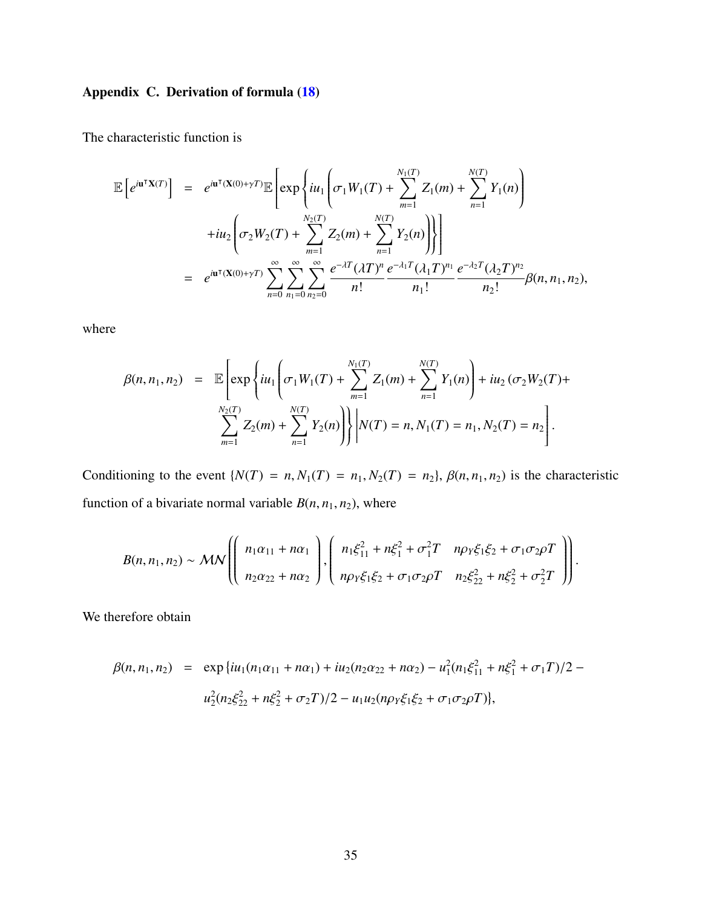## Appendix C. Derivation of formula (18)

The characteristic function is

$$
\begin{aligned}
\mathbb{E}\left[e^{i\mathbf{u}^\intercal \mathbf{X}(T)}\right] &= e^{i\mathbf{u}^\intercal(\mathbf{X}(0)+\gamma T)}\mathbb{E}\left[\exp\left\{iu_1\left(\sigma_1 W_1(T) + \sum_{m=1}^{N_1(T)} Z_1(m) + \sum_{n=1}^{N(T)} Y_1(n)\right)\right.\right. \\
&\quad \left.\left. + iu_2\left(\sigma_2 W_2(T) + \sum_{m=1}^{N_2(T)} Z_2(m) + \sum_{n=1}^{N(T)} Y_2(n)\right)\right\}\right] \\
&= e^{i\mathbf{u}^\intercal(\mathbf{X}(0)+\gamma T)} \sum_{n=0}^{\infty}\sum_{n_1=0}^{\infty}\sum_{n_2=0}^{\infty} \frac{e^{-\lambda T}(\lambda T)^n}{n!}\frac{e^{-\lambda_1 T}(\lambda_1 T)^{n_1}}{n_1!}\frac{e^{-\lambda_2 T}(\lambda_2 T)^{n_2}}{n_2!}\beta(n, n_1, n_2),
\end{aligned}
$$

where

$$
\begin{aligned}
\beta(n, n_1, n_2) &= \mathbb{E}\left[\exp\left\{iu_1\left(\sigma_1 W_1(T) + \sum_{m=1}^{N_1(T)} Z_1(m) + \sum_{n=1}^{N(T)} Y_1(n)\right) + iu_2\left(\sigma_2 W_2(T) + \right.\right.\right. \\
&\quad \left.\left.\left. \sum_{m=1}^{N_2(T)} Z_2(m) + \sum_{n=1}^{N(T)} Y_2(n)\right)\right\} \middle| N(T) = n, N_1(T) = n_1, N_2(T) = n_2\right].
\end{aligned}
$$

Conditioning to the event $\{N(T) = n, N_1(T) = n_1, N_2(T) = n_2\}$, $\beta(n, n_1, n_2)$ is the characteristic function of a bivariate normal variable $B(n, n_1, n_2)$, where

$$
B(n, n_1, n_2) \sim \mathcal{MN}\left(\begin{pmatrix} n_1\alpha_{11} + n\alpha_1 \\ n_2\alpha_{22} + n\alpha_2 \end{pmatrix}, \begin{pmatrix} n_1\xi_{11}^2 + n\xi_1^2 + \sigma_1^2 T & n\rho_Y\xi_1\xi_2 + \sigma_1\sigma_2\rho T \\ n\rho_Y\xi_1\xi_2 + \sigma_1\sigma_2\rho T & n_2\xi_{22}^2 + n\xi_2^2 + \sigma_2^2 T \end{pmatrix}\right).
$$

We therefore obtain

$$
\begin{aligned}
\beta(n, n_1, n_2) &= \exp\{iu_1(n_1\alpha_{11} + n\alpha_1) + iu_2(n_2\alpha_{22} + n\alpha_2) - u_1^2(n_1\xi_{11}^2 + n\xi_1^2 + \sigma_1 T)/2 - \\
&\quad u_2^2(n_2\xi_{22}^2 + n\xi_2^2 + \sigma_2 T)/2 - u_1u_2(n\rho_Y\xi_1\xi_2 + \sigma_1\sigma_2\rho T)\},
\end{aligned}
$$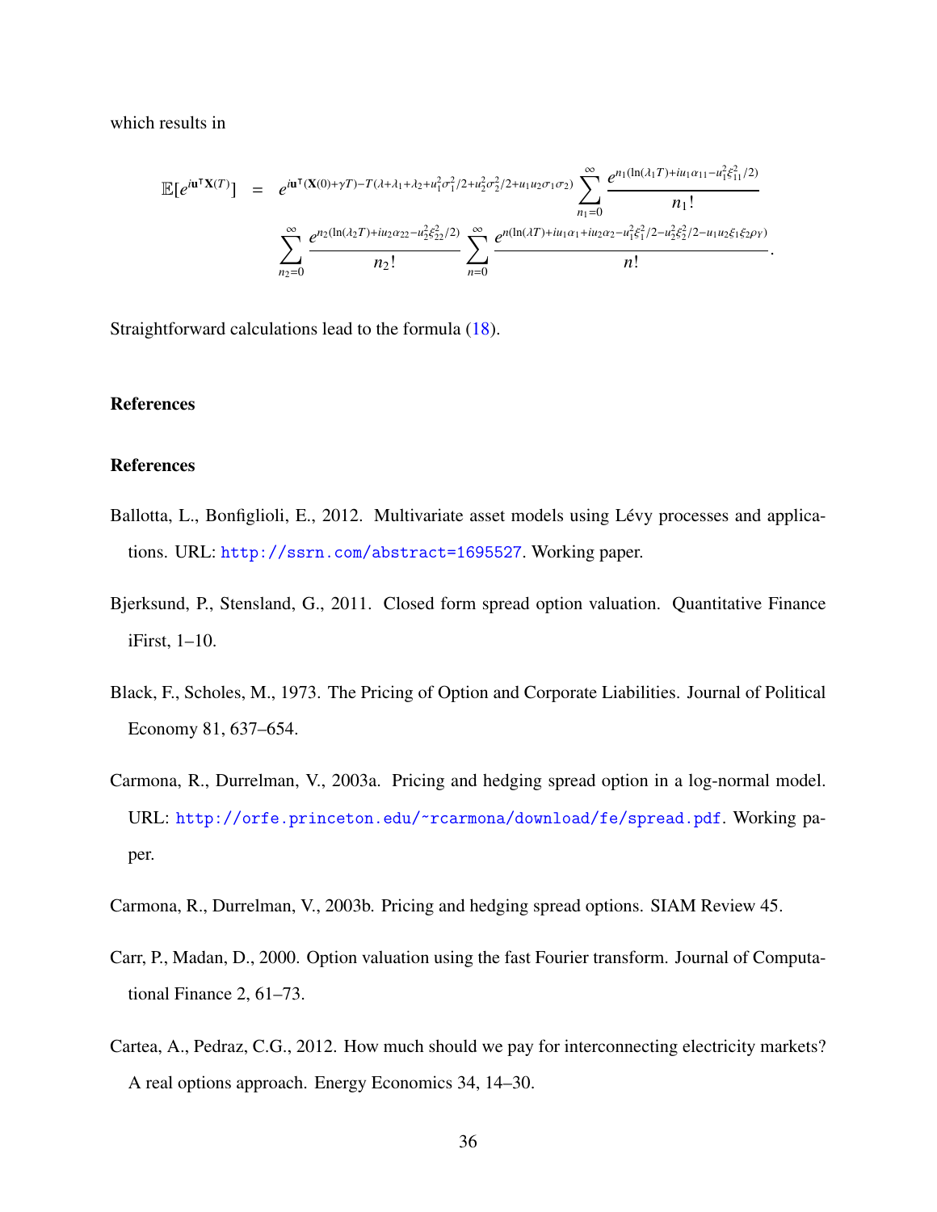which results in

$$
\begin{aligned}
\mathbb{E}[e^{i\mathbf{u}^\intercal \mathbf{X}(T)}] \;&=\; e^{i\mathbf{u}^\intercal(\mathbf{X}(0)+\gamma T)-T(\lambda+\lambda_1+\lambda_2+u_1^2\sigma_1^2/2+u_2^2\sigma_2^2/2+u_1u_2\sigma_1\sigma_2)} \sum_{n_1=0}^{\infty} \frac{e^{n_1(\ln(\lambda_1 T)+iu_1\alpha_{11}-u_1^2\xi_{11}^2/2)}}{n_1!} \\
&\quad \sum_{n_2=0}^{\infty} \frac{e^{n_2(\ln(\lambda_2 T)+iu_2\alpha_{22}-u_2^2\xi_{22}^2/2)}}{n_2!} \sum_{n=0}^{\infty} \frac{e^{n(\ln(\lambda T)+iu_1\alpha_1+iu_2\alpha_2-u_1^2\xi_1^2/2-u_2^2\xi_2^2/2-u_1u_2\xi_1\xi_2\rho_Y)}}{n!}.
\end{aligned}
$$

Straightforward calculations lead to the formula (18).

## References

## References

Ballotta, L., Bonfiglioli, E., 2012. Multivariate asset models using Lévy processes and applications. URL: http://ssrn.com/abstract=1695527. Working paper.

Bjerksund, P., Stensland, G., 2011. Closed form spread option valuation. Quantitative Finance iFirst, 1–10.

Black, F., Scholes, M., 1973. The Pricing of Option and Corporate Liabilities. Journal of Political Economy 81, 637–654.

Carmona, R., Durrelman, V., 2003a. Pricing and hedging spread option in a log-normal model. URL: http://orfe.princeton.edu/~rcarmona/download/fe/spread.pdf. Working paper.

Carmona, R., Durrelman, V., 2003b. Pricing and hedging spread options. SIAM Review 45.

Carr, P., Madan, D., 2000. Option valuation using the fast Fourier transform. Journal of Computational Finance 2, 61–73.

Cartea, A., Pedraz, C.G., 2012. How much should we pay for interconnecting electricity markets? A real options approach. Energy Economics 34, 14–30.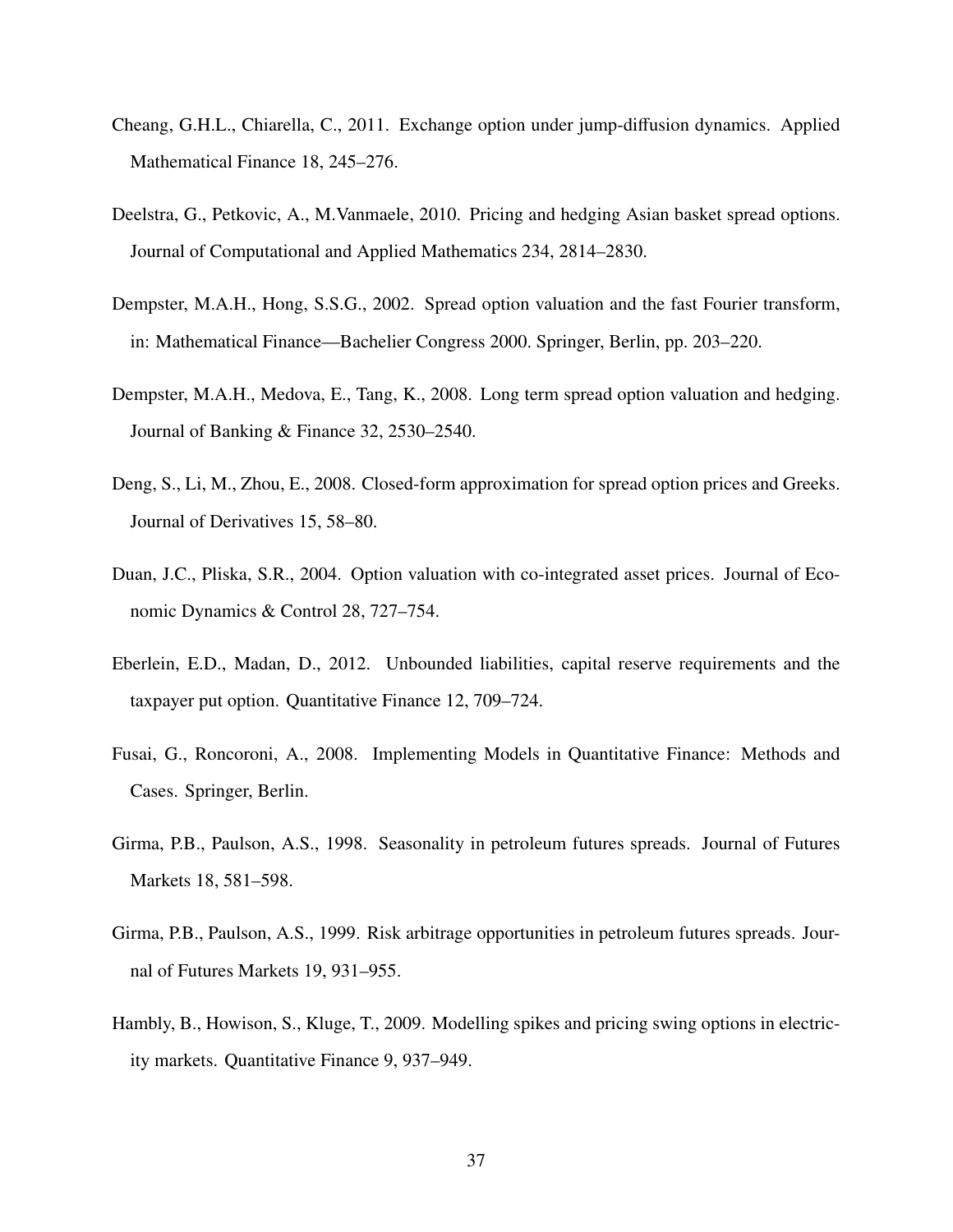Cheang, G.H.L., Chiarella, C., 2011. Exchange option under jump-diffusion dynamics. Applied Mathematical Finance 18, 245–276.

Deelstra, G., Petkovic, A., M.Vanmaele, 2010. Pricing and hedging Asian basket spread options. Journal of Computational and Applied Mathematics 234, 2814–2830.

Dempster, M.A.H., Hong, S.S.G., 2002. Spread option valuation and the fast Fourier transform, in: Mathematical Finance—Bachelier Congress 2000. Springer, Berlin, pp. 203–220.

Dempster, M.A.H., Medova, E., Tang, K., 2008. Long term spread option valuation and hedging. Journal of Banking & Finance 32, 2530–2540.

Deng, S., Li, M., Zhou, E., 2008. Closed-form approximation for spread option prices and Greeks. Journal of Derivatives 15, 58–80.

Duan, J.C., Pliska, S.R., 2004. Option valuation with co-integrated asset prices. Journal of Economic Dynamics & Control 28, 727–754.

Eberlein, E.D., Madan, D., 2012. Unbounded liabilities, capital reserve requirements and the taxpayer put option. Quantitative Finance 12, 709–724.

Fusai, G., Roncoroni, A., 2008. Implementing Models in Quantitative Finance: Methods and Cases. Springer, Berlin.

Girma, P.B., Paulson, A.S., 1998. Seasonality in petroleum futures spreads. Journal of Futures Markets 18, 581–598.

Girma, P.B., Paulson, A.S., 1999. Risk arbitrage opportunities in petroleum futures spreads. Journal of Futures Markets 19, 931–955.

Hambly, B., Howison, S., Kluge, T., 2009. Modelling spikes and pricing swing options in electricity markets. Quantitative Finance 9, 937–949.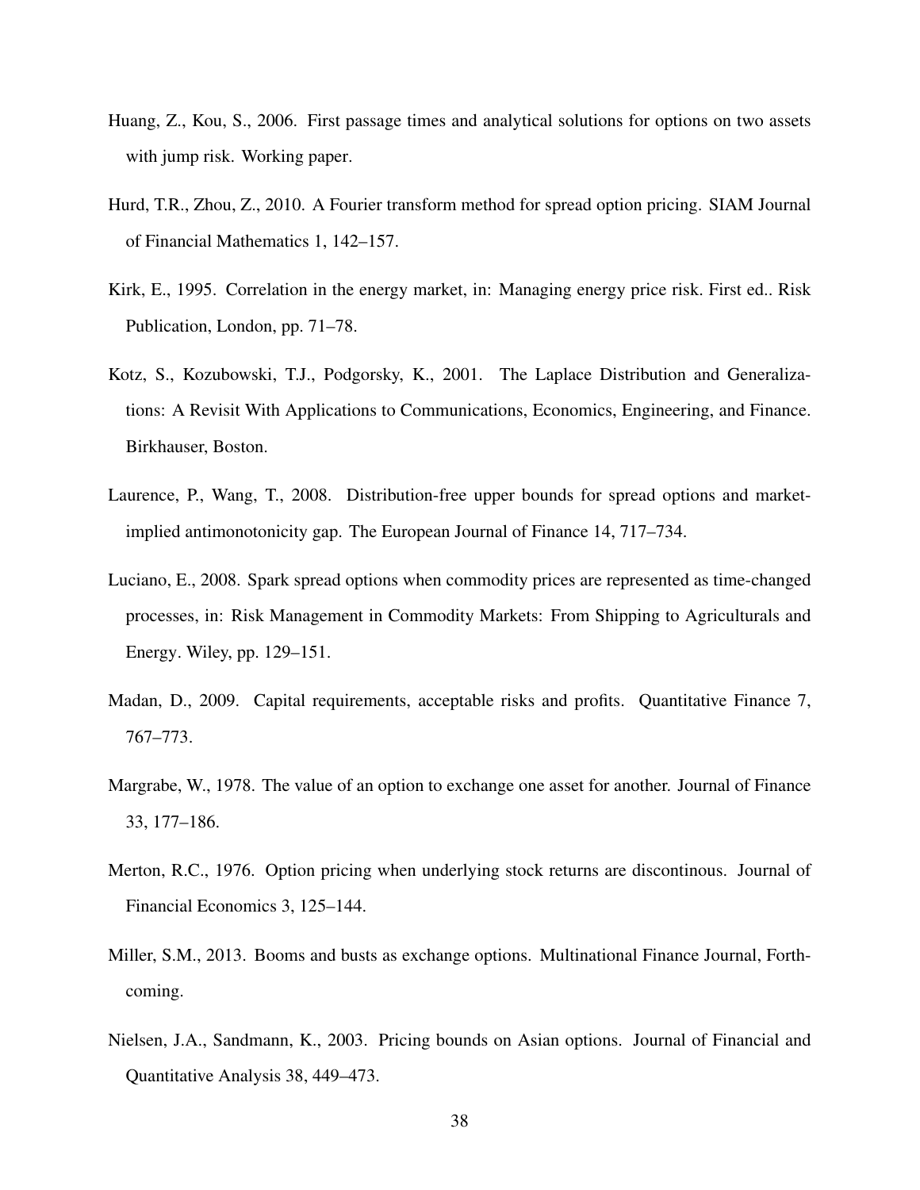Huang, Z., Kou, S., 2006. First passage times and analytical solutions for options on two assets with jump risk. Working paper.

Hurd, T.R., Zhou, Z., 2010. A Fourier transform method for spread option pricing. SIAM Journal of Financial Mathematics 1, 142–157.

Kirk, E., 1995. Correlation in the energy market, in: Managing energy price risk. First ed.. Risk Publication, London, pp. 71–78.

Kotz, S., Kozubowski, T.J., Podgorsky, K., 2001. The Laplace Distribution and Generalizations: A Revisit With Applications to Communications, Economics, Engineering, and Finance. Birkhauser, Boston.

Laurence, P., Wang, T., 2008. Distribution-free upper bounds for spread options and market-implied antimonotonicity gap. The European Journal of Finance 14, 717–734.

Luciano, E., 2008. Spark spread options when commodity prices are represented as time-changed processes, in: Risk Management in Commodity Markets: From Shipping to Agriculturals and Energy. Wiley, pp. 129–151.

Madan, D., 2009. Capital requirements, acceptable risks and profits. Quantitative Finance 7, 767–773.

Margrabe, W., 1978. The value of an option to exchange one asset for another. Journal of Finance 33, 177–186.

Merton, R.C., 1976. Option pricing when underlying stock returns are discontinous. Journal of Financial Economics 3, 125–144.

Miller, S.M., 2013. Booms and busts as exchange options. Multinational Finance Journal, Forthcoming.

Nielsen, J.A., Sandmann, K., 2003. Pricing bounds on Asian options. Journal of Financial and Quantitative Analysis 38, 449–473.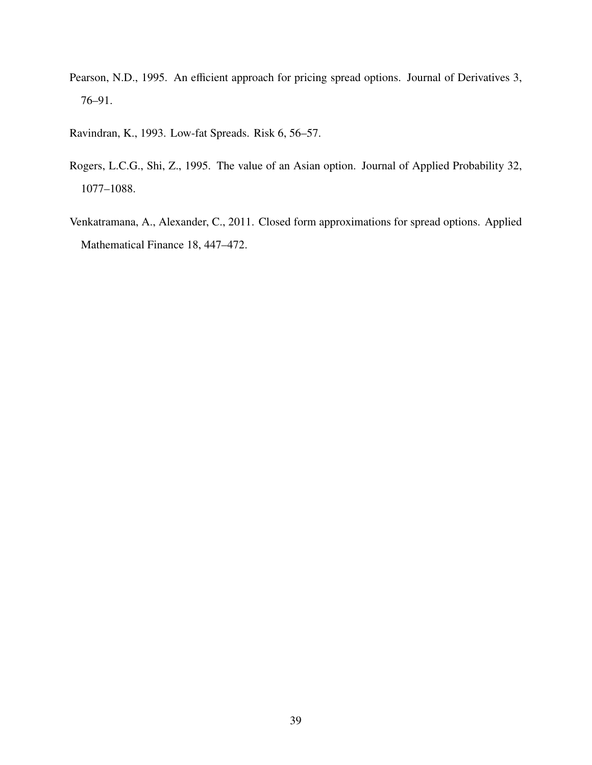Pearson, N.D., 1995. An efficient approach for pricing spread options. Journal of Derivatives 3, 76–91.

Ravindran, K., 1993. Low-fat Spreads. Risk 6, 56–57.

Rogers, L.C.G., Shi, Z., 1995. The value of an Asian option. Journal of Applied Probability 32, 1077–1088.

Venkatramana, A., Alexander, C., 2011. Closed form approximations for spread options. Applied Mathematical Finance 18, 447–472.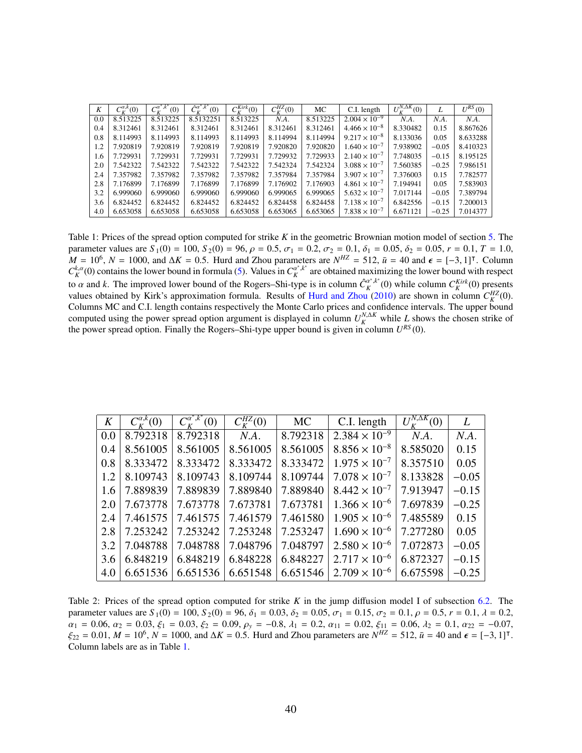| $K$ | $C_K^{\alpha,k}(0)$ | $C_K^{\alpha^*,k^*}(0)$ | $\hat{C}_K^{\alpha^*,k^*}(0)$ | $C_K^{Kirk}(0)$ | $C_K^{HZ}(0)$ | MC | C.I. length | $U_K^{N,\Delta K}(0)$ | $L$ | $U^{RS}(0)$ |
|---|---|---|---|---|---|---|---|---|---|---|
| 0.0 | 8.513225 | 8.513225 | 8.5132251 | 8.513225 | *N.A.* | 8.513225 | $2.004 \times 10^{-9}$ | *N.A.* | *N.A.* | *N.A.* |
| 0.4 | 8.312461 | 8.312461 | 8.312461 | 8.312461 | 8.312461 | 8.312461 | $4.466 \times 10^{-8}$ | 8.330482 | 0.15 | 8.867626 |
| 0.8 | 8.114993 | 8.114993 | 8.114993 | 8.114993 | 8.114994 | 8.114994 | $9.217 \times 10^{-8}$ | 8.133036 | 0.05 | 8.633288 |
| 1.2 | 7.920819 | 7.920819 | 7.920819 | 7.920819 | 7.920820 | 7.920820 | $1.640 \times 10^{-7}$ | 7.938902 | $-0.05$ | 8.410323 |
| 1.6 | 7.729931 | 7.729931 | 7.729931 | 7.729931 | 7.729932 | 7.729933 | $2.140 \times 10^{-7}$ | 7.748035 | $-0.15$ | 8.195125 |
| 2.0 | 7.542322 | 7.542322 | 7.542322 | 7.542322 | 7.542324 | 7.542324 | $3.088 \times 10^{-7}$ | 7.560385 | $-0.25$ | 7.986151 |
| 2.4 | 7.357982 | 7.357982 | 7.357982 | 7.357982 | 7.357984 | 7.357984 | $3.907 \times 10^{-7}$ | 7.376003 | 0.15 | 7.782577 |
| 2.8 | 7.176899 | 7.176899 | 7.176899 | 7.176899 | 7.176902 | 7.176903 | $4.861 \times 10^{-7}$ | 7.194941 | 0.05 | 7.583903 |
| 3.2 | 6.999060 | 6.999060 | 6.999060 | 6.999060 | 6.999065 | 6.999065 | $5.632 \times 10^{-7}$ | 7.017144 | $-0.05$ | 7.389794 |
| 3.6 | 6.824452 | 6.824452 | 6.824452 | 6.824452 | 6.824458 | 6.824458 | $7.138 \times 10^{-7}$ | 6.842556 | $-0.15$ | 7.200013 |
| 4.0 | 6.653058 | 6.653058 | 6.653058 | 6.653058 | 6.653065 | 6.653065 | $7.838 \times 10^{-7}$ | 6.671121 | $-0.25$ | 7.014377 |

Table 1: Prices of the spread option computed for strike $K$ in the geometric Brownian motion model of section 5. The parameter values are $S_1(0) = 100$, $S_2(0) = 96$, $\rho = 0.5$, $\sigma_1 = 0.2$, $\sigma_2 = 0.1$, $\delta_1 = 0.05$, $\delta_2 = 0.05$, $r = 0.1$, $T = 1.0$, $M = 10^6$, $N = 1000$, and $\Delta K = 0.5$. Hurd and Zhou parameters are $N^{HZ} = 512$, $\bar{u} = 40$ and $\epsilon = [-3, 1]^\intercal$. Column $C_K^{k,\alpha}(0)$ contains the lower bound in formula (5). Values in $C_K^{\alpha^*,k^*}$ are obtained maximizing the lower bound with respect to $\alpha$ and $k$. The improved lower bound of the Rogers–Shi-type is in column $\hat{C}_K^{\alpha^*,k^*}(0)$ while column $C_K^{Kirk}(0)$ presents values obtained by Kirk's approximation formula. Results of Hurd and Zhou (2010) are shown in column $C_K^{HZ}(0)$. Columns MC and C.I. length contains respectively the Monte Carlo prices and confidence intervals. The upper bound computed using the power spread option argument is displayed in column $U_K^{N,\Delta K}$ while $L$ shows the chosen strike of the power spread option. Finally the Rogers–Shi-type upper bound is given in column $U^{RS}(0)$.

| $K$ | $C_K^{\alpha,k}(0)$ | $C_K^{\alpha^*,k^*}(0)$ | $C_K^{HZ}(0)$ | MC | C.I. length | $U_K^{N,\Delta K}(0)$ | $L$ |
|---|---|---|---|---|---|---|---|
| 0.0 | 8.792318 | 8.792318 | *N.A.* | 8.792318 | $2.384 \times 10^{-9}$ | *N.A.* | *N.A.* |
| 0.4 | 8.561005 | 8.561005 | 8.561005 | 8.561005 | $8.856 \times 10^{-8}$ | 8.585020 | 0.15 |
| 0.8 | 8.333472 | 8.333472 | 8.333472 | 8.333472 | $1.975 \times 10^{-7}$ | 8.357510 | 0.05 |
| 1.2 | 8.109743 | 8.109743 | 8.109744 | 8.109744 | $7.078 \times 10^{-7}$ | 8.133828 | $-0.05$ |
| 1.6 | 7.889839 | 7.889839 | 7.889840 | 7.889840 | $8.442 \times 10^{-7}$ | 7.913947 | $-0.15$ |
| 2.0 | 7.673778 | 7.673778 | 7.673781 | 7.673781 | $1.366 \times 10^{-6}$ | 7.697839 | $-0.25$ |
| 2.4 | 7.461575 | 7.461575 | 7.461579 | 7.461580 | $1.905 \times 10^{-6}$ | 7.485589 | 0.15 |
| 2.8 | 7.253242 | 7.253242 | 7.253248 | 7.253247 | $1.690 \times 10^{-6}$ | 7.277280 | 0.05 |
| 3.2 | 7.048788 | 7.048788 | 7.048796 | 7.048797 | $2.580 \times 10^{-6}$ | 7.072873 | $-0.05$ |
| 3.6 | 6.848219 | 6.848219 | 6.848228 | 6.848227 | $2.717 \times 10^{-6}$ | 6.872327 | $-0.15$ |
| 4.0 | 6.651536 | 6.651536 | 6.651548 | 6.651546 | $2.709 \times 10^{-6}$ | 6.675598 | $-0.25$ |

Table 2: Prices of the spread option computed for strike $K$ in the jump diffusion model I of subsection 6.2. The parameter values are $S_1(0) = 100$, $S_2(0) = 96$, $\delta_1 = 0.03$, $\delta_2 = 0.05$, $\sigma_1 = 0.15$, $\sigma_2 = 0.1$, $\rho = 0.5$, $r = 0.1$, $\lambda = 0.2$, $\alpha_1 = 0.06$, $\alpha_2 = 0.03$, $\xi_1 = 0.03$, $\xi_2 = 0.09$, $\rho_y = -0.8$, $\lambda_1 = 0.2$, $\alpha_{11} = 0.02$, $\xi_{11} = 0.06$, $\lambda_2 = 0.1$, $\alpha_{22} = -0.07$, $\xi_{22} = 0.01$, $M = 10^6$, $N = 1000$, and $\Delta K = 0.5$. Hurd and Zhou parameters are $N^{HZ} = 512$, $\bar{u} = 40$ and $\epsilon = [-3, 1]^\intercal$. Column labels are as in Table 1.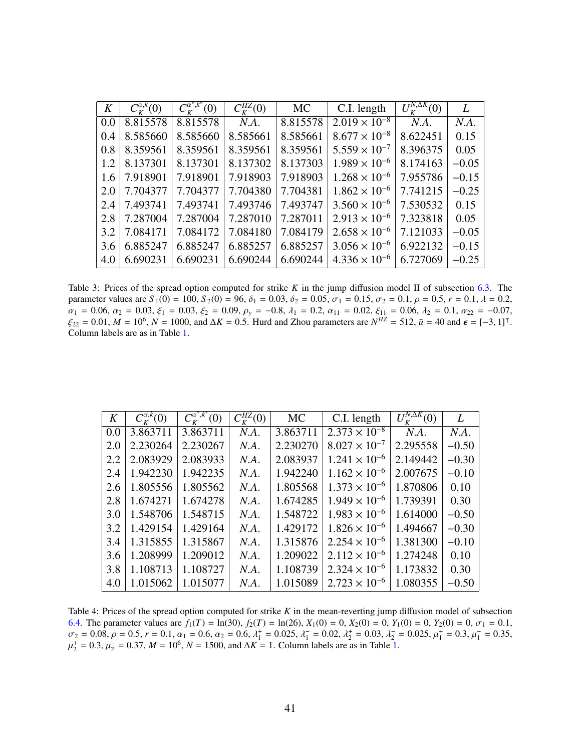| $K$ | $C_K^{\alpha,k}(0)$ | $C_K^{\alpha^*,k^*}(0)$ | $C_K^{HZ}(0)$ | MC | C.I. length | $U_K^{N,\Delta K}(0)$ | $L$ |
|---|---|---|---|---|---|---|---|
| 0.0 | 8.815578 | 8.815578 | *N.A.* | 8.815578 | $2.019 \times 10^{-8}$ | *N.A.* | *N.A.* |
| 0.4 | 8.585660 | 8.585660 | 8.585661 | 8.585661 | $8.677 \times 10^{-8}$ | 8.622451 | 0.15 |
| 0.8 | 8.359561 | 8.359561 | 8.359561 | 8.359561 | $5.559 \times 10^{-7}$ | 8.396375 | 0.05 |
| 1.2 | 8.137301 | 8.137301 | 8.137302 | 8.137303 | $1.989 \times 10^{-6}$ | 8.174163 | $-0.05$ |
| 1.6 | 7.918901 | 7.918901 | 7.918903 | 7.918903 | $1.268 \times 10^{-6}$ | 7.955786 | $-0.15$ |
| 2.0 | 7.704377 | 7.704377 | 7.704380 | 7.704381 | $1.862 \times 10^{-6}$ | 7.741215 | $-0.25$ |
| 2.4 | 7.493741 | 7.493741 | 7.493746 | 7.493747 | $3.560 \times 10^{-6}$ | 7.530532 | 0.15 |
| 2.8 | 7.287004 | 7.287004 | 7.287010 | 7.287011 | $2.913 \times 10^{-6}$ | 7.323818 | 0.05 |
| 3.2 | 7.084171 | 7.084172 | 7.084180 | 7.084179 | $2.658 \times 10^{-6}$ | 7.121033 | $-0.05$ |
| 3.6 | 6.885247 | 6.885247 | 6.885257 | 6.885257 | $3.056 \times 10^{-6}$ | 6.922132 | $-0.15$ |
| 4.0 | 6.690231 | 6.690231 | 6.690244 | 6.690244 | $4.336 \times 10^{-6}$ | 6.727069 | $-0.25$ |

Table 3: Prices of the spread option computed for strike $K$ in the jump diffusion model II of subsection 6.3. The parameter values are $S_1(0) = 100$, $S_2(0) = 96$, $\delta_1 = 0.03$, $\delta_2 = 0.05$, $\sigma_1 = 0.15$, $\sigma_2 = 0.1$, $\rho = 0.5$, $r = 0.1$, $\lambda = 0.2$, $\alpha_1 = 0.06$, $\alpha_2 = 0.03$, $\xi_1 = 0.03$, $\xi_2 = 0.09$, $\rho_y = -0.8$, $\lambda_1 = 0.2$, $\alpha_{11} = 0.02$, $\xi_{11} = 0.06$, $\lambda_2 = 0.1$, $\alpha_{22} = -0.07$, $\xi_{22} = 0.01$, $M = 10^6$, $N = 1000$, and $\Delta K = 0.5$. Hurd and Zhou parameters are $N^{HZ} = 512$, $\bar{u} = 40$ and $\boldsymbol{\epsilon} = [-3, 1]^\intercal$. Column labels are as in Table 1.

| $K$ | $C_K^{\alpha,k}(0)$ | $C_K^{\alpha^*,k^*}(0)$ | $C_K^{HZ}(0)$ | MC | C.I. length | $U_K^{N,\Delta K}(0)$ | $L$ |
|---|---|---|---|---|---|---|---|
| 0.0 | 3.863711 | 3.863711 | *N.A.* | 3.863711 | $2.373 \times 10^{-8}$ | *N.A.* | *N.A.* |
| 2.0 | 2.230264 | 2.230267 | *N.A.* | 2.230270 | $8.027 \times 10^{-7}$ | 2.295558 | $-0.50$ |
| 2.2 | 2.083929 | 2.083933 | *N.A.* | 2.083937 | $1.241 \times 10^{-6}$ | 2.149442 | $-0.30$ |
| 2.4 | 1.942230 | 1.942235 | *N.A.* | 1.942240 | $1.162 \times 10^{-6}$ | 2.007675 | $-0.10$ |
| 2.6 | 1.805556 | 1.805562 | *N.A.* | 1.805568 | $1.373 \times 10^{-6}$ | 1.870806 | 0.10 |
| 2.8 | 1.674271 | 1.674278 | *N.A.* | 1.674285 | $1.949 \times 10^{-6}$ | 1.739391 | 0.30 |
| 3.0 | 1.548706 | 1.548715 | *N.A.* | 1.548722 | $1.983 \times 10^{-6}$ | 1.614000 | $-0.50$ |
| 3.2 | 1.429154 | 1.429164 | *N.A.* | 1.429172 | $1.826 \times 10^{-6}$ | 1.494667 | $-0.30$ |
| 3.4 | 1.315855 | 1.315867 | *N.A.* | 1.315876 | $2.254 \times 10^{-6}$ | 1.381300 | $-0.10$ |
| 3.6 | 1.208999 | 1.209012 | *N.A.* | 1.209022 | $2.112 \times 10^{-6}$ | 1.274248 | 0.10 |
| 3.8 | 1.108713 | 1.108727 | *N.A.* | 1.108739 | $2.324 \times 10^{-6}$ | 1.173832 | 0.30 |
| 4.0 | 1.015062 | 1.015077 | *N.A.* | 1.015089 | $2.723 \times 10^{-6}$ | 1.080355 | $-0.50$ |

Table 4: Prices of the spread option computed for strike $K$ in the mean-reverting jump diffusion model of subsection 6.4. The parameter values are $f_1(T) = \ln(30)$, $f_2(T) = \ln(26)$, $X_1(0) = 0$, $X_2(0) = 0$, $Y_1(0) = 0$, $Y_2(0) = 0$, $\sigma_1 = 0.1$, $\sigma_2 = 0.08$, $\rho = 0.5$, $r = 0.1$, $\alpha_1 = 0.6$, $\alpha_2 = 0.6$, $\lambda_1^+ = 0.025$, $\lambda_1^- = 0.02$, $\lambda_2^+ = 0.03$, $\lambda_2^- = 0.025$, $\mu_1^+ = 0.3$, $\mu_1^- = 0.35$, $\mu_2^+ = 0.3$, $\mu_2^- = 0.37$, $M = 10^6$, $N = 1500$, and $\Delta K = 1$. Column labels are as in Table 1.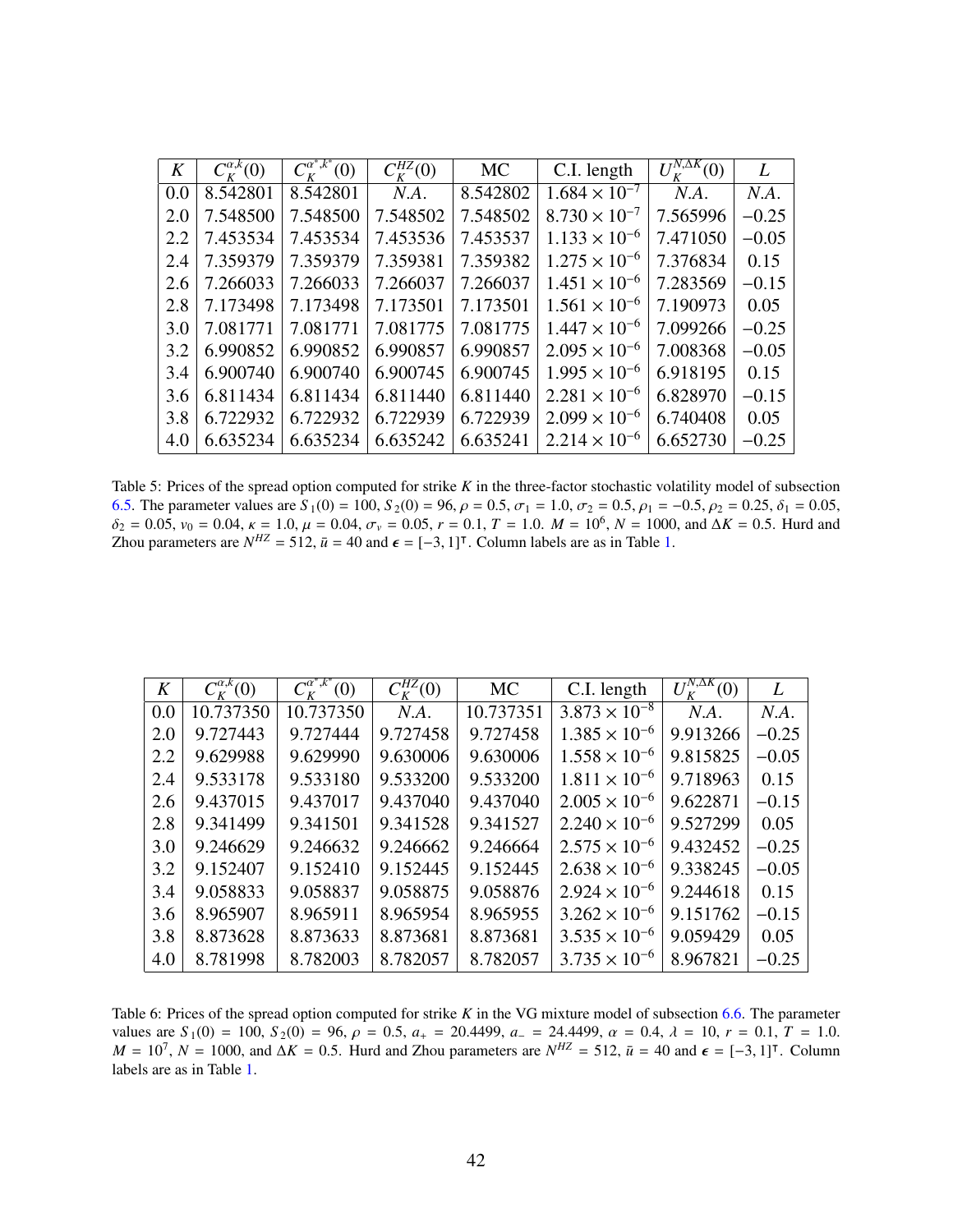| $K$ | $C_K^{\alpha,k}(0)$ | $C_K^{\alpha^*,k^*}(0)$ | $C_K^{HZ}(0)$ | MC | C.I. length | $U_K^{N,\Delta K}(0)$ | $L$ |
|---|---|---|---|---|---|---|---|
| 0.0 | 8.542801 | 8.542801 | *N.A.* | 8.542802 | $1.684 \times 10^{-7}$ | *N.A.* | *N.A.* |
| 2.0 | 7.548500 | 7.548500 | 7.548502 | 7.548502 | $8.730 \times 10^{-7}$ | 7.565996 | $-0.25$ |
| 2.2 | 7.453534 | 7.453534 | 7.453536 | 7.453537 | $1.133 \times 10^{-6}$ | 7.471050 | $-0.05$ |
| 2.4 | 7.359379 | 7.359379 | 7.359381 | 7.359382 | $1.275 \times 10^{-6}$ | 7.376834 | 0.15 |
| 2.6 | 7.266033 | 7.266033 | 7.266037 | 7.266037 | $1.451 \times 10^{-6}$ | 7.283569 | $-0.15$ |
| 2.8 | 7.173498 | 7.173498 | 7.173501 | 7.173501 | $1.561 \times 10^{-6}$ | 7.190973 | 0.05 |
| 3.0 | 7.081771 | 7.081771 | 7.081775 | 7.081775 | $1.447 \times 10^{-6}$ | 7.099266 | $-0.25$ |
| 3.2 | 6.990852 | 6.990852 | 6.990857 | 6.990857 | $2.095 \times 10^{-6}$ | 7.008368 | $-0.05$ |
| 3.4 | 6.900740 | 6.900740 | 6.900745 | 6.900745 | $1.995 \times 10^{-6}$ | 6.918195 | 0.15 |
| 3.6 | 6.811434 | 6.811434 | 6.811440 | 6.811440 | $2.281 \times 10^{-6}$ | 6.828970 | $-0.15$ |
| 3.8 | 6.722932 | 6.722932 | 6.722939 | 6.722939 | $2.099 \times 10^{-6}$ | 6.740408 | 0.05 |
| 4.0 | 6.635234 | 6.635234 | 6.635242 | 6.635241 | $2.214 \times 10^{-6}$ | 6.652730 | $-0.25$ |

Table 5: Prices of the spread option computed for strike $K$ in the three-factor stochastic volatility model of subsection 6.5. The parameter values are $S_1(0) = 100$, $S_2(0) = 96$, $\rho = 0.5$, $\sigma_1 = 1.0$, $\sigma_2 = 0.5$, $\rho_1 = -0.5$, $\rho_2 = 0.25$, $\delta_1 = 0.05$, $\delta_2 = 0.05$, $v_0 = 0.04$, $\kappa = 1.0$, $\mu = 0.04$, $\sigma_v = 0.05$, $r = 0.1$, $T = 1.0$. $M = 10^6$, $N = 1000$, and $\Delta K = 0.5$. Hurd and Zhou parameters are $N^{HZ} = 512$, $\bar{u} = 40$ and $\boldsymbol{\epsilon} = [-3, 1]^\intercal$. Column labels are as in Table 1.

| $K$ | $C_K^{\alpha,k}(0)$ | $C_K^{\alpha^*,k^*}(0)$ | $C_K^{HZ}(0)$ | MC | C.I. length | $U_K^{N,\Delta K}(0)$ | $L$ |
|---|---|---|---|---|---|---|---|
| 0.0 | 10.737350 | 10.737350 | *N.A.* | 10.737351 | $3.873 \times 10^{-8}$ | *N.A.* | *N.A.* |
| 2.0 | 9.727443 | 9.727444 | 9.727458 | 9.727458 | $1.385 \times 10^{-6}$ | 9.913266 | $-0.25$ |
| 2.2 | 9.629988 | 9.629990 | 9.630006 | 9.630006 | $1.558 \times 10^{-6}$ | 9.815825 | $-0.05$ |
| 2.4 | 9.533178 | 9.533180 | 9.533200 | 9.533200 | $1.811 \times 10^{-6}$ | 9.718963 | 0.15 |
| 2.6 | 9.437015 | 9.437017 | 9.437040 | 9.437040 | $2.005 \times 10^{-6}$ | 9.622871 | $-0.15$ |
| 2.8 | 9.341499 | 9.341501 | 9.341528 | 9.341527 | $2.240 \times 10^{-6}$ | 9.527299 | 0.05 |
| 3.0 | 9.246629 | 9.246632 | 9.246662 | 9.246664 | $2.575 \times 10^{-6}$ | 9.432452 | $-0.25$ |
| 3.2 | 9.152407 | 9.152410 | 9.152445 | 9.152445 | $2.638 \times 10^{-6}$ | 9.338245 | $-0.05$ |
| 3.4 | 9.058833 | 9.058837 | 9.058875 | 9.058876 | $2.924 \times 10^{-6}$ | 9.244618 | 0.15 |
| 3.6 | 8.965907 | 8.965911 | 8.965954 | 8.965955 | $3.262 \times 10^{-6}$ | 9.151762 | $-0.15$ |
| 3.8 | 8.873628 | 8.873633 | 8.873681 | 8.873681 | $3.535 \times 10^{-6}$ | 9.059429 | 0.05 |
| 4.0 | 8.781998 | 8.782003 | 8.782057 | 8.782057 | $3.735 \times 10^{-6}$ | 8.967821 | $-0.25$ |

Table 6: Prices of the spread option computed for strike $K$ in the VG mixture model of subsection 6.6. The parameter values are $S_1(0) = 100$, $S_2(0) = 96$, $\rho = 0.5$, $a_+ = 20.4499$, $a_- = 24.4499$, $\alpha = 0.4$, $\lambda = 10$, $r = 0.1$, $T = 1.0$. $M = 10^7$, $N = 1000$, and $\Delta K = 0.5$. Hurd and Zhou parameters are $N^{HZ} = 512$, $\bar{u} = 40$ and $\boldsymbol{\epsilon} = [-3, 1]^\intercal$. Column labels are as in Table 1.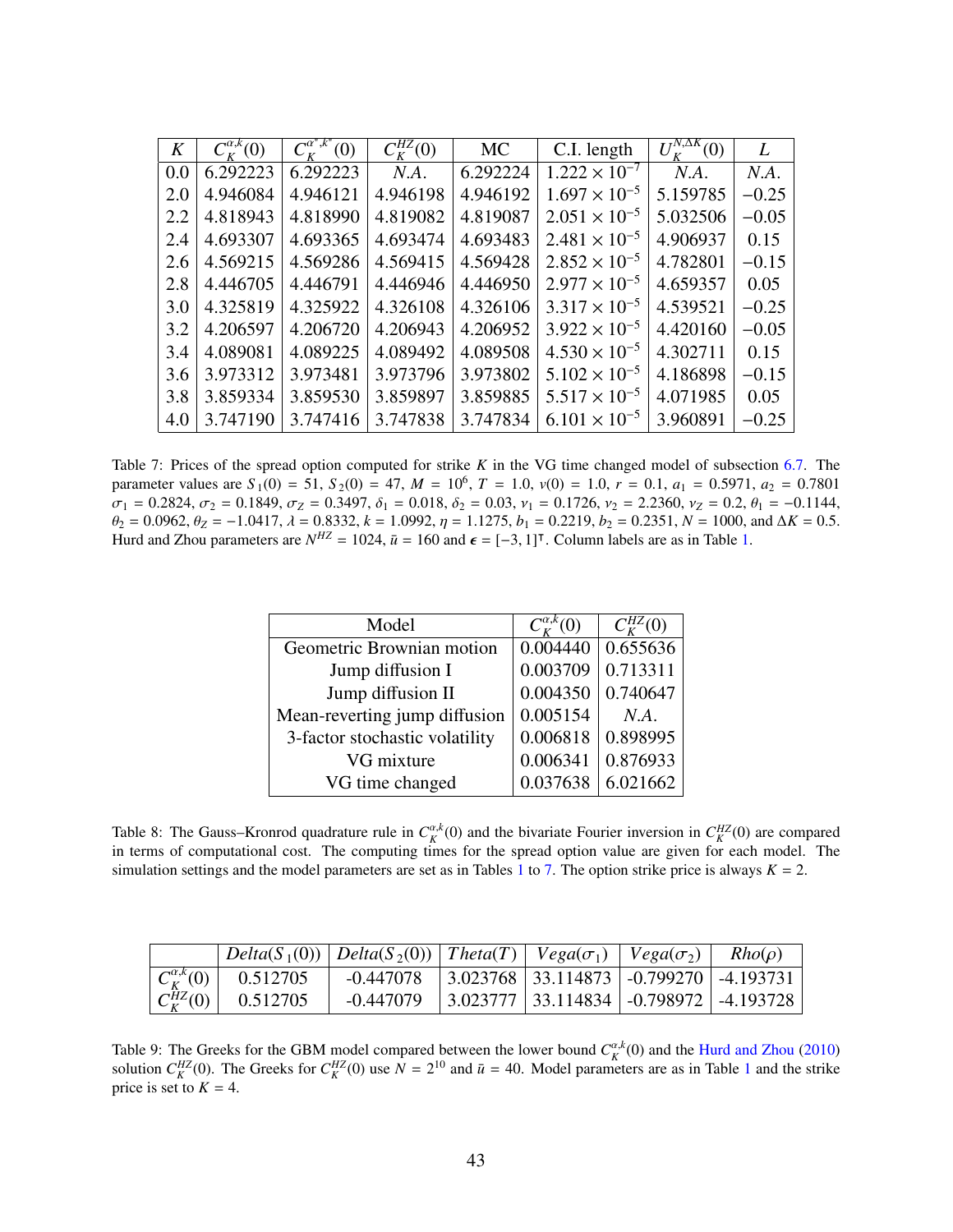| $K$ | $C_K^{\alpha,k}(0)$ | $C_K^{\alpha^*,k^*}(0)$ | $C_K^{HZ}(0)$ | MC | C.I. length | $U_K^{N,\Delta K}(0)$ | $L$ |
|---|---|---|---|---|---|---|---|
| 0.0 | 6.292223 | 6.292223 | *N.A.* | 6.292224 | $1.222 \times 10^{-7}$ | *N.A.* | *N.A.* |
| 2.0 | 4.946084 | 4.946121 | 4.946198 | 4.946192 | $1.697 \times 10^{-5}$ | 5.159785 | $-0.25$ |
| 2.2 | 4.818943 | 4.818990 | 4.819082 | 4.819087 | $2.051 \times 10^{-5}$ | 5.032506 | $-0.05$ |
| 2.4 | 4.693307 | 4.693365 | 4.693474 | 4.693483 | $2.481 \times 10^{-5}$ | 4.906937 | $0.15$ |
| 2.6 | 4.569215 | 4.569286 | 4.569415 | 4.569428 | $2.852 \times 10^{-5}$ | 4.782801 | $-0.15$ |
| 2.8 | 4.446705 | 4.446791 | 4.446946 | 4.446950 | $2.977 \times 10^{-5}$ | 4.659357 | $0.05$ |
| 3.0 | 4.325819 | 4.325922 | 4.326108 | 4.326106 | $3.317 \times 10^{-5}$ | 4.539521 | $-0.25$ |
| 3.2 | 4.206597 | 4.206720 | 4.206943 | 4.206952 | $3.922 \times 10^{-5}$ | 4.420160 | $-0.05$ |
| 3.4 | 4.089081 | 4.089225 | 4.089492 | 4.089508 | $4.530 \times 10^{-5}$ | 4.302711 | $0.15$ |
| 3.6 | 3.973312 | 3.973481 | 3.973796 | 3.973802 | $5.102 \times 10^{-5}$ | 4.186898 | $-0.15$ |
| 3.8 | 3.859334 | 3.859530 | 3.859897 | 3.859885 | $5.517 \times 10^{-5}$ | 4.071985 | $0.05$ |
| 4.0 | 3.747190 | 3.747416 | 3.747838 | 3.747834 | $6.101 \times 10^{-5}$ | 3.960891 | $-0.25$ |

Table 7: Prices of the spread option computed for strike $K$ in the VG time changed model of subsection 6.7. The parameter values are $S_1(0) = 51$, $S_2(0) = 47$, $M = 10^6$, $T = 1.0$, $\nu(0) = 1.0$, $r = 0.1$, $a_1 = 0.5971$, $a_2 = 0.7801$ $\sigma_1 = 0.2824$, $\sigma_2 = 0.1849$, $\sigma_Z = 0.3497$, $\delta_1 = 0.018$, $\delta_2 = 0.03$, $\nu_1 = 0.1726$, $\nu_2 = 2.2360$, $\nu_Z = 0.2$, $\theta_1 = -0.1144$, $\theta_2 = 0.0962$, $\theta_Z = -1.0417$, $\lambda = 0.8332$, $k = 1.0992$, $\eta = 1.1275$, $b_1 = 0.2219$, $b_2 = 0.2351$, $N = 1000$, and $\Delta K = 0.5$. Hurd and Zhou parameters are $N^{HZ} = 1024$, $\bar{u} = 160$ and $\boldsymbol{\epsilon} = [-3, 1]^\intercal$. Column labels are as in Table 1.

| Model | $C_K^{\alpha,k}(0)$ | $C_K^{HZ}(0)$ |
|---|---|---|
| Geometric Brownian motion | 0.004440 | 0.655636 |
| Jump diffusion I | 0.003709 | 0.713311 |
| Jump diffusion II | 0.004350 | 0.740647 |
| Mean-reverting jump diffusion | 0.005154 | *N.A.* |
| 3-factor stochastic volatility | 0.006818 | 0.898995 |
| VG mixture | 0.006341 | 0.876933 |
| VG time changed | 0.037638 | 6.021662 |

Table 8: The Gauss–Kronrod quadrature rule in $C_K^{\alpha,k}(0)$ and the bivariate Fourier inversion in $C_K^{HZ}(0)$ are compared in terms of computational cost. The computing times for the spread option value are given for each model. The simulation settings and the model parameters are set as in Tables 1 to 7. The option strike price is always $K = 2$.

| | $Delta(S_1(0))$ | $Delta(S_2(0))$ | $Theta(T)$ | $Vega(\sigma_1)$ | $Vega(\sigma_2)$ | $Rho(\rho)$ |
|---|---|---|---|---|---|---|
| $C_K^{\alpha,k}(0)$ | 0.512705 | -0.447078 | 3.023768 | 33.114873 | -0.799270 | -4.193731 |
| $C_K^{HZ}(0)$ | 0.512705 | -0.447079 | 3.023777 | 33.114834 | -0.798972 | -4.193728 |

Table 9: The Greeks for the GBM model compared between the lower bound $C_K^{\alpha,k}(0)$ and the Hurd and Zhou (2010) solution $C_K^{HZ}(0)$. The Greeks for $C_K^{HZ}(0)$ use $N = 2^{10}$ and $\bar{u} = 40$. Model parameters are as in Table 1 and the strike price is set to $K = 4$.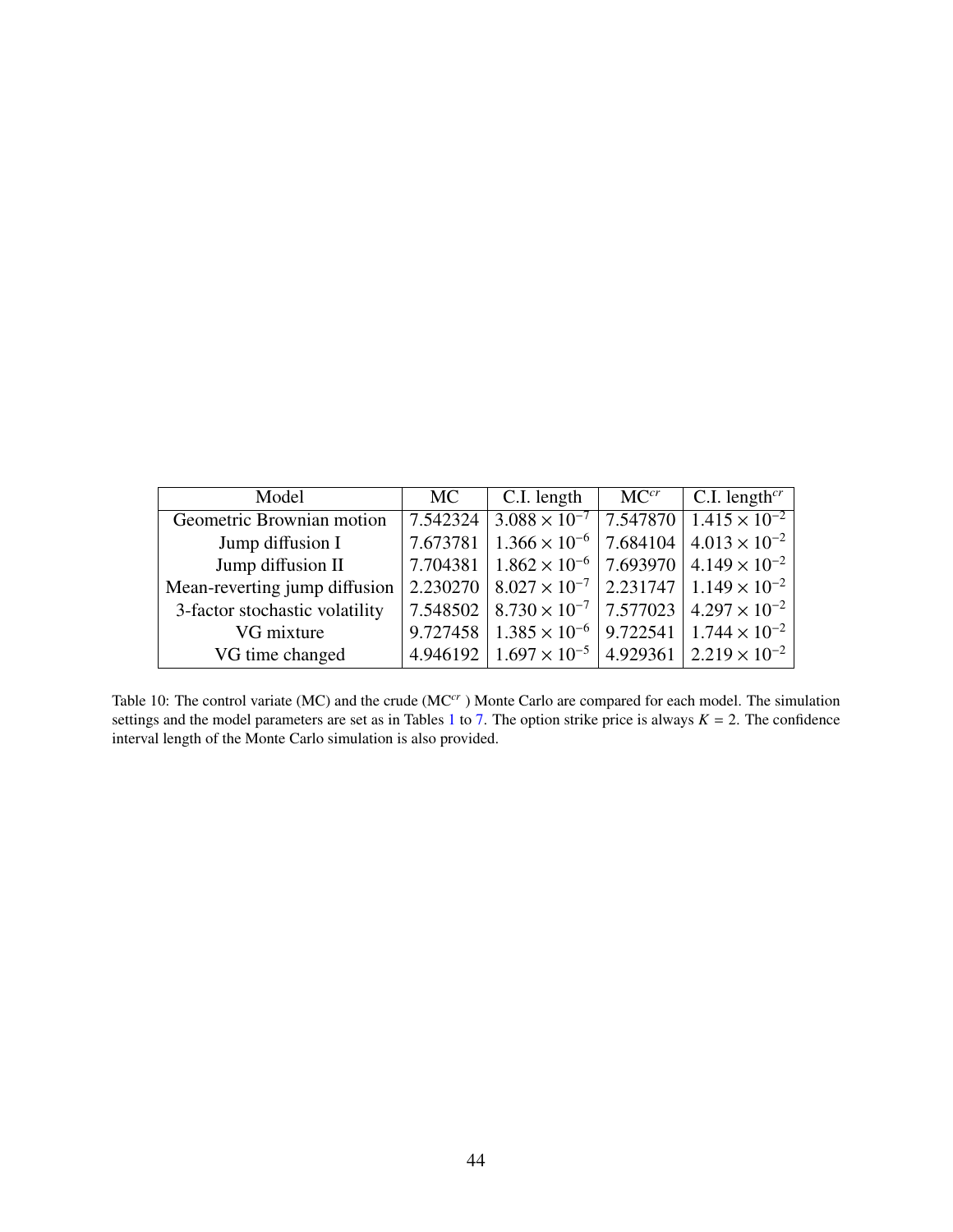| Model | MC | C.I. length | MC$^{cr}$ | C.I. length$^{cr}$ |
|---|---|---|---|---|
| Geometric Brownian motion | 7.542324 | $3.088 \times 10^{-7}$ | 7.547870 | $1.415 \times 10^{-2}$ |
| Jump diffusion I | 7.673781 | $1.366 \times 10^{-6}$ | 7.684104 | $4.013 \times 10^{-2}$ |
| Jump diffusion II | 7.704381 | $1.862 \times 10^{-6}$ | 7.693970 | $4.149 \times 10^{-2}$ |
| Mean-reverting jump diffusion | 2.230270 | $8.027 \times 10^{-7}$ | 2.231747 | $1.149 \times 10^{-2}$ |
| 3-factor stochastic volatility | 7.548502 | $8.730 \times 10^{-7}$ | 7.577023 | $4.297 \times 10^{-2}$ |
| VG mixture | 9.727458 | $1.385 \times 10^{-6}$ | 9.722541 | $1.744 \times 10^{-2}$ |
| VG time changed | 4.946192 | $1.697 \times 10^{-5}$ | 4.929361 | $2.219 \times 10^{-2}$ |

Table 10: The control variate (MC) and the crude (MC$^{cr}$ ) Monte Carlo are compared for each model. The simulation settings and the model parameters are set as in Tables 1 to 7. The option strike price is always $K = 2$. The confidence interval length of the Monte Carlo simulation is also provided.